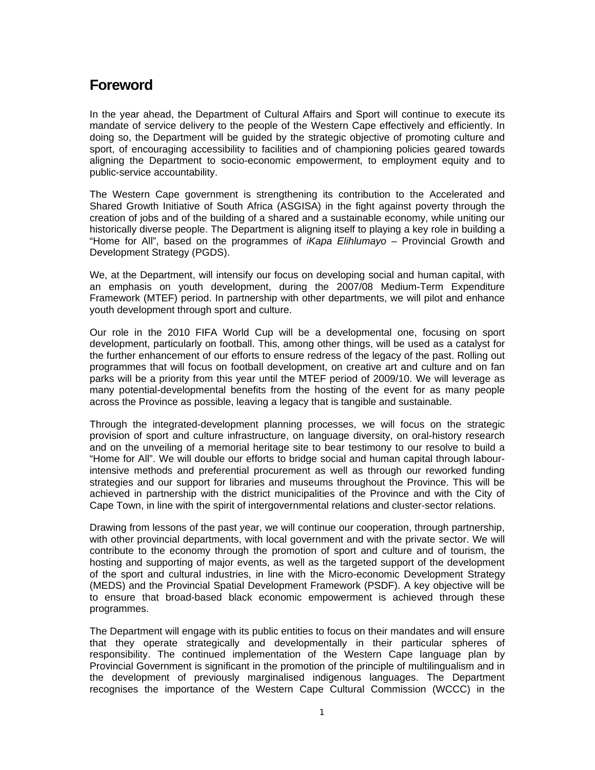# Foreword

In the year ahead, the Department of Cultural Affairs and Sport will continue to execute its mandate of service delivery to the people of the Western Cape effectively and efficiently. In doing so, the Department will be guided by the strategic objective of promoting culture and sport, of encouraging accessibility to facilities and of championing policies geared towards aligning the Department to socio-economic empowerment, to employment equity and to public-service accountability.

The Western Cape government is strengthening its contribution to the Accelerated and Shared Growth Initiative of South Africa (ASGISA) in the fight against poverty through the creation of jobs and of the building of a shared and a sustainable economy, while uniting our historically diverse people. The Department is aligning itself to playing a key role in building a "Home for All", based on the programmes of *iKapa Elihlumayo* – Provincial Growth and Development Strategy (PGDS).

We, at the Department, will intensify our focus on developing social and human capital, with an emphasis on youth development, during the 2007/08 Medium-Term Expenditure Framework (MTEF) period. In partnership with other departments, we will pilot and enhance youth development through sport and culture.

Our role in the 2010 FIFA World Cup will be a developmental one, focusing on sport development, particularly on football. This, among other things, will be used as a catalyst for the further enhancement of our efforts to ensure redress of the legacy of the past. Rolling out programmes that will focus on football development, on creative art and culture and on fan parks will be a priority from this year until the MTEF period of 2009/10. We will leverage as many potential-developmental benefits from the hosting of the event for as many people across the Province as possible, leaving a legacy that is tangible and sustainable.

Through the integrated-development planning processes, we will focus on the strategic provision of sport and culture infrastructure, on language diversity, on oral-history research and on the unveiling of a memorial heritage site to bear testimony to our resolve to build a "Home for All". We will double our efforts to bridge social and human capital through labour-intensive methods and preferential procurement as well as through our reworked funding strategies and our support for libraries and museums throughout the Province. This will be achieved in partnership with the district municipalities of the Province and with the City of Cape Town, in line with the spirit of intergovernmental relations and cluster-sector relations.

Drawing from lessons of the past year, we will continue our cooperation, through partnership, with other provincial departments, with local government and with the private sector. We will contribute to the economy through the promotion of sport and culture and of tourism, the hosting and supporting of major events, as well as the targeted support of the development of the sport and cultural industries, in line with the Micro-economic Development Strategy (MEDS) and the Provincial Spatial Development Framework (PSDF). A key objective will be to ensure that broad-based black economic empowerment is achieved through these programmes.

The Department will engage with its public entities to focus on their mandates and will ensure that they operate strategically and developmentally in their particular spheres of responsibility. The continued implementation of the Western Cape language plan by Provincial Government is significant in the promotion of the principle of multilingualism and in the development of previously marginalised indigenous languages. The Department recognises the importance of the Western Cape Cultural Commission (WCCC) in the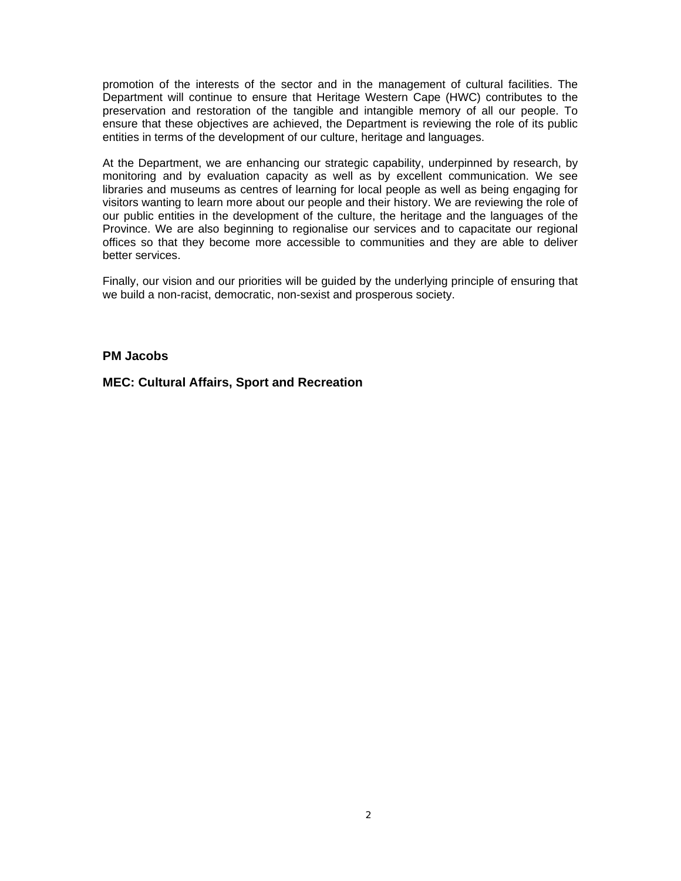promotion of the interests of the sector and in the management of cultural facilities. The Department will continue to ensure that Heritage Western Cape (HWC) contributes to the preservation and restoration of the tangible and intangible memory of all our people. To ensure that these objectives are achieved, the Department is reviewing the role of its public entities in terms of the development of our culture, heritage and languages.

At the Department, we are enhancing our strategic capability, underpinned by research, by monitoring and by evaluation capacity as well as by excellent communication. We see libraries and museums as centres of learning for local people as well as being engaging for visitors wanting to learn more about our people and their history. We are reviewing the role of our public entities in the development of the culture, the heritage and the languages of the Province. We are also beginning to regionalise our services and to capacitate our regional offices so that they become more accessible to communities and they are able to deliver better services.

Finally, our vision and our priorities will be guided by the underlying principle of ensuring that we build a non-racist, democratic, non-sexist and prosperous society.

**PM Jacobs**

**MEC: Cultural Affairs, Sport and Recreation**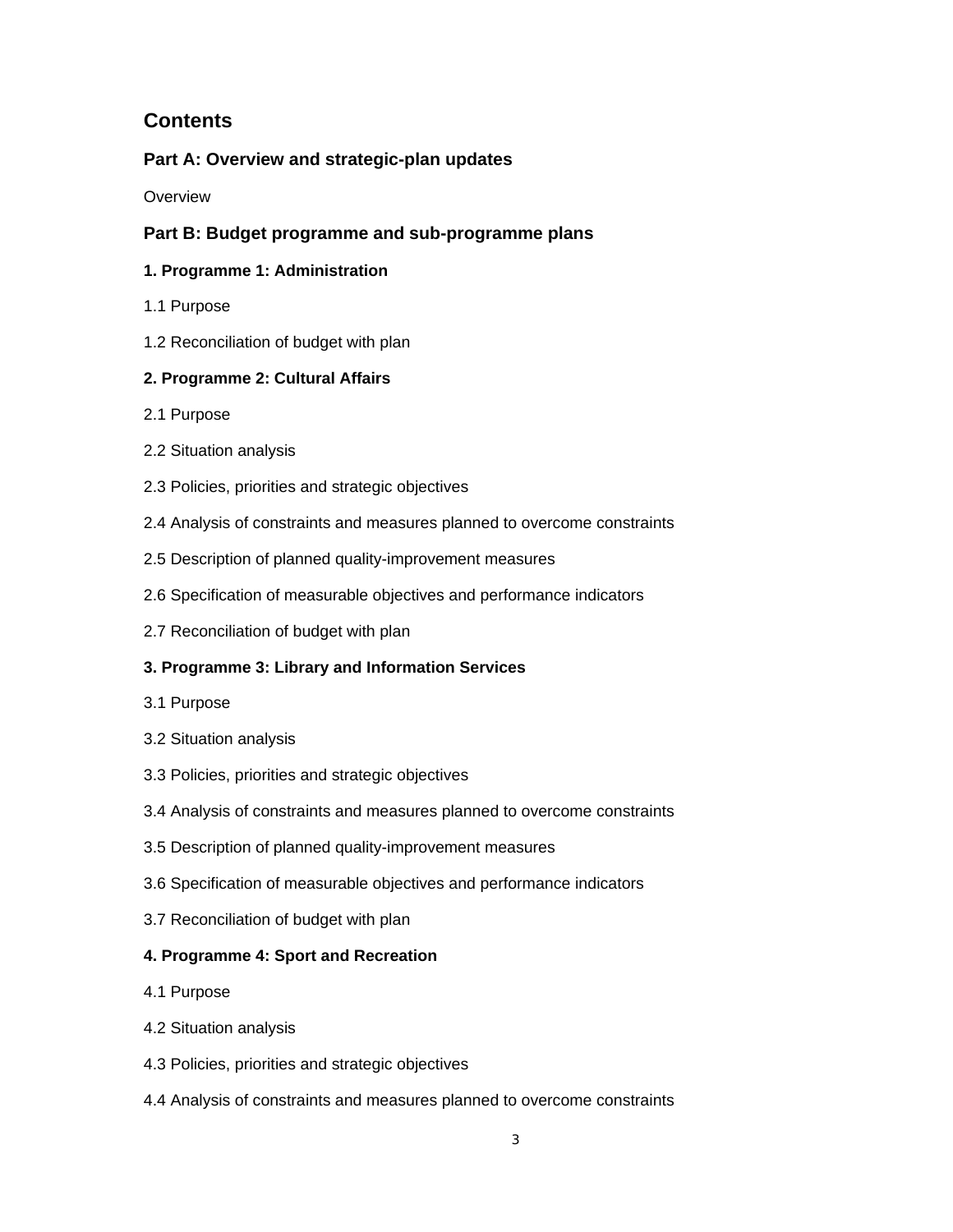# Contents

## Part A: Overview and strategic-plan updates

Overview

## Part B: Budget programme and sub-programme plans

### 1. Programme 1: Administration

1.1 Purpose

1.2 Reconciliation of budget with plan

### 2. Programme 2: Cultural Affairs

2.1 Purpose

2.2 Situation analysis

2.3 Policies, priorities and strategic objectives

2.4 Analysis of constraints and measures planned to overcome constraints

2.5 Description of planned quality-improvement measures

2.6 Specification of measurable objectives and performance indicators

2.7 Reconciliation of budget with plan

### 3. Programme 3: Library and Information Services

3.1 Purpose

3.2 Situation analysis

3.3 Policies, priorities and strategic objectives

3.4 Analysis of constraints and measures planned to overcome constraints

3.5 Description of planned quality-improvement measures

3.6 Specification of measurable objectives and performance indicators

3.7 Reconciliation of budget with plan

### 4. Programme 4: Sport and Recreation

4.1 Purpose

4.2 Situation analysis

4.3 Policies, priorities and strategic objectives

4.4 Analysis of constraints and measures planned to overcome constraints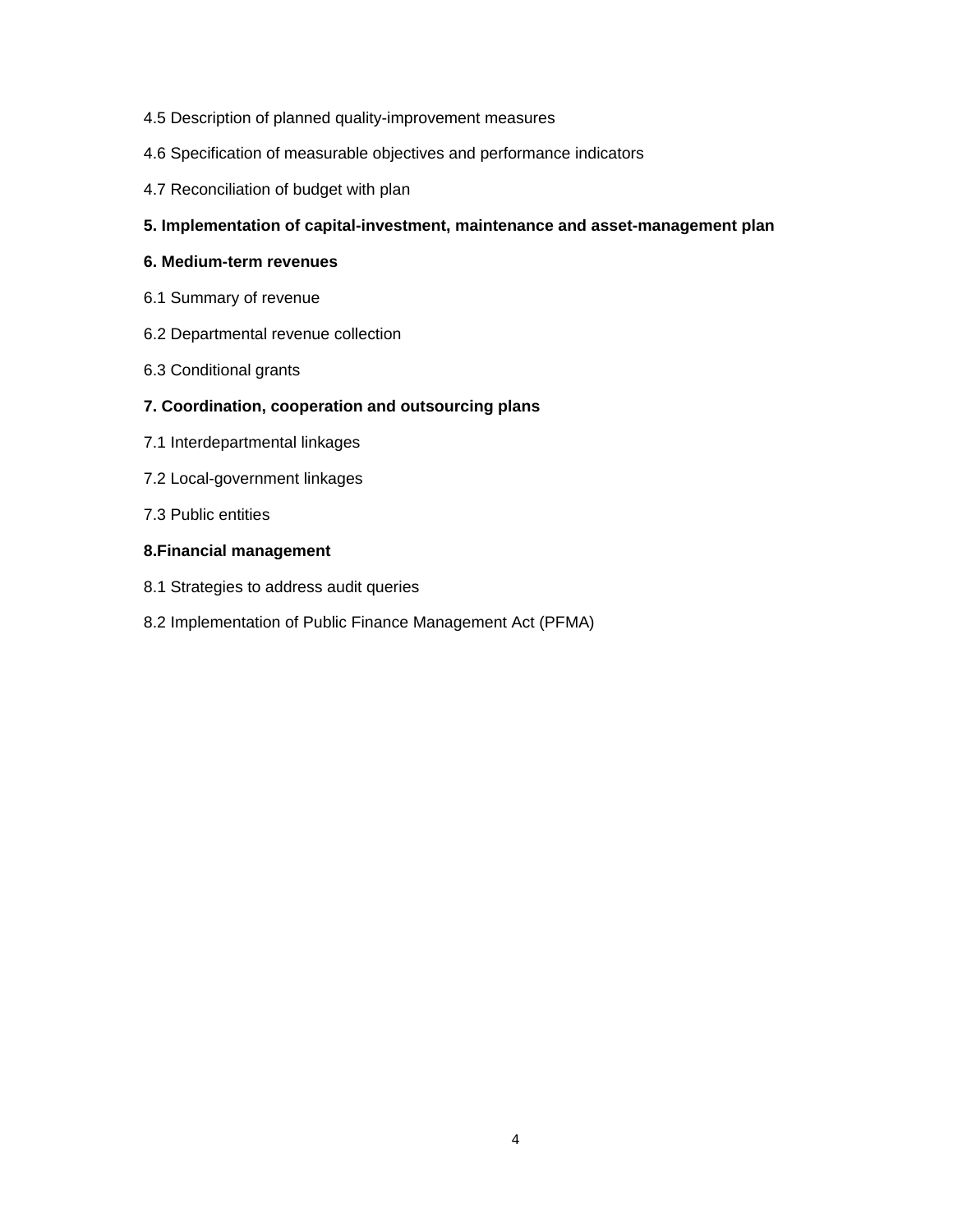4.5 Description of planned quality-improvement measures

4.6 Specification of measurable objectives and performance indicators

4.7 Reconciliation of budget with plan

**5. Implementation of capital-investment, maintenance and asset-management plan**

**6. Medium-term revenues**

6.1 Summary of revenue

6.2 Departmental revenue collection

6.3 Conditional grants

**7. Coordination, cooperation and outsourcing plans**

7.1 Interdepartmental linkages

7.2 Local-government linkages

7.3 Public entities

**8.Financial management**

8.1 Strategies to address audit queries

8.2 Implementation of Public Finance Management Act (PFMA)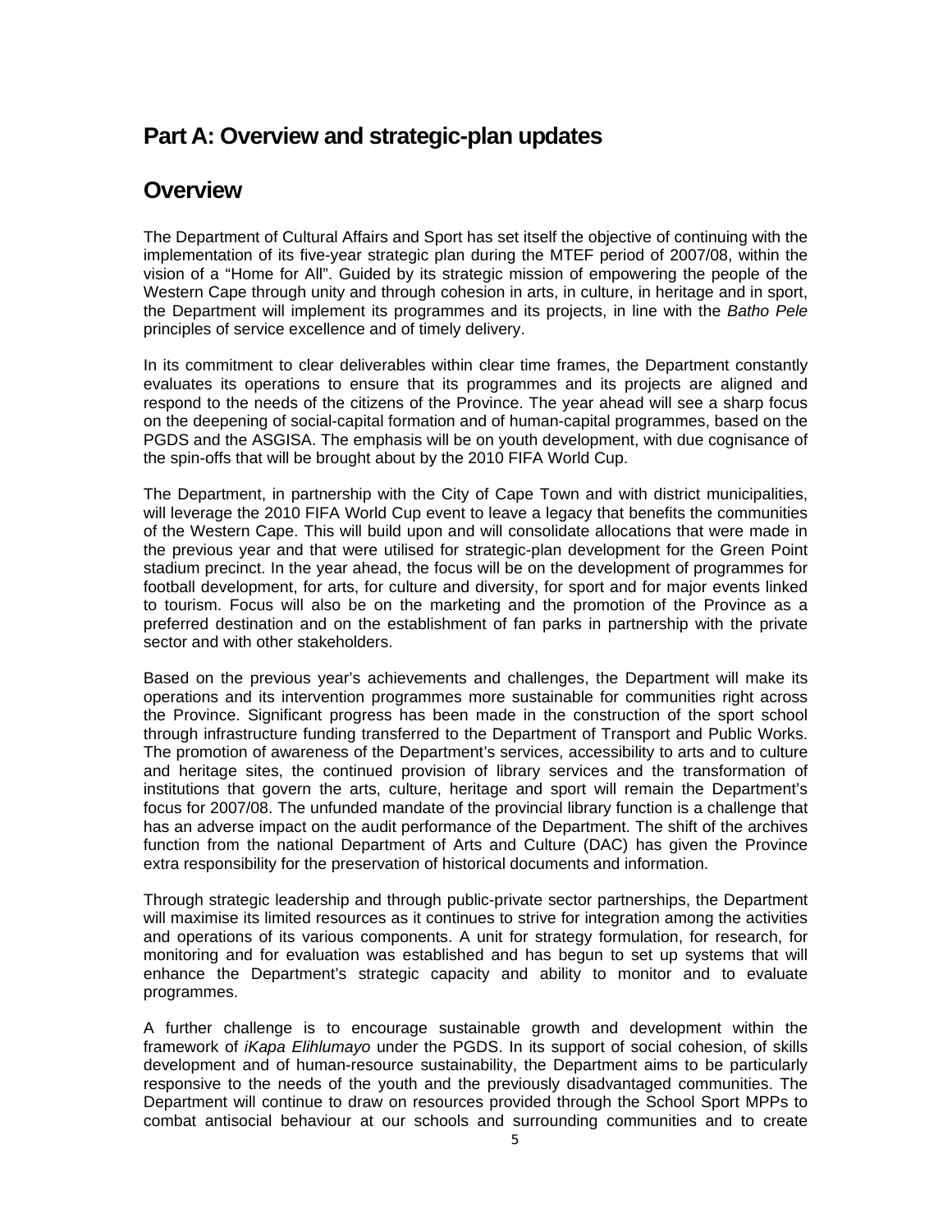# Part A: Overview and strategic-plan updates

## Overview

The Department of Cultural Affairs and Sport has set itself the objective of continuing with the implementation of its five-year strategic plan during the MTEF period of 2007/08, within the vision of a "Home for All". Guided by its strategic mission of empowering the people of the Western Cape through unity and through cohesion in arts, in culture, in heritage and in sport, the Department will implement its programmes and its projects, in line with the *Batho Pele* principles of service excellence and of timely delivery.

In its commitment to clear deliverables within clear time frames, the Department constantly evaluates its operations to ensure that its programmes and its projects are aligned and respond to the needs of the citizens of the Province. The year ahead will see a sharp focus on the deepening of social-capital formation and of human-capital programmes, based on the PGDS and the ASGISA. The emphasis will be on youth development, with due cognisance of the spin-offs that will be brought about by the 2010 FIFA World Cup.

The Department, in partnership with the City of Cape Town and with district municipalities, will leverage the 2010 FIFA World Cup event to leave a legacy that benefits the communities of the Western Cape. This will build upon and will consolidate allocations that were made in the previous year and that were utilised for strategic-plan development for the Green Point stadium precinct. In the year ahead, the focus will be on the development of programmes for football development, for arts, for culture and diversity, for sport and for major events linked to tourism. Focus will also be on the marketing and the promotion of the Province as a preferred destination and on the establishment of fan parks in partnership with the private sector and with other stakeholders.

Based on the previous year's achievements and challenges, the Department will make its operations and its intervention programmes more sustainable for communities right across the Province. Significant progress has been made in the construction of the sport school through infrastructure funding transferred to the Department of Transport and Public Works. The promotion of awareness of the Department's services, accessibility to arts and to culture and heritage sites, the continued provision of library services and the transformation of institutions that govern the arts, culture, heritage and sport will remain the Department's focus for 2007/08. The unfunded mandate of the provincial library function is a challenge that has an adverse impact on the audit performance of the Department. The shift of the archives function from the national Department of Arts and Culture (DAC) has given the Province extra responsibility for the preservation of historical documents and information.

Through strategic leadership and through public-private sector partnerships, the Department will maximise its limited resources as it continues to strive for integration among the activities and operations of its various components. A unit for strategy formulation, for research, for monitoring and for evaluation was established and has begun to set up systems that will enhance the Department's strategic capacity and ability to monitor and to evaluate programmes.

A further challenge is to encourage sustainable growth and development within the framework of *iKapa Elihlumayo* under the PGDS. In its support of social cohesion, of skills development and of human-resource sustainability, the Department aims to be particularly responsive to the needs of the youth and the previously disadvantaged communities. The Department will continue to draw on resources provided through the School Sport MPPs to combat antisocial behaviour at our schools and surrounding communities and to create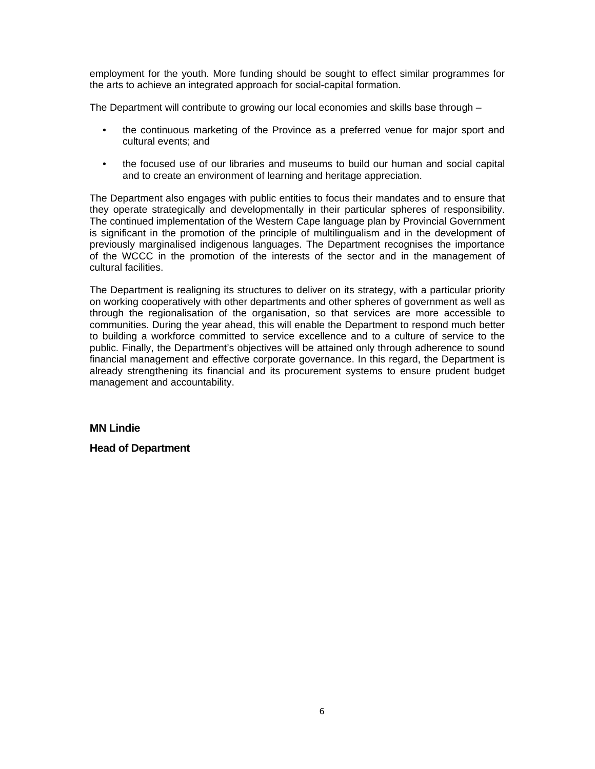employment for the youth. More funding should be sought to effect similar programmes for the arts to achieve an integrated approach for social-capital formation.

The Department will contribute to growing our local economies and skills base through –

- the continuous marketing of the Province as a preferred venue for major sport and cultural events; and
- the focused use of our libraries and museums to build our human and social capital and to create an environment of learning and heritage appreciation.

The Department also engages with public entities to focus their mandates and to ensure that they operate strategically and developmentally in their particular spheres of responsibility. The continued implementation of the Western Cape language plan by Provincial Government is significant in the promotion of the principle of multilingualism and in the development of previously marginalised indigenous languages. The Department recognises the importance of the WCCC in the promotion of the interests of the sector and in the management of cultural facilities.

The Department is realigning its structures to deliver on its strategy, with a particular priority on working cooperatively with other departments and other spheres of government as well as through the regionalisation of the organisation, so that services are more accessible to communities. During the year ahead, this will enable the Department to respond much better to building a workforce committed to service excellence and to a culture of service to the public. Finally, the Department's objectives will be attained only through adherence to sound financial management and effective corporate governance. In this regard, the Department is already strengthening its financial and its procurement systems to ensure prudent budget management and accountability.

**MN Lindie**

**Head of Department**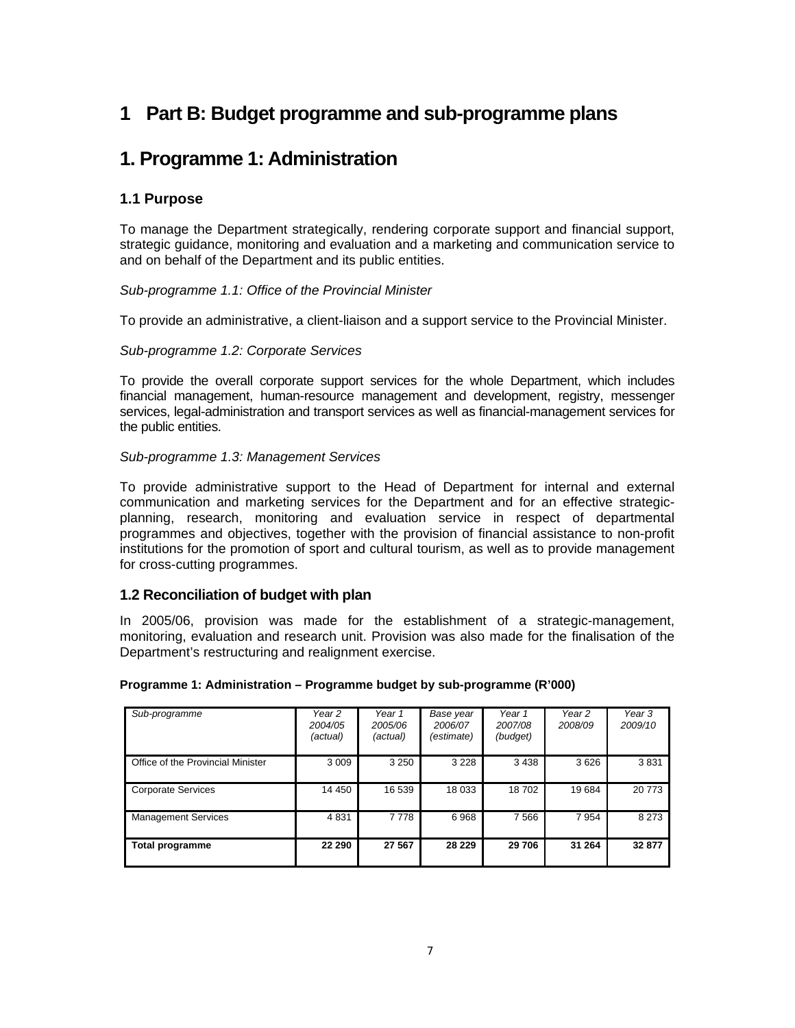# 1 Part B: Budget programme and sub-programme plans

# 1. Programme 1: Administration

## 1.1 Purpose

To manage the Department strategically, rendering corporate support and financial support, strategic guidance, monitoring and evaluation and a marketing and communication service to and on behalf of the Department and its public entities.

*Sub-programme 1.1: Office of the Provincial Minister*

To provide an administrative, a client-liaison and a support service to the Provincial Minister.

*Sub-programme 1.2: Corporate Services*

To provide the overall corporate support services for the whole Department, which includes financial management, human-resource management and development, registry, messenger services, legal-administration and transport services as well as financial-management services for the public entities.

*Sub-programme 1.3: Management Services*

To provide administrative support to the Head of Department for internal and external communication and marketing services for the Department and for an effective strategic-planning, research, monitoring and evaluation service in respect of departmental programmes and objectives, together with the provision of financial assistance to non-profit institutions for the promotion of sport and cultural tourism, as well as to provide management for cross-cutting programmes.

## 1.2 Reconciliation of budget with plan

In 2005/06, provision was made for the establishment of a strategic-management, monitoring, evaluation and research unit. Provision was also made for the finalisation of the Department's restructuring and realignment exercise.

**Programme 1: Administration – Programme budget by sub-programme (R'000)**

| *Sub-programme* | *Year 2 2004/05 (actual)* | *Year 1 2005/06 (actual)* | *Base year 2006/07 (estimate)* | *Year 1 2007/08 (budget)* | *Year 2 2008/09* | *Year 3 2009/10* |
|---|---|---|---|---|---|---|
| Office of the Provincial Minister | 3 009 | 3 250 | 3 228 | 3 438 | 3 626 | 3 831 |
| Corporate Services | 14 450 | 16 539 | 18 033 | 18 702 | 19 684 | 20 773 |
| Management Services | 4 831 | 7 778 | 6 968 | 7 566 | 7 954 | 8 273 |
| **Total programme** | **22 290** | **27 567** | **28 229** | **29 706** | **31 264** | **32 877** |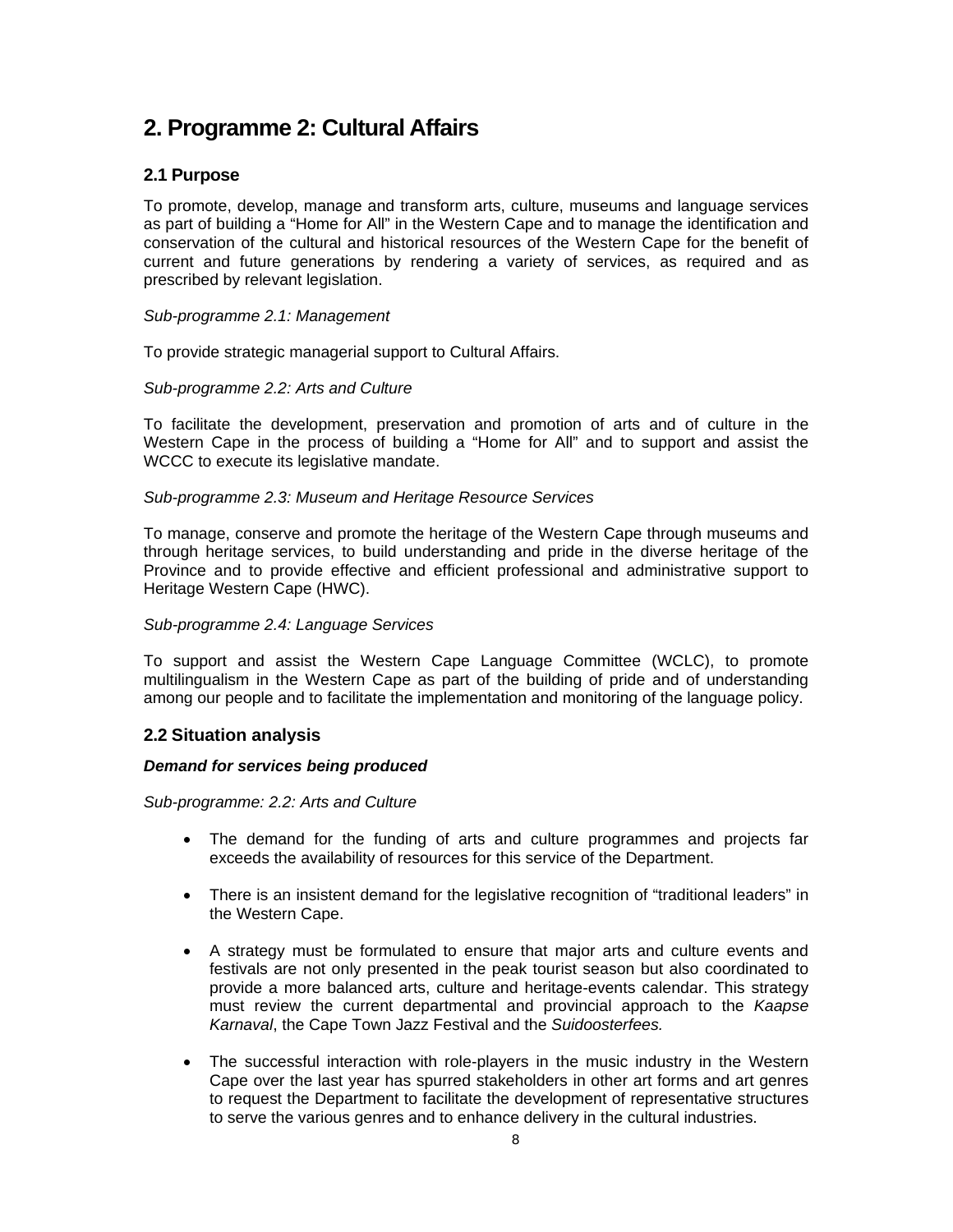# 2. Programme 2: Cultural Affairs

## 2.1 Purpose

To promote, develop, manage and transform arts, culture, museums and language services as part of building a "Home for All" in the Western Cape and to manage the identification and conservation of the cultural and historical resources of the Western Cape for the benefit of current and future generations by rendering a variety of services, as required and as prescribed by relevant legislation.

*Sub-programme 2.1: Management*

To provide strategic managerial support to Cultural Affairs.

*Sub-programme 2.2: Arts and Culture*

To facilitate the development, preservation and promotion of arts and of culture in the Western Cape in the process of building a "Home for All" and to support and assist the WCCC to execute its legislative mandate.

*Sub-programme 2.3: Museum and Heritage Resource Services*

To manage, conserve and promote the heritage of the Western Cape through museums and through heritage services, to build understanding and pride in the diverse heritage of the Province and to provide effective and efficient professional and administrative support to Heritage Western Cape (HWC).

*Sub-programme 2.4: Language Services*

To support and assist the Western Cape Language Committee (WCLC), to promote multilingualism in the Western Cape as part of the building of pride and of understanding among our people and to facilitate the implementation and monitoring of the language policy.

## 2.2 Situation analysis

***Demand for services being produced***

*Sub-programme: 2.2: Arts and Culture*

- The demand for the funding of arts and culture programmes and projects far exceeds the availability of resources for this service of the Department.
- There is an insistent demand for the legislative recognition of "traditional leaders" in the Western Cape.
- A strategy must be formulated to ensure that major arts and culture events and festivals are not only presented in the peak tourist season but also coordinated to provide a more balanced arts, culture and heritage-events calendar. This strategy must review the current departmental and provincial approach to the *Kaapse Karnaval*, the Cape Town Jazz Festival and the *Suidoosterfees.*
- The successful interaction with role-players in the music industry in the Western Cape over the last year has spurred stakeholders in other art forms and art genres to request the Department to facilitate the development of representative structures to serve the various genres and to enhance delivery in the cultural industries.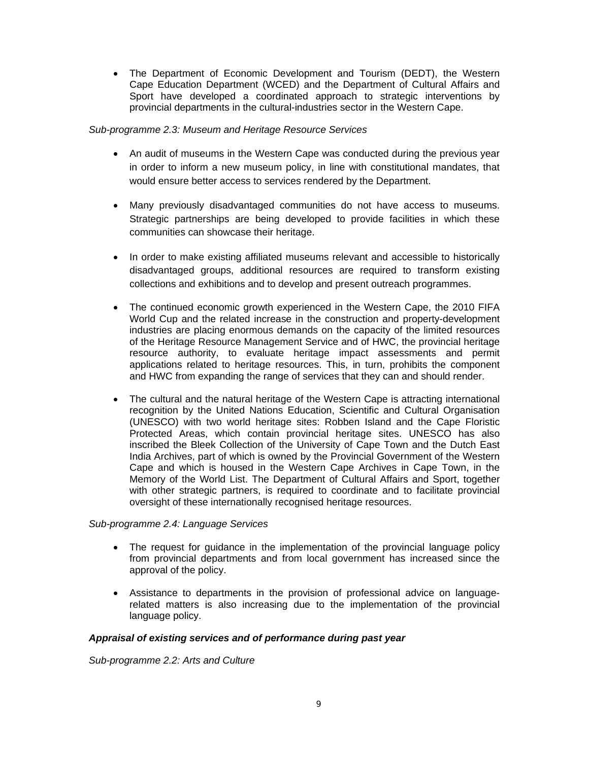- The Department of Economic Development and Tourism (DEDT), the Western Cape Education Department (WCED) and the Department of Cultural Affairs and Sport have developed a coordinated approach to strategic interventions by provincial departments in the cultural-industries sector in the Western Cape.

*Sub-programme 2.3: Museum and Heritage Resource Services*

- An audit of museums in the Western Cape was conducted during the previous year in order to inform a new museum policy, in line with constitutional mandates, that would ensure better access to services rendered by the Department.

- Many previously disadvantaged communities do not have access to museums. Strategic partnerships are being developed to provide facilities in which these communities can showcase their heritage.

- In order to make existing affiliated museums relevant and accessible to historically disadvantaged groups, additional resources are required to transform existing collections and exhibitions and to develop and present outreach programmes.

- The continued economic growth experienced in the Western Cape, the 2010 FIFA World Cup and the related increase in the construction and property-development industries are placing enormous demands on the capacity of the limited resources of the Heritage Resource Management Service and of HWC, the provincial heritage resource authority, to evaluate heritage impact assessments and permit applications related to heritage resources. This, in turn, prohibits the component and HWC from expanding the range of services that they can and should render.

- The cultural and the natural heritage of the Western Cape is attracting international recognition by the United Nations Education, Scientific and Cultural Organisation (UNESCO) with two world heritage sites: Robben Island and the Cape Floristic Protected Areas, which contain provincial heritage sites. UNESCO has also inscribed the Bleek Collection of the University of Cape Town and the Dutch East India Archives, part of which is owned by the Provincial Government of the Western Cape and which is housed in the Western Cape Archives in Cape Town, in the Memory of the World List. The Department of Cultural Affairs and Sport, together with other strategic partners, is required to coordinate and to facilitate provincial oversight of these internationally recognised heritage resources.

*Sub-programme 2.4: Language Services*

- The request for guidance in the implementation of the provincial language policy from provincial departments and from local government has increased since the approval of the policy.

- Assistance to departments in the provision of professional advice on language-related matters is also increasing due to the implementation of the provincial language policy.

***Appraisal of existing services and of performance during past year***

*Sub-programme 2.2: Arts and Culture*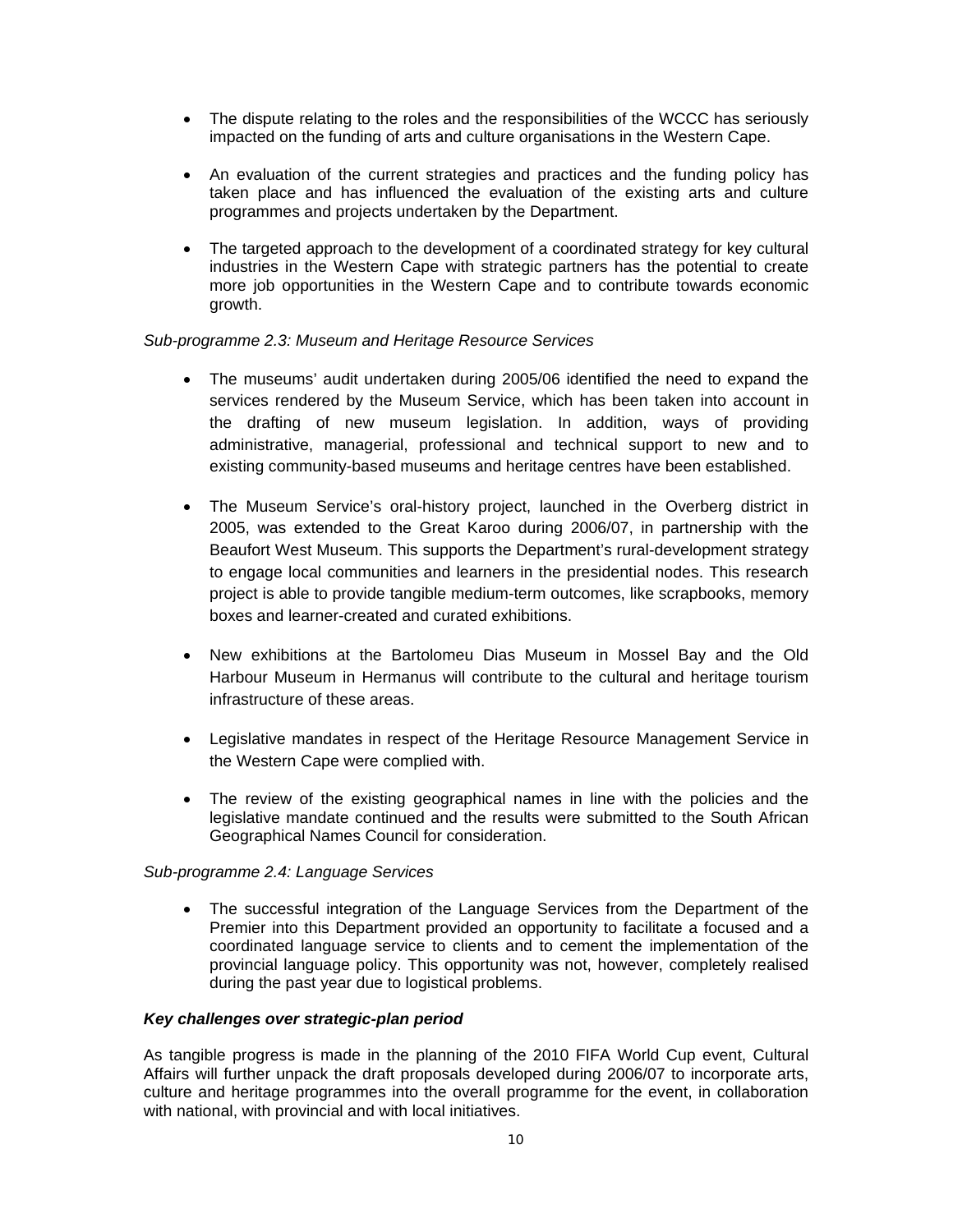- The dispute relating to the roles and the responsibilities of the WCCC has seriously impacted on the funding of arts and culture organisations in the Western Cape.

- An evaluation of the current strategies and practices and the funding policy has taken place and has influenced the evaluation of the existing arts and culture programmes and projects undertaken by the Department.

- The targeted approach to the development of a coordinated strategy for key cultural industries in the Western Cape with strategic partners has the potential to create more job opportunities in the Western Cape and to contribute towards economic growth.

*Sub-programme 2.3: Museum and Heritage Resource Services*

- The museums' audit undertaken during 2005/06 identified the need to expand the services rendered by the Museum Service, which has been taken into account in the drafting of new museum legislation. In addition, ways of providing administrative, managerial, professional and technical support to new and to existing community-based museums and heritage centres have been established.

- The Museum Service's oral-history project, launched in the Overberg district in 2005, was extended to the Great Karoo during 2006/07, in partnership with the Beaufort West Museum. This supports the Department's rural-development strategy to engage local communities and learners in the presidential nodes. This research project is able to provide tangible medium-term outcomes, like scrapbooks, memory boxes and learner-created and curated exhibitions.

- New exhibitions at the Bartolomeu Dias Museum in Mossel Bay and the Old Harbour Museum in Hermanus will contribute to the cultural and heritage tourism infrastructure of these areas.

- Legislative mandates in respect of the Heritage Resource Management Service in the Western Cape were complied with.

- The review of the existing geographical names in line with the policies and the legislative mandate continued and the results were submitted to the South African Geographical Names Council for consideration.

*Sub-programme 2.4: Language Services*

- The successful integration of the Language Services from the Department of the Premier into this Department provided an opportunity to facilitate a focused and a coordinated language service to clients and to cement the implementation of the provincial language policy. This opportunity was not, however, completely realised during the past year due to logistical problems.

***Key challenges over strategic-plan period***

As tangible progress is made in the planning of the 2010 FIFA World Cup event, Cultural Affairs will further unpack the draft proposals developed during 2006/07 to incorporate arts, culture and heritage programmes into the overall programme for the event, in collaboration with national, with provincial and with local initiatives.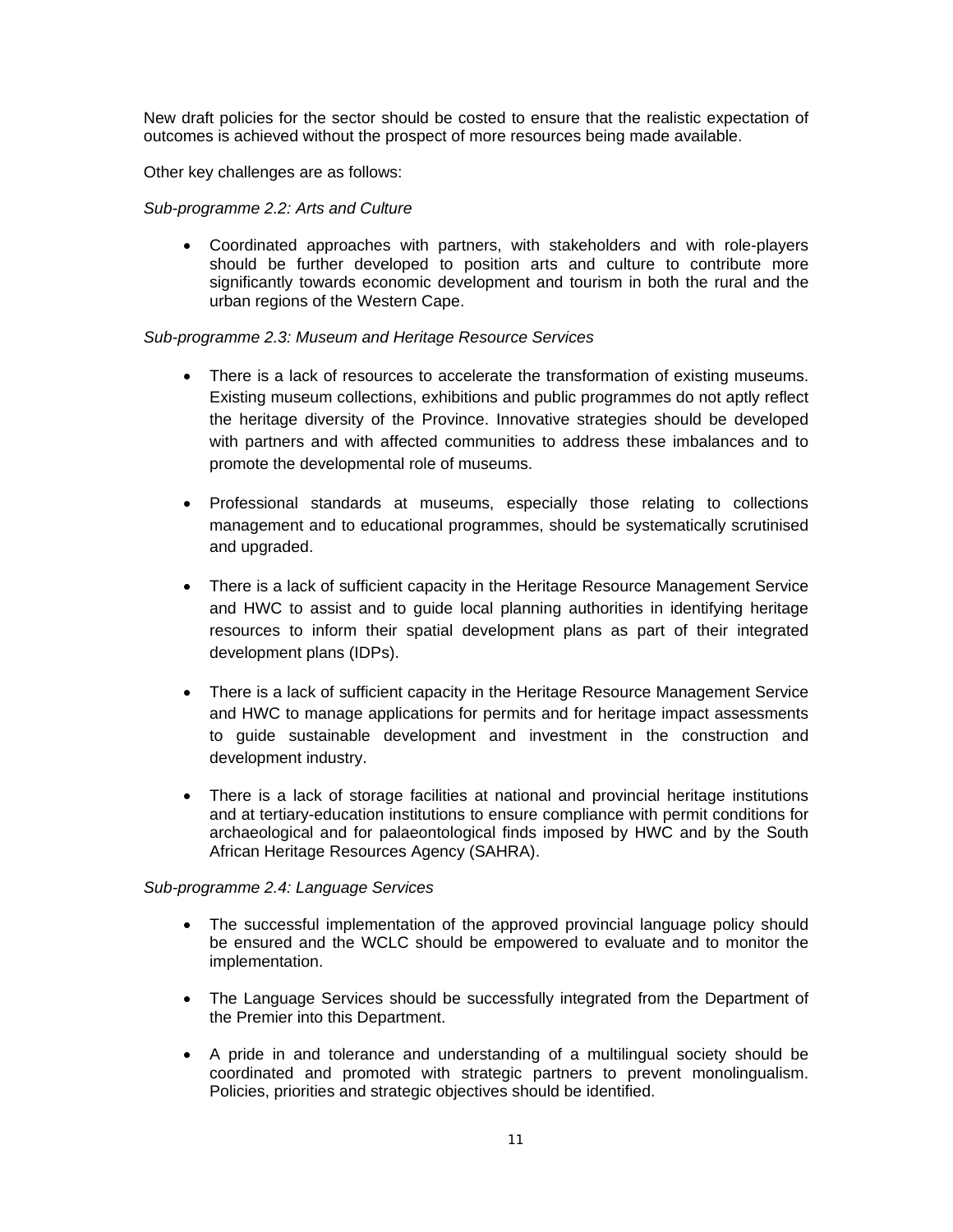New draft policies for the sector should be costed to ensure that the realistic expectation of outcomes is achieved without the prospect of more resources being made available.

Other key challenges are as follows:

*Sub-programme 2.2: Arts and Culture*

- Coordinated approaches with partners, with stakeholders and with role-players should be further developed to position arts and culture to contribute more significantly towards economic development and tourism in both the rural and the urban regions of the Western Cape.

*Sub-programme 2.3: Museum and Heritage Resource Services*

- There is a lack of resources to accelerate the transformation of existing museums. Existing museum collections, exhibitions and public programmes do not aptly reflect the heritage diversity of the Province. Innovative strategies should be developed with partners and with affected communities to address these imbalances and to promote the developmental role of museums.

- Professional standards at museums, especially those relating to collections management and to educational programmes, should be systematically scrutinised and upgraded.

- There is a lack of sufficient capacity in the Heritage Resource Management Service and HWC to assist and to guide local planning authorities in identifying heritage resources to inform their spatial development plans as part of their integrated development plans (IDPs).

- There is a lack of sufficient capacity in the Heritage Resource Management Service and HWC to manage applications for permits and for heritage impact assessments to guide sustainable development and investment in the construction and development industry.

- There is a lack of storage facilities at national and provincial heritage institutions and at tertiary-education institutions to ensure compliance with permit conditions for archaeological and for palaeontological finds imposed by HWC and by the South African Heritage Resources Agency (SAHRA).

*Sub-programme 2.4: Language Services*

- The successful implementation of the approved provincial language policy should be ensured and the WCLC should be empowered to evaluate and to monitor the implementation.

- The Language Services should be successfully integrated from the Department of the Premier into this Department.

- A pride in and tolerance and understanding of a multilingual society should be coordinated and promoted with strategic partners to prevent monolingualism. Policies, priorities and strategic objectives should be identified.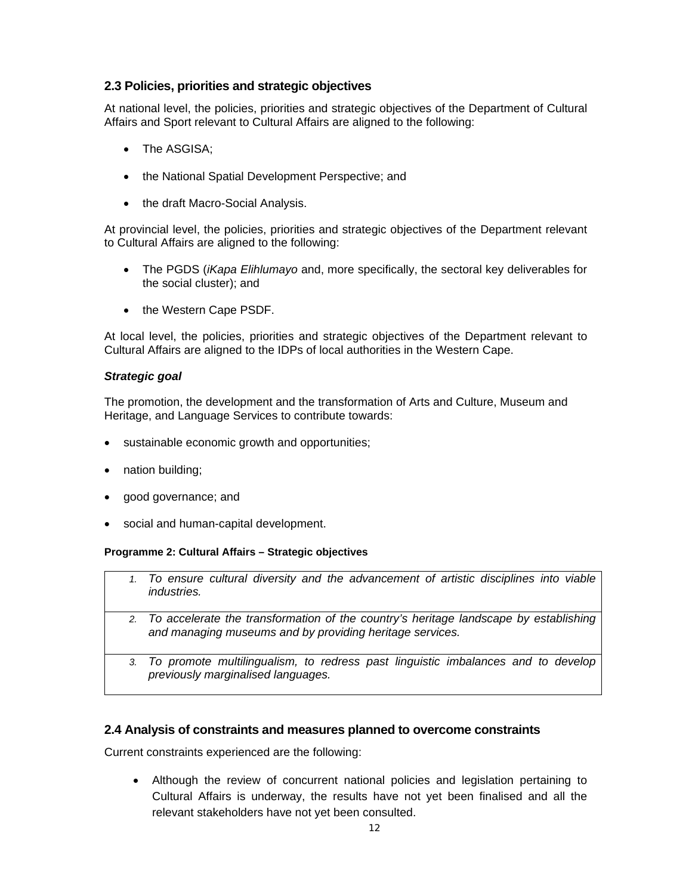## 2.3 Policies, priorities and strategic objectives

At national level, the policies, priorities and strategic objectives of the Department of Cultural Affairs and Sport relevant to Cultural Affairs are aligned to the following:

- The ASGISA;
- the National Spatial Development Perspective; and
- the draft Macro-Social Analysis.

At provincial level, the policies, priorities and strategic objectives of the Department relevant to Cultural Affairs are aligned to the following:

- The PGDS (*iKapa Elihlumayo* and, more specifically, the sectoral key deliverables for the social cluster); and
- the Western Cape PSDF.

At local level, the policies, priorities and strategic objectives of the Department relevant to Cultural Affairs are aligned to the IDPs of local authorities in the Western Cape.

### *Strategic goal*

The promotion, the development and the transformation of Arts and Culture, Museum and Heritage, and Language Services to contribute towards:

- sustainable economic growth and opportunities;
- nation building;
- good governance; and
- social and human-capital development.

**Programme 2: Cultural Affairs – Strategic objectives**

| Programme 2: Cultural Affairs – Strategic objectives |
|---|
| *1. To ensure cultural diversity and the advancement of artistic disciplines into viable industries.* |
| *2. To accelerate the transformation of the country's heritage landscape by establishing and managing museums and by providing heritage services.* |
| *3. To promote multilingualism, to redress past linguistic imbalances and to develop previously marginalised languages.* |

## 2.4 Analysis of constraints and measures planned to overcome constraints

Current constraints experienced are the following:

- Although the review of concurrent national policies and legislation pertaining to Cultural Affairs is underway, the results have not yet been finalised and all the relevant stakeholders have not yet been consulted.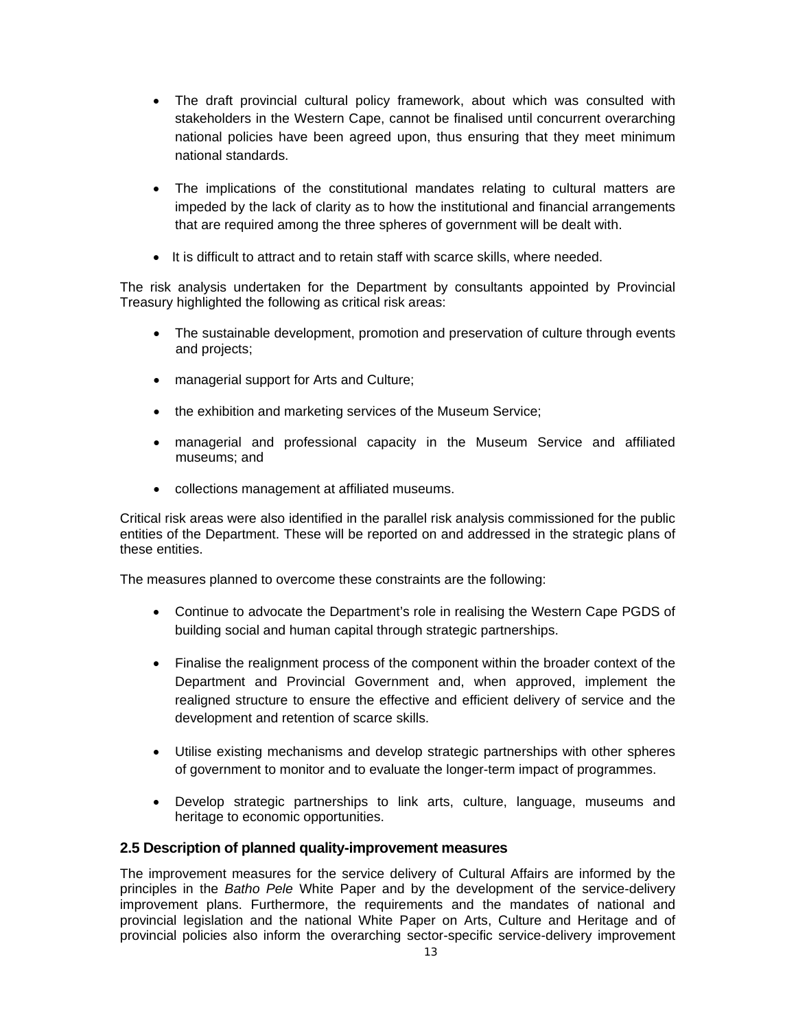- The draft provincial cultural policy framework, about which was consulted with stakeholders in the Western Cape, cannot be finalised until concurrent overarching national policies have been agreed upon, thus ensuring that they meet minimum national standards.

- The implications of the constitutional mandates relating to cultural matters are impeded by the lack of clarity as to how the institutional and financial arrangements that are required among the three spheres of government will be dealt with.

- It is difficult to attract and to retain staff with scarce skills, where needed.

The risk analysis undertaken for the Department by consultants appointed by Provincial Treasury highlighted the following as critical risk areas:

- The sustainable development, promotion and preservation of culture through events and projects;

- managerial support for Arts and Culture;

- the exhibition and marketing services of the Museum Service;

- managerial and professional capacity in the Museum Service and affiliated museums; and

- collections management at affiliated museums.

Critical risk areas were also identified in the parallel risk analysis commissioned for the public entities of the Department. These will be reported on and addressed in the strategic plans of these entities.

The measures planned to overcome these constraints are the following:

- Continue to advocate the Department's role in realising the Western Cape PGDS of building social and human capital through strategic partnerships.

- Finalise the realignment process of the component within the broader context of the Department and Provincial Government and, when approved, implement the realigned structure to ensure the effective and efficient delivery of service and the development and retention of scarce skills.

- Utilise existing mechanisms and develop strategic partnerships with other spheres of government to monitor and to evaluate the longer-term impact of programmes.

- Develop strategic partnerships to link arts, culture, language, museums and heritage to economic opportunities.

### 2.5 Description of planned quality-improvement measures

The improvement measures for the service delivery of Cultural Affairs are informed by the principles in the *Batho Pele* White Paper and by the development of the service-delivery improvement plans. Furthermore, the requirements and the mandates of national and provincial legislation and the national White Paper on Arts, Culture and Heritage and of provincial policies also inform the overarching sector-specific service-delivery improvement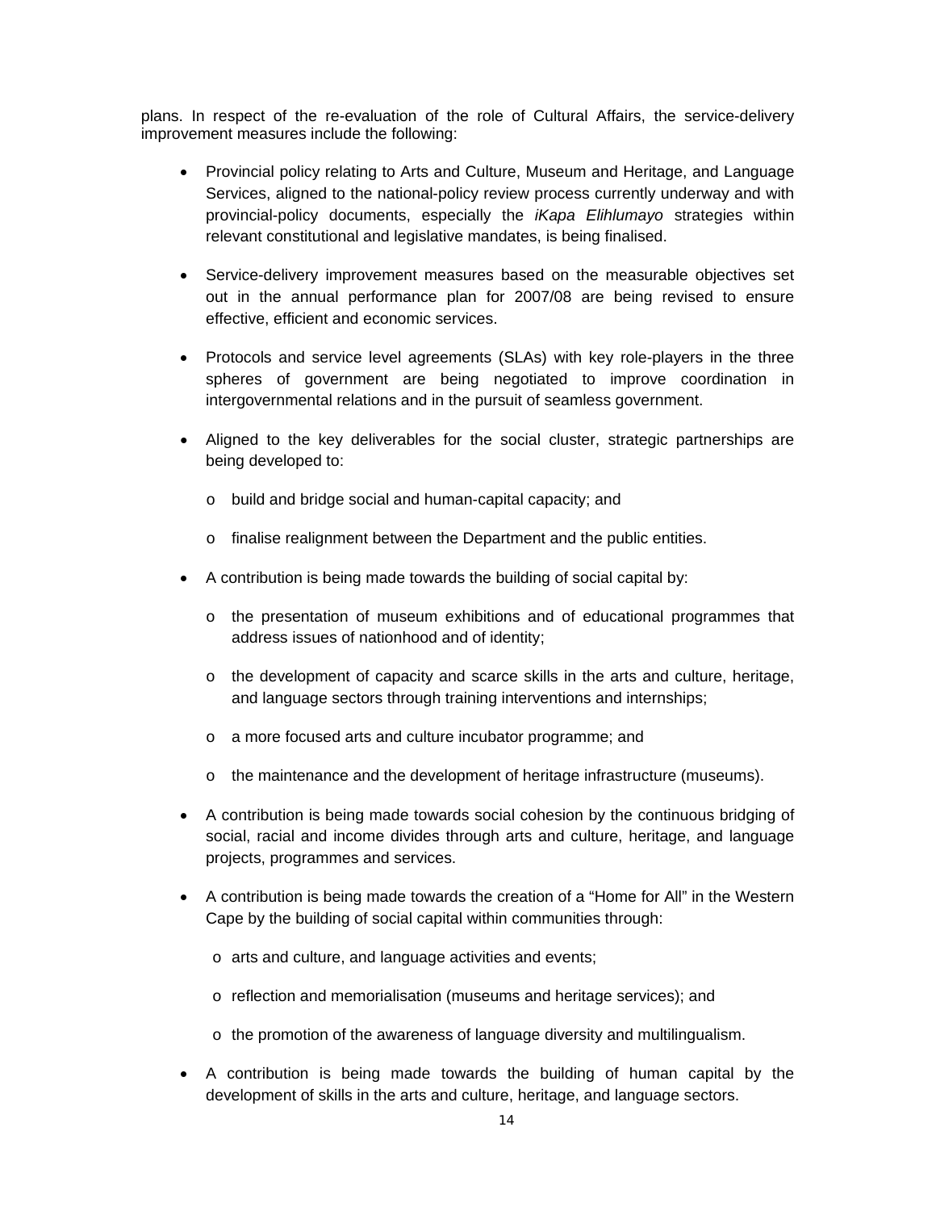plans. In respect of the re-evaluation of the role of Cultural Affairs, the service-delivery improvement measures include the following:

- Provincial policy relating to Arts and Culture, Museum and Heritage, and Language Services, aligned to the national-policy review process currently underway and with provincial-policy documents, especially the *iKapa Elihlumayo* strategies within relevant constitutional and legislative mandates, is being finalised.

- Service-delivery improvement measures based on the measurable objectives set out in the annual performance plan for 2007/08 are being revised to ensure effective, efficient and economic services.

- Protocols and service level agreements (SLAs) with key role-players in the three spheres of government are being negotiated to improve coordination in intergovernmental relations and in the pursuit of seamless government.

- Aligned to the key deliverables for the social cluster, strategic partnerships are being developed to:
  - build and bridge social and human-capital capacity; and
  - finalise realignment between the Department and the public entities.

- A contribution is being made towards the building of social capital by:
  - the presentation of museum exhibitions and of educational programmes that address issues of nationhood and of identity;
  - the development of capacity and scarce skills in the arts and culture, heritage, and language sectors through training interventions and internships;
  - a more focused arts and culture incubator programme; and
  - the maintenance and the development of heritage infrastructure (museums).

- A contribution is being made towards social cohesion by the continuous bridging of social, racial and income divides through arts and culture, heritage, and language projects, programmes and services.

- A contribution is being made towards the creation of a "Home for All" in the Western Cape by the building of social capital within communities through:
  - arts and culture, and language activities and events;
  - reflection and memorialisation (museums and heritage services); and
  - the promotion of the awareness of language diversity and multilingualism.

- A contribution is being made towards the building of human capital by the development of skills in the arts and culture, heritage, and language sectors.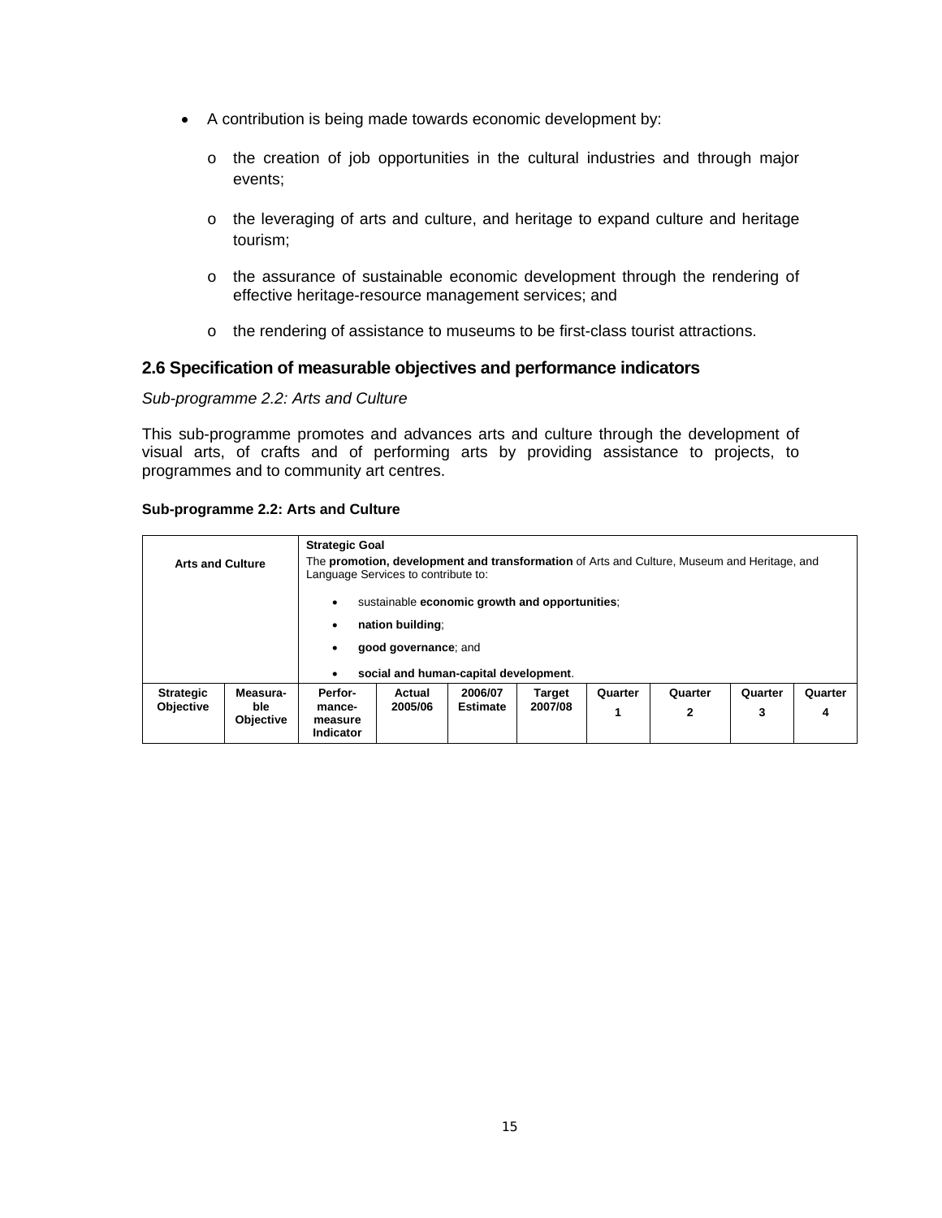- A contribution is being made towards economic development by:
  - o the creation of job opportunities in the cultural industries and through major events;
  - o the leveraging of arts and culture, and heritage to expand culture and heritage tourism;
  - o the assurance of sustainable economic development through the rendering of effective heritage-resource management services; and
  - o the rendering of assistance to museums to be first-class tourist attractions.

## 2.6 Specification of measurable objectives and performance indicators

*Sub-programme 2.2: Arts and Culture*

This sub-programme promotes and advances arts and culture through the development of visual arts, of crafts and of performing arts by providing assistance to projects, to programmes and to community art centres.

**Sub-programme 2.2: Arts and Culture**

| **Arts and Culture** | | **Strategic Goal**<br>The **promotion, development and transformation** of Arts and Culture, Museum and Heritage, and Language Services to contribute to:<br>• sustainable **economic growth and opportunities**;<br>• **nation building**;<br>• **good governance**; and<br>• **social and human-capital development**. | | | | | | | |
|---|---|---|---|---|---|---|---|---|---|
| **Strategic Objective** | **Measura-ble Objective** | **Perfor-mance-measure Indicator** | **Actual 2005/06** | **2006/07 Estimate** | **Target 2007/08** | **Quarter 1** | **Quarter 2** | **Quarter 3** | **Quarter 4** |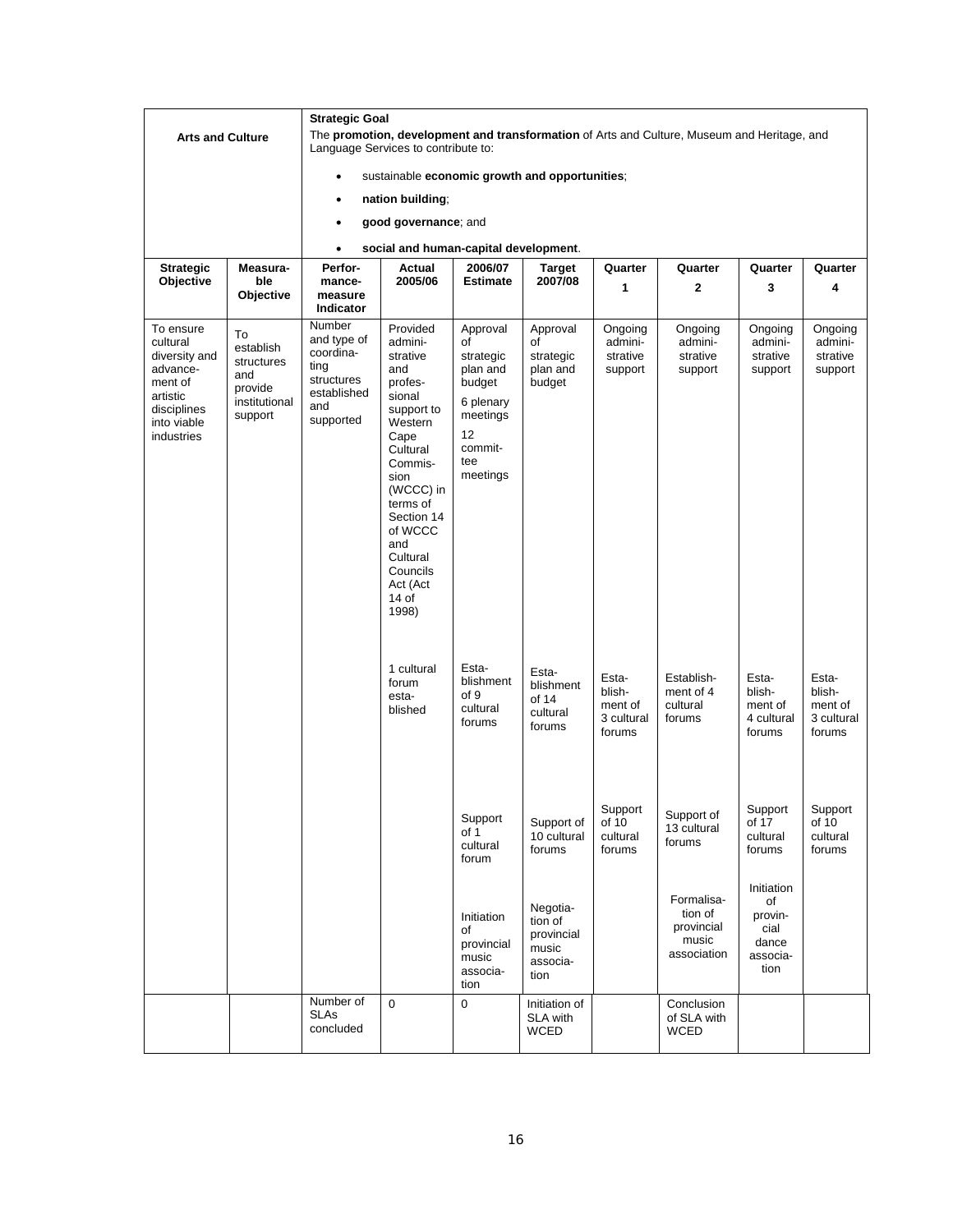| **Arts and Culture** | | **Strategic Goal**<br>The **promotion, development and transformation** of Arts and Culture, Museum and Heritage, and Language Services to contribute to:<br>• sustainable **economic growth and opportunities**;<br>• **nation building**;<br>• **good governance**; and<br>• **social and human-capital development**. | | | | | | | |
|---|---|---|---|---|---|---|---|---|---|
| **Strategic Objective** | **Measurable Objective** | **Performance measure Indicator** | **Actual 2005/06** | **2006/07 Estimate** | **Target 2007/08** | **Quarter 1** | **Quarter 2** | **Quarter 3** | **Quarter 4** |
| To ensure cultural diversity and advancement of artistic disciplines into viable industries | To establish structures and provide institutional support | Number and type of coordinating structures established and supported | Provided administrative and professional support to Western Cape Cultural Commission (WCCC) in terms of Section 14 of WCCC and Cultural Councils Act (Act 14 of 1998) | Approval of strategic plan and budget<br>6 plenary meetings<br>12 committee meetings | Approval of strategic plan and budget | Ongoing administrative support | Ongoing administrative support | Ongoing administrative support | Ongoing administrative support |
| | | | 1 cultural forum established | Establishment of 9 cultural forums | Establishment of 14 cultural forums | Establishment of 3 cultural forums | Establishment of 4 cultural forums | Establishment of 4 cultural forums | Establishment of 3 cultural forums |
| | | | | Support of 1 cultural forum | Support of 10 cultural forums | Support of 10 cultural forums | Support of 13 cultural forums | Support of 17 cultural forums | Support of 10 cultural forums |
| | | | | Initiation of provincial music association | Negotiation of provincial music association | | Formalisation of provincial music association | Initiation of provincial dance association | |
| | | Number of SLAs concluded | 0 | 0 | Initiation of SLA with WCED | | Conclusion of SLA with WCED | | |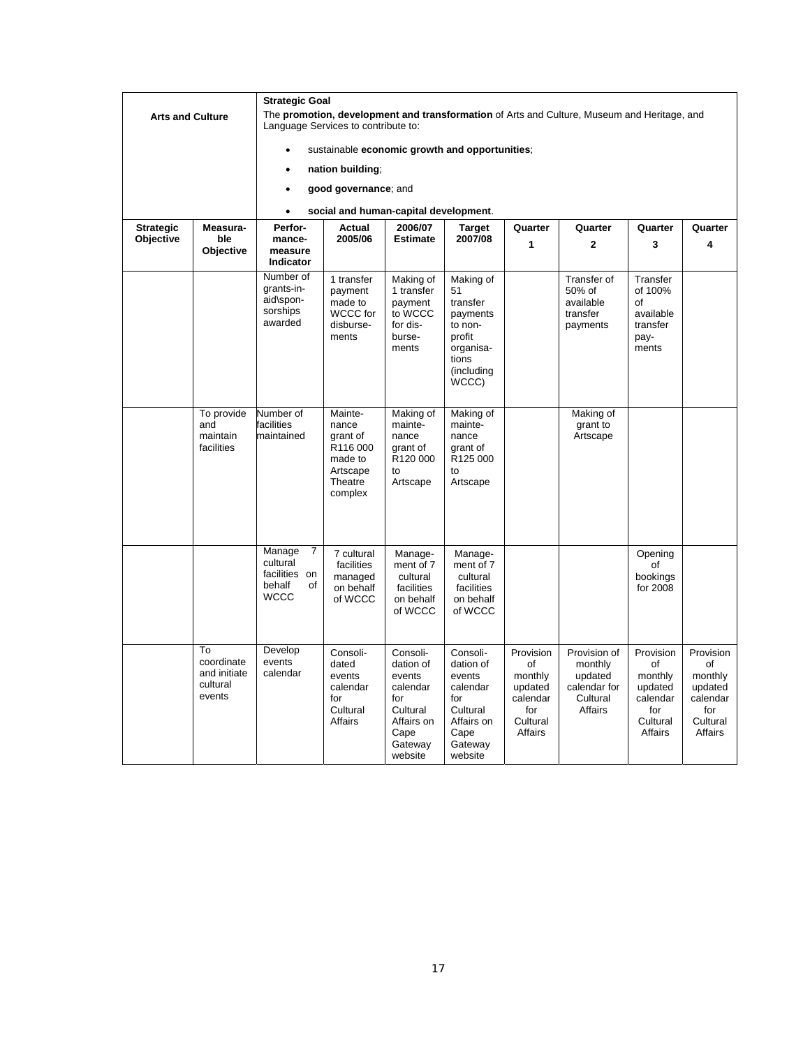| Arts and Culture | | Strategic Goal<br>The **promotion, development and transformation** of Arts and Culture, Museum and Heritage, and Language Services to contribute to:<br>• sustainable **economic growth and opportunities**;<br>• **nation building**;<br>• **good governance**; and<br>• **social and human-capital development**. | | | | | | | |
|---|---|---|---|---|---|---|---|---|---|
| **Strategic Objective** | **Measurable Objective** | **Performance measure Indicator** | **Actual 2005/06** | **2006/07 Estimate** | **Target 2007/08** | **Quarter 1** | **Quarter 2** | **Quarter 3** | **Quarter 4** |
| | | Number of grants-in-aid\sponsorships awarded | 1 transfer payment made to WCCC for disbursements | Making of 1 transfer payment to WCCC for disbursements | Making of 51 transfer payments to non-profit organisations (including WCCC) | | Transfer of 50% of available transfer payments | Transfer of 100% of available transfer payments | |
| | To provide and maintain facilities | Number of facilities maintained | Maintenance grant of R116 000 made to Artscape Theatre complex | Making of maintenance grant of R120 000 to Artscape | Making of maintenance grant of R125 000 to Artscape | | Making of grant to Artscape | | |
| | | Manage 7 cultural facilities on behalf of WCCC | 7 cultural facilities managed on behalf of WCCC | Management of 7 cultural facilities on behalf of WCCC | Management of 7 cultural facilities on behalf of WCCC | | | Opening of bookings for 2008 | |
| | To coordinate and initiate cultural events | Develop events calendar | Consolidated events calendar for Cultural Affairs | Consolidation of events calendar for Cultural Affairs on Cape Gateway website | Consolidation of events calendar for Cultural Affairs on Cape Gateway website | Provision of monthly updated calendar for Cultural Affairs | Provision of monthly updated calendar for Cultural Affairs | Provision of monthly updated calendar for Cultural Affairs | Provision of monthly updated calendar for Cultural Affairs |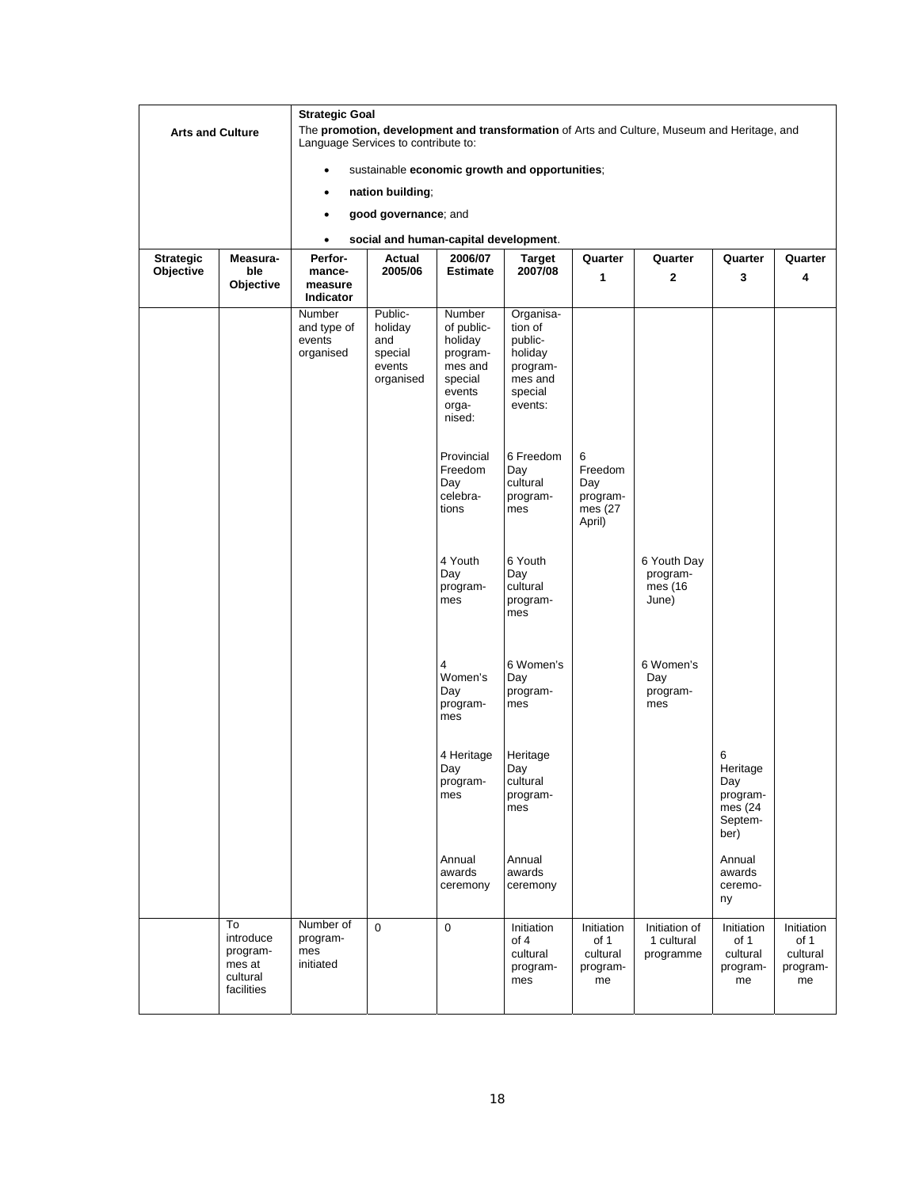| Arts and Culture | | Strategic Goal<br>The **promotion, development and transformation** of Arts and Culture, Museum and Heritage, and Language Services to contribute to:<br>• sustainable **economic growth and opportunities**;<br>• **nation building**;<br>• **good governance**; and<br>• **social and human-capital development**. | | | | | | | |
|---|---|---|---|---|---|---|---|---|---|
| **Strategic Objective** | **Measurable Objective** | **Performance-measure Indicator** | **Actual 2005/06** | **2006/07 Estimate** | **Target 2007/08** | **Quarter 1** | **Quarter 2** | **Quarter 3** | **Quarter 4** |
| | | Number and type of events organised | Public-holiday and special events organised | Number of public-holiday programmes and special events organised: | Organisation of public-holiday programmes and special events: | | | | |
| | | | | Provincial Freedom Day celebrations | 6 Freedom Day cultural programmes | 6 Freedom Day programmes (27 April) | | | |
| | | | | 4 Youth Day programmes | 6 Youth Day cultural programmes | | 6 Youth Day programmes (16 June) | | |
| | | | | 4 Women's Day programmes | 6 Women's Day programmes | | 6 Women's Day programmes | | |
| | | | | 4 Heritage Day programmes | Heritage Day cultural programmes | | | 6 Heritage Day programmes (24 September) | |
| | | | | Annual awards ceremony | Annual awards ceremony | | | Annual awards ceremony | |
| | To introduce programmes at cultural facilities | Number of programmes initiated | 0 | 0 | Initiation of 4 cultural programmes | Initiation of 1 cultural programme | Initiation of 1 cultural programme | Initiation of 1 cultural programme | Initiation of 1 cultural programme |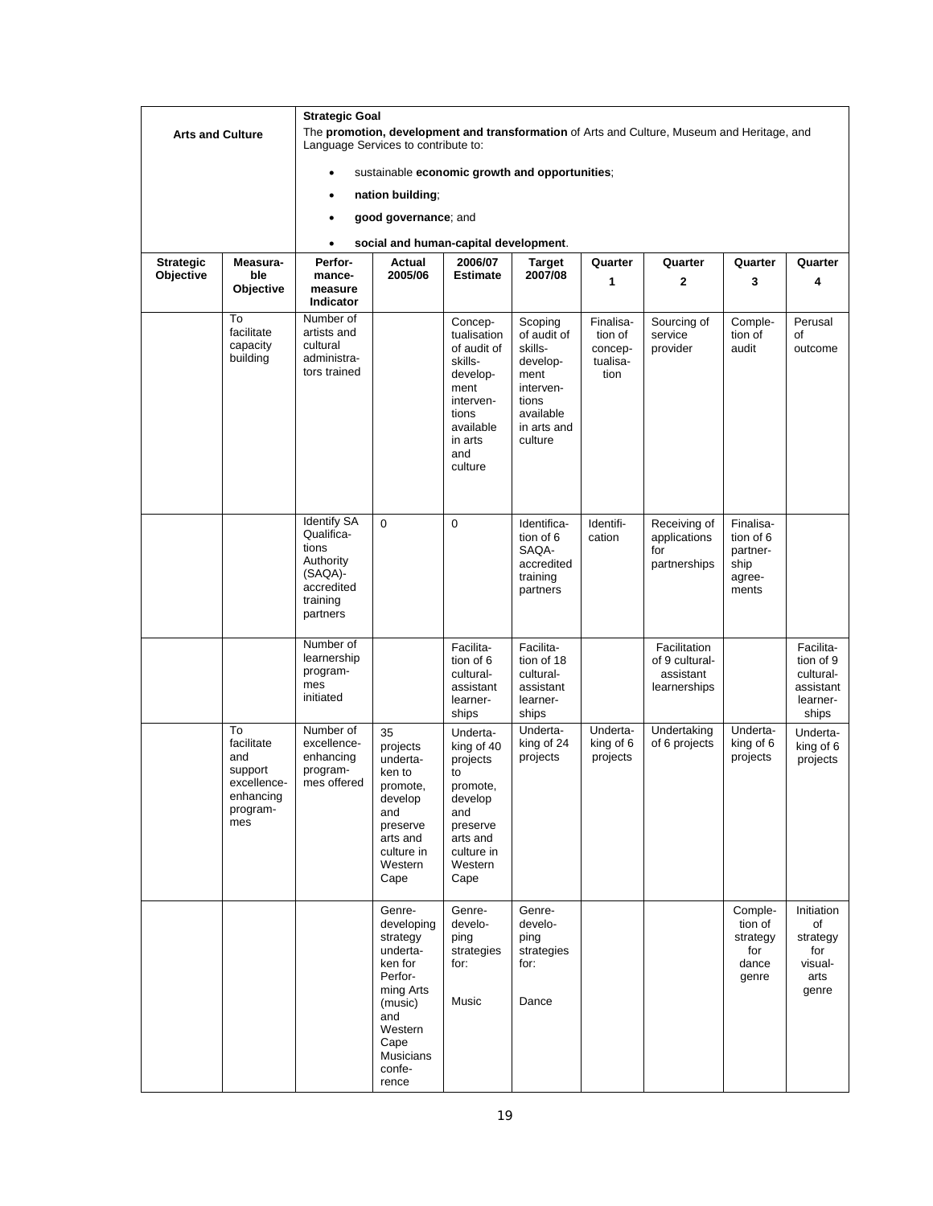| Arts and Culture | | Strategic Goal<br>The **promotion, development and transformation** of Arts and Culture, Museum and Heritage, and Language Services to contribute to:<br>• sustainable **economic growth and opportunities**;<br>• **nation building**;<br>• **good governance**; and<br>• **social and human-capital development**. | | | | | | | |
|---|---|---|---|---|---|---|---|---|---|
| **Strategic Objective** | **Measurable Objective** | **Performance-measure Indicator** | **Actual 2005/06** | **2006/07 Estimate** | **Target 2007/08** | **Quarter 1** | **Quarter 2** | **Quarter 3** | **Quarter 4** |
| | To facilitate capacity building | Number of artists and cultural administrators trained | | Conceptualisation of audit of skills-development interventions available in arts and culture | Scoping of audit of skills-development interventions available in arts and culture | Finalisation of conceptualisation | Sourcing of service provider | Completion of audit | Perusal of outcome |
| | | Identify SA Qualifications Authority (SAQA)-accredited training partners | 0 | 0 | Identification of 6 SAQA-accredited training partners | Identification | Receiving of applications for partnerships | Finalisation of 6 partnership agreements | |
| | | Number of learnership programmes initiated | | Facilitation of 6 cultural-assistant learnerships | Facilitation of 18 cultural-assistant learnerships | | Facilitation of 9 cultural-assistant learnerships | | Facilitation of 9 cultural-assistant learnerships |
| | To facilitate and support excellence-enhancing programmes | Number of excellence-enhancing programmes offered | 35 projects undertaken to promote, develop and preserve arts and culture in Western Cape | Undertaking of 40 projects to promote, develop and preserve arts and culture in Western Cape | Undertaking of 24 projects | Undertaking of 6 projects | Undertaking of 6 projects | Undertaking of 6 projects | Undertaking of 6 projects |
| | | | Genre-developing strategy undertaken for Performing Arts (music) and Western Cape Musicians conference | Genre-developing strategies for:<br><br>Music | Genre-developing strategies for:<br><br>Dance | | | Completion of strategy for dance genre | Initiation of strategy for visual-arts genre |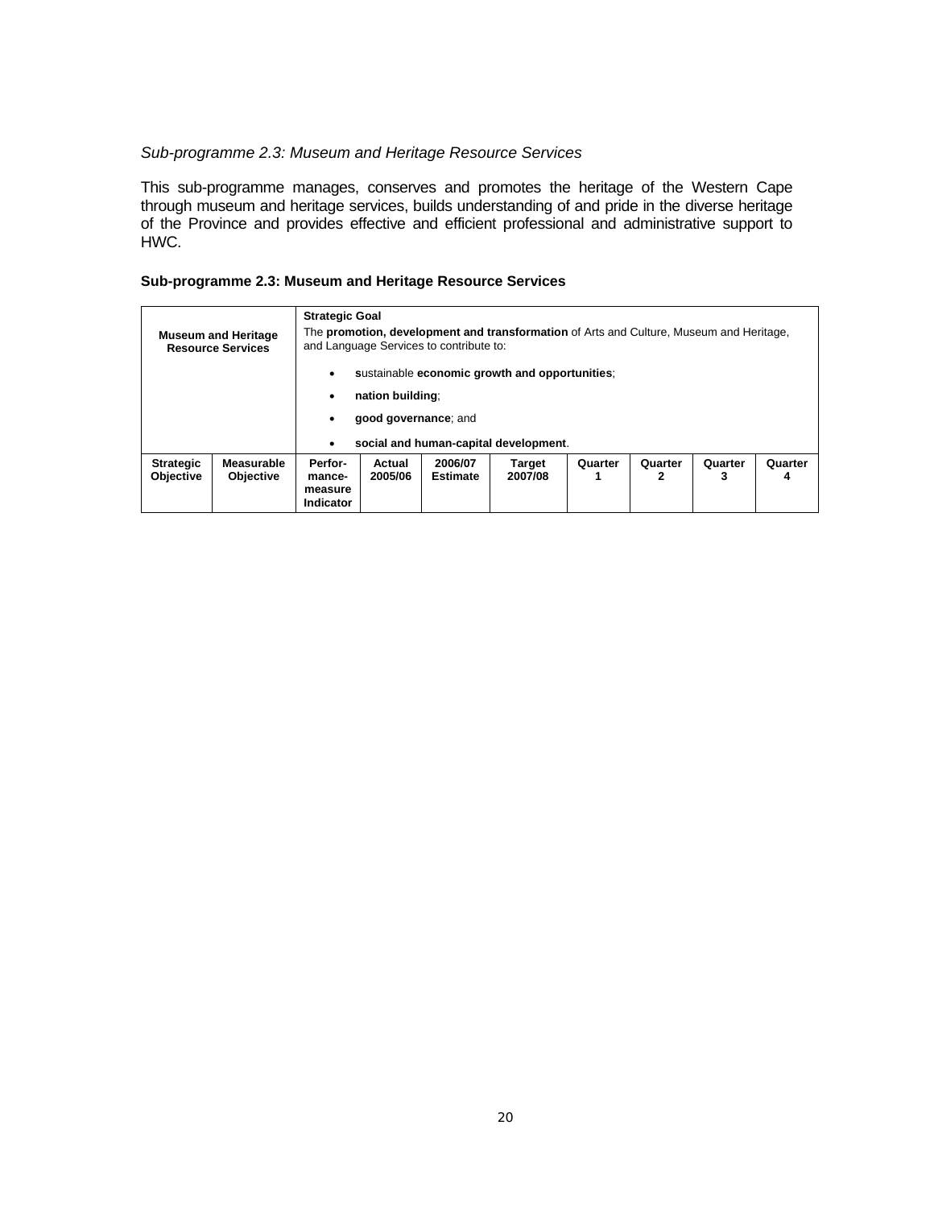*Sub-programme 2.3: Museum and Heritage Resource Services*

This sub-programme manages, conserves and promotes the heritage of the Western Cape through museum and heritage services, builds understanding of and pride in the diverse heritage of the Province and provides effective and efficient professional and administrative support to HWC.

**Sub-programme 2.3: Museum and Heritage Resource Services**

| **Museum and Heritage Resource Services** | | **Strategic Goal** The **promotion, development and transformation** of Arts and Culture, Museum and Heritage, and Language Services to contribute to: • **s**ustainable **economic growth and opportunities**; • **nation building**; • **good governance**; and • **social and human-capital development**. | | | | | | | |
|---|---|---|---|---|---|---|---|---|---|
| **Strategic Objective** | **Measurable Objective** | **Perfor-mance-measure Indicator** | **Actual 2005/06** | **2006/07 Estimate** | **Target 2007/08** | **Quarter 1** | **Quarter 2** | **Quarter 3** | **Quarter 4** |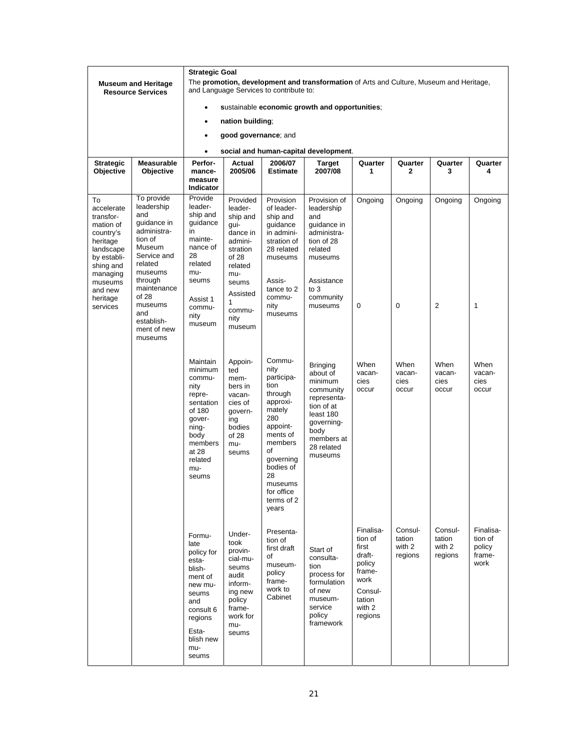| Museum and Heritage Resource Services | | Strategic Goal<br>The **promotion, development and transformation** of Arts and Culture, Museum and Heritage, and Language Services to contribute to:<br>• **s**ustainable **economic growth and opportunities**;<br>• **nation building**;<br>• **good governance**; and<br>• **social and human-capital development**. | | | | | | | |
|---|---|---|---|---|---|---|---|---|---|
| **Strategic Objective** | **Measurable Objective** | **Performance measure Indicator** | **Actual 2005/06** | **2006/07 Estimate** | **Target 2007/08** | **Quarter 1** | **Quarter 2** | **Quarter 3** | **Quarter 4** |
| To accelerate transformation of country's heritage landscape by establishing and managing museums and new heritage services | To provide leadership and guidance in administration of Museum Service and related museums through maintenance of 28 museums and establishment of new museums | Provide leadership and guidance in maintenance of 28 related museums<br><br>Assist 1 community museum | Provided leadership and guidance in administration of 28 related museums<br><br>Assisted 1 community museum | Provision of leadership and guidance in administration of 28 related museums<br><br>Assistance to 2 community museums | Provision of leadership and guidance in administration of 28 related museums<br><br>Assistance to 3 community museums | Ongoing<br><br>0 | Ongoing<br><br>0 | Ongoing<br><br>2 | Ongoing<br><br>1 |
| | | Maintain minimum community representation of 180 governing-body members at 28 related museums | Appointed members in vacancies of governing bodies of 28 museums | Community participation through approximately 280 appointments of members of governing bodies of 28 museums for office terms of 2 years | Bringing about of minimum community representation of at least 180 governing-body members at 28 related museums | When vacancies occur | When vacancies occur | When vacancies occur | When vacancies occur |
| | | Formulate policy for establishment of new museums and consult 6 regions<br><br>Establish new museums | Undertook provincial-museums audit informing new policy framework for museums | Presentation of first draft of museum-policy framework to Cabinet | Start of consultation process for formulation of new museum-service policy framework | Finalisation of first draft-policy framework<br>Consultation with 2 regions | Consultation with 2 regions | Consultation with 2 regions | Finalisation of policy framework |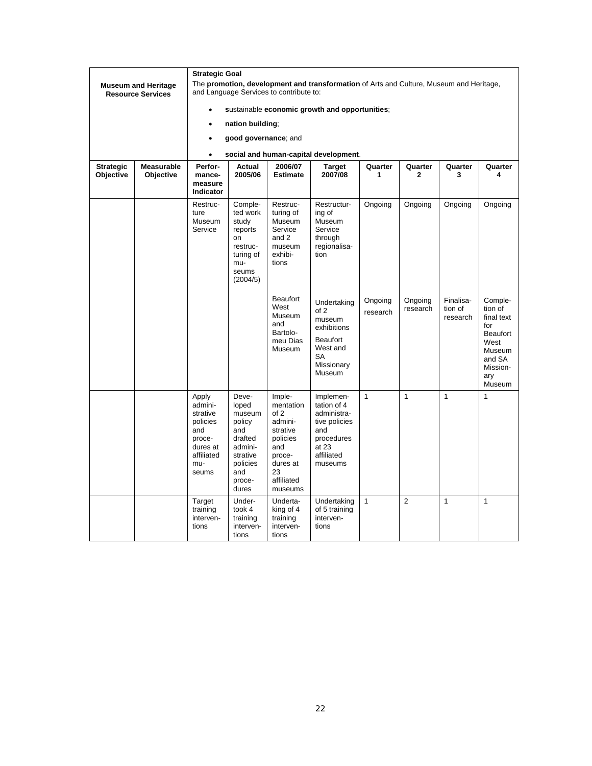| Museum and Heritage Resource Services | | Strategic Goal<br>The **promotion, development and transformation** of Arts and Culture, Museum and Heritage, and Language Services to contribute to:<br>• **s**ustainable **economic growth and opportunities**;<br>• **nation building**;<br>• **good governance**; and<br>• **social and human-capital development**. | | | | | | | |
|---|---|---|---|---|---|---|---|---|---|
| **Strategic Objective** | **Measurable Objective** | **Performance measure Indicator** | **Actual 2005/06** | **2006/07 Estimate** | **Target 2007/08** | **Quarter 1** | **Quarter 2** | **Quarter 3** | **Quarter 4** |
| | | Restructure Museum Service | Completed work study reports on restructuring of museums (2004/5) | Restructuring of Museum Service and 2 museum exhibitions | Restructuring of Museum Service through regionalisation | Ongoing | Ongoing | Ongoing | Ongoing |
| | | | | Beaufort West Museum and Bartolomeu Dias Museum | Undertaking of 2 museum exhibitions Beaufort West and SA Missionary Museum | Ongoing research | Ongoing research | Finalisation of research | Completion of final text for Beaufort West Museum and SA Missionary Museum |
| | | Apply administrative policies and procedures at affiliated museums | Developed museum policy and drafted administrative policies and procedures | Implementation of 2 administrative policies and procedures at 23 affiliated museums | Implementation of 4 administrative policies and procedures at 23 affiliated museums | 1 | 1 | 1 | 1 |
| | | Target training interventions | Undertook 4 training interventions | Undertaking of 4 training interventions | Undertaking of 5 training interventions | 1 | 2 | 1 | 1 |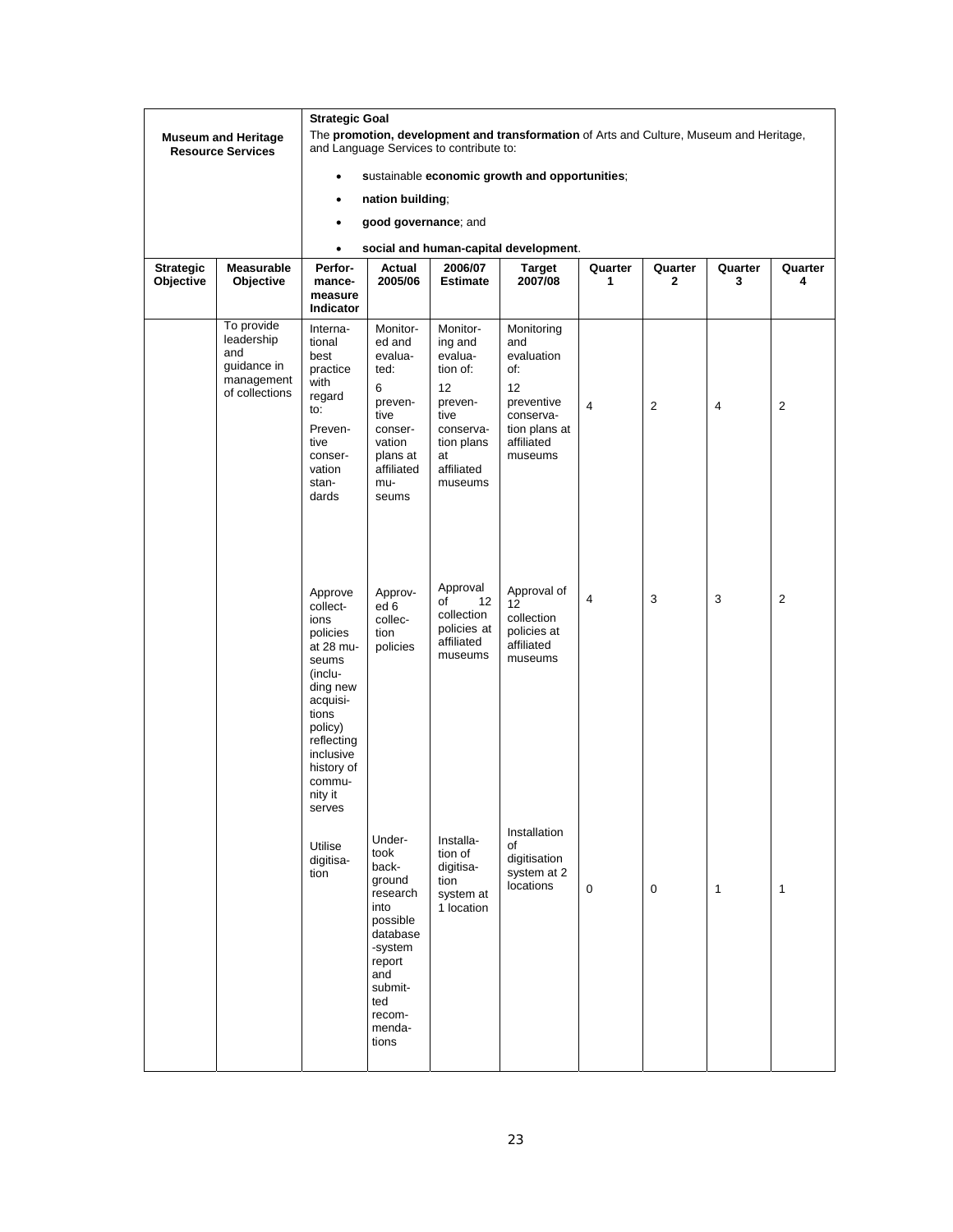| Museum and Heritage Resource Services | | Strategic Goal<br>The **promotion, development and transformation** of Arts and Culture, Museum and Heritage, and Language Services to contribute to:<br>• **s**ustainable **economic growth and opportunities**;<br>• **nation building**;<br>• **good governance**; and<br>• **social and human-capital development**. | | | | | | | |
|---|---|---|---|---|---|---|---|---|---|
| **Strategic Objective** | **Measurable Objective** | **Performance-measure Indicator** | **Actual 2005/06** | **2006/07 Estimate** | **Target 2007/08** | **Quarter 1** | **Quarter 2** | **Quarter 3** | **Quarter 4** |
| | To provide leadership and guidance in management of collections | International best practice with regard to: Preventive conservation standards | Monitored and evaluated: 6 preventive conservation plans at affiliated museums | Monitoring and evaluation of: 12 preventive conservation plans at affiliated museums | Monitoring and evaluation of: 12 preventive conservation plans at affiliated museums | 4 | 2 | 4 | 2 |
| | | Approve collections policies at 28 museums (including new acquisitions policy) reflecting inclusive history of community it serves | Approved 6 collection policies | Approval of 12 collection policies at affiliated museums | Approval of 12 collection policies at affiliated museums | 4 | 3 | 3 | 2 |
| | | Utilise digitisation | Undertook background research into possible database-system report and submitted recommendations | Installation of digitisation system at 1 location | Installation of digitisation system at 2 locations | 0 | 0 | 1 | 1 |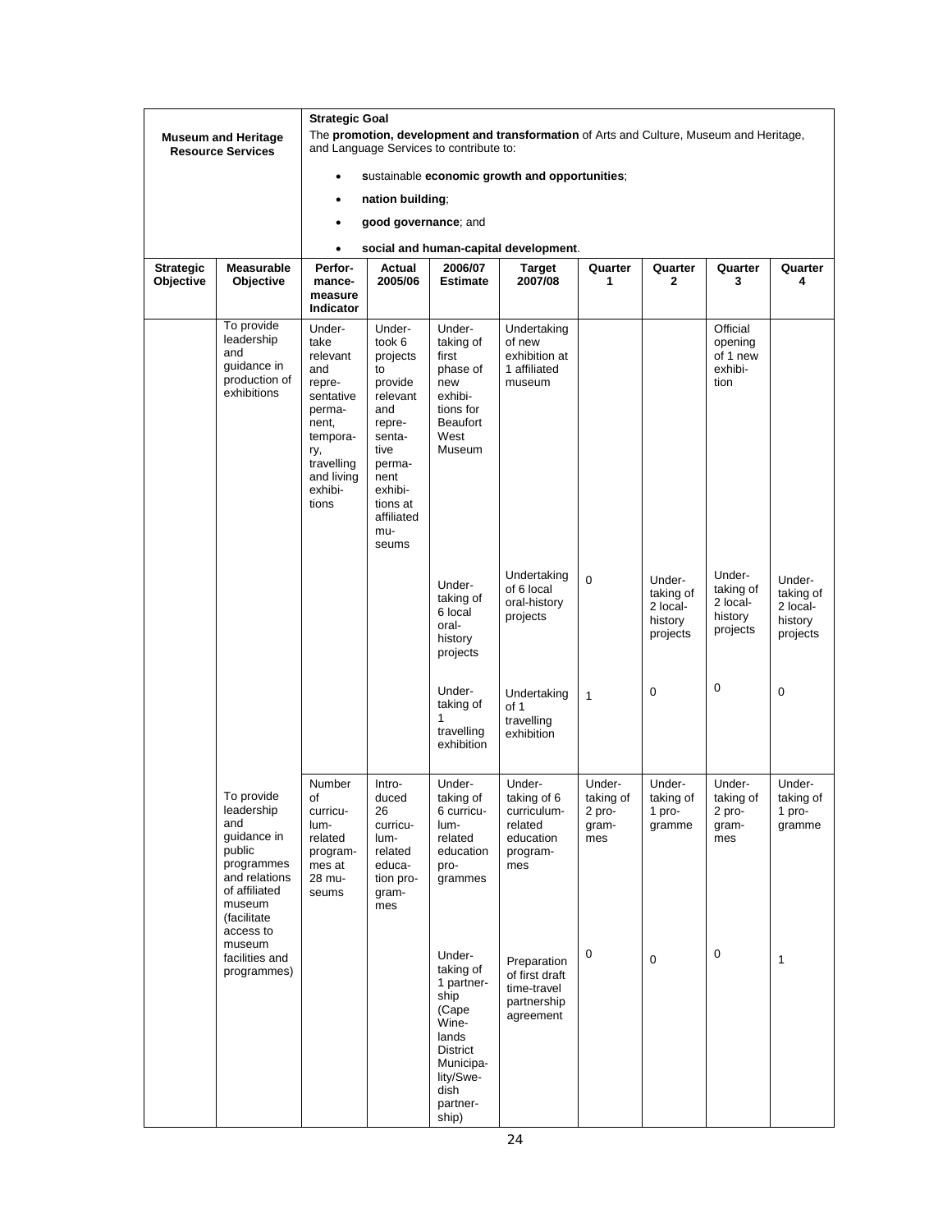| Museum and Heritage Resource Services | | Strategic Goal<br>The **promotion, development and transformation** of Arts and Culture, Museum and Heritage, and Language Services to contribute to:<br>• **s**ustainable **economic growth and opportunities**;<br>• **nation building**;<br>• **good governance**; and<br>• **social and human-capital development**. | | | | | | | |
|---|---|---|---|---|---|---|---|---|---|
| **Strategic Objective** | **Measurable Objective** | **Perfor-mance-measure Indicator** | **Actual 2005/06** | **2006/07 Estimate** | **Target 2007/08** | **Quarter 1** | **Quarter 2** | **Quarter 3** | **Quarter 4** |
| | To provide leadership and guidance in production of exhibitions | Under-take relevant and repre-sentative perma-nent, tempora-ry, travelling and living exhibi-tions | Under-took 6 projects to provide relevant and repre-senta-tive perma-nent exhibi-tions at affiliated mu-seums | Under-taking of first phase of new exhibi-tions for Beaufort West Museum | Undertaking of new exhibition at 1 affiliated museum | | | Official opening of 1 new exhibi-tion | |
| | | | | Under-taking of 6 local oral-history projects | Undertaking of 6 local oral-history projects | 0 | Under-taking of 2 local-history projects | Under-taking of 2 local-history projects | Under-taking of 2 local-history projects |
| | | | | Under-taking of 1 travelling exhibition | Undertaking of 1 travelling exhibition | 1 | 0 | 0 | 0 |
| | To provide leadership and guidance in public programmes and relations of affiliated museum (facilitate access to museum facilities and programmes) | Number of curricu-lum-related program-mes at 28 mu-seums | Intro-duced 26 curricu-lum-related educa-tion pro-gram-mes | Under-taking of 6 curricu-lum-related education pro-grammes | Under-taking of 6 curriculum-related education program-mes | Under-taking of 2 pro-gram-mes | Under-taking of 1 pro-gramme | Under-taking of 2 pro-gram-mes | Under-taking of 1 pro-gramme |
| | | | | Under-taking of 1 partner-ship (Cape Wine-lands District Municipa-lity/Swe-dish partner-ship) | Preparation of first draft time-travel partnership agreement | 0 | 0 | 0 | 1 |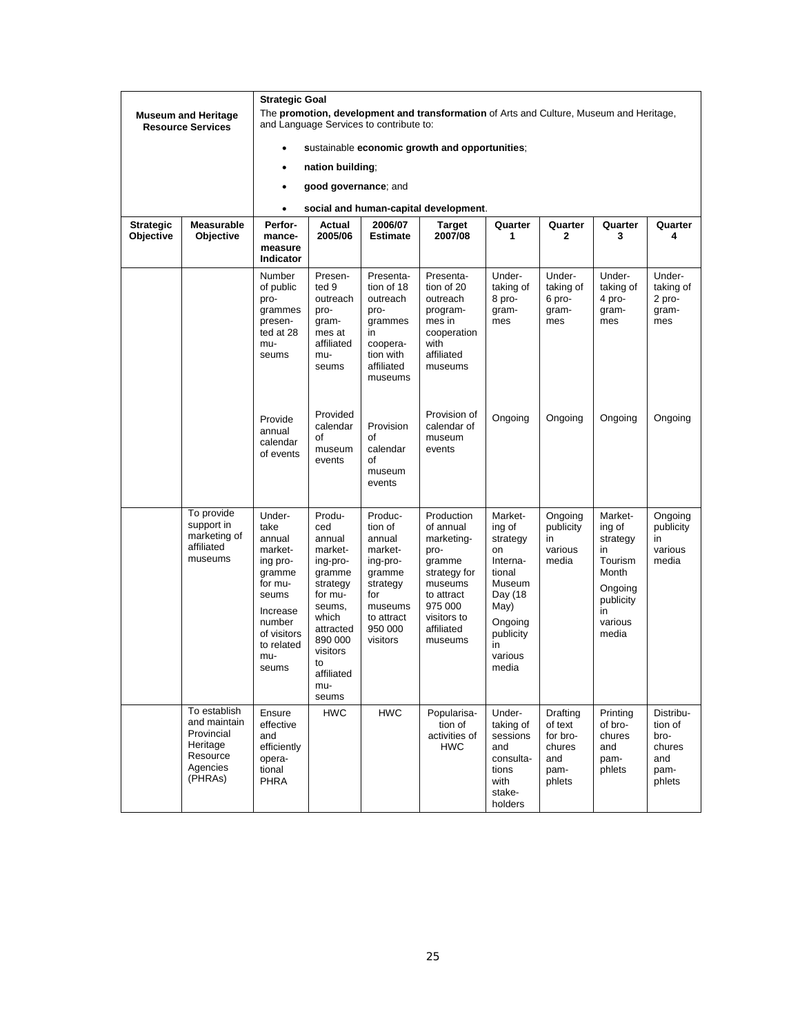| Museum and Heritage Resource Services | | Strategic Goal<br>The **promotion, development and transformation** of Arts and Culture, Museum and Heritage, and Language Services to contribute to:<br>• **s**ustainable **economic growth and opportunities**;<br>• **nation building**;<br>• **good governance**; and<br>• **social and human-capital development**. | | | | | | | |
|---|---|---|---|---|---|---|---|---|---|
| **Strategic Objective** | **Measurable Objective** | **Performance-measure Indicator** | **Actual 2005/06** | **2006/07 Estimate** | **Target 2007/08** | **Quarter 1** | **Quarter 2** | **Quarter 3** | **Quarter 4** |
| | | Number of public programmes presented at 28 museums | Presented 9 outreach programmes at affiliated museums | Presentation of 18 outreach programmes in cooperation with affiliated museums | Presentation of 20 outreach programmes in cooperation with affiliated museums | Undertaking of 8 programmes | Undertaking of 6 programmes | Undertaking of 4 programmes | Undertaking of 2 programmes |
| | | Provide annual calendar of events | Provided calendar of museum events | Provision of calendar of museum events | Provision of calendar of museum events | Ongoing | Ongoing | Ongoing | Ongoing |
| | To provide support in marketing of affiliated museums | Undertake annual marketing programme for museums<br>Increase number of visitors to related museums | Produced annual marketing-programme strategy for museums, which attracted 890 000 visitors to affiliated museums | Production of annual marketing-programme strategy for museums to attract 950 000 visitors | Production of annual marketing-programme strategy for museums to attract 975 000 visitors to affiliated museums | Marketing of strategy on International Museum Day (18 May)<br>Ongoing publicity in various media | Ongoing publicity in various media | Marketing of strategy in Tourism Month<br>Ongoing publicity in various media | Ongoing publicity in various media |
| | To establish and maintain Provincial Heritage Resource Agencies (PHRAs) | Ensure effective and efficiently operational PHRA | HWC | HWC | Popularisation of activities of HWC | Undertaking of sessions and consultations with stakeholders | Drafting of text for brochures and pamphlets | Printing of brochures and pamphlets | Distribution of brochures and pamphlets |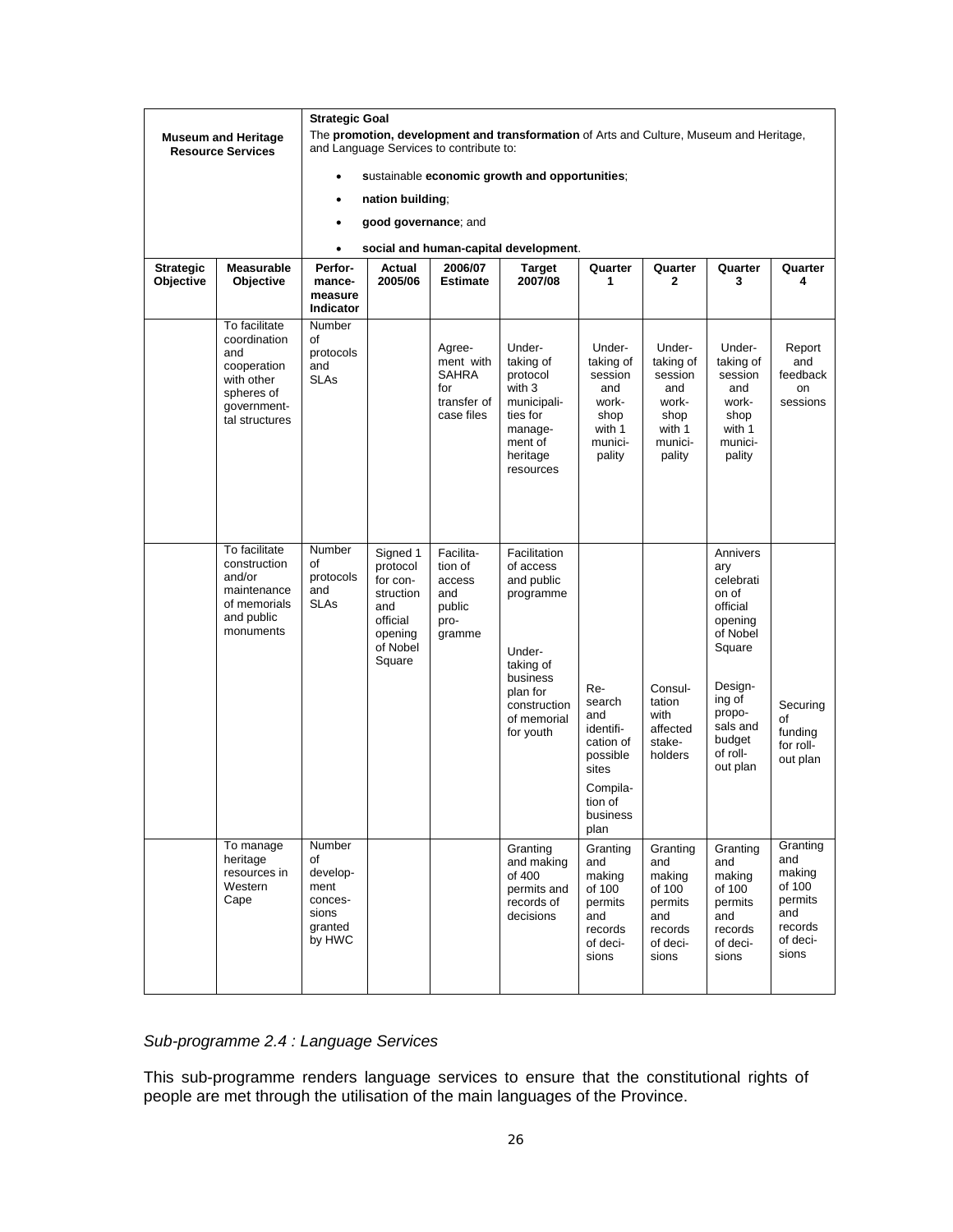| Museum and Heritage Resource Services | | Strategic Goal<br>The **promotion, development and transformation** of Arts and Culture, Museum and Heritage, and Language Services to contribute to:<br>• **s**ustainable **economic growth and opportunities**;<br>• **nation building**;<br>• **good governance**; and<br>• **social and human-capital development**. | | | | | | | |
|---|---|---|---|---|---|---|---|---|---|
| **Strategic Objective** | **Measurable Objective** | **Perfor-mance-measure Indicator** | **Actual 2005/06** | **2006/07 Estimate** | **Target 2007/08** | **Quarter 1** | **Quarter 2** | **Quarter 3** | **Quarter 4** |
| | To facilitate coordination and cooperation with other spheres of governmental structures | Number of protocols and SLAs | | Agree-ment with SAHRA for transfer of case files | Under-taking of protocol with 3 municipali-ties for manage-ment of heritage resources | Under-taking of session and work-shop with 1 munici-pality | Under-taking of session and work-shop with 1 munici-pality | Under-taking of session and work-shop with 1 munici-pality | Report and feedback on sessions |
| | To facilitate construction and/or maintenance of memorials and public monuments | Number of protocols and SLAs | Signed 1 protocol for con-struction and official opening of Nobel Square | Facilita-tion of access and public pro-gramme | Facilitation of access and public programme<br><br>Under-taking of business plan for construction of memorial for youth | Re-search and identifi-cation of possible sites<br><br>Compila-tion of business plan | Consul-tation with affected stake-holders | Annivers ary celebrati on of official opening of Nobel Square<br><br>Design-ing of propo-sals and budget of roll-out plan | Securing of funding for roll-out plan |
| | To manage heritage resources in Western Cape | Number of develop-ment conces-sions granted by HWC | | | Granting and making of 400 permits and records of decisions | Granting and making of 100 permits and records of deci-sions | Granting and making of 100 permits and records of deci-sions | Granting and making of 100 permits and records of deci-sions | Granting and making of 100 permits and records of deci-sions |

*Sub-programme 2.4 : Language Services*

This sub-programme renders language services to ensure that the constitutional rights of people are met through the utilisation of the main languages of the Province.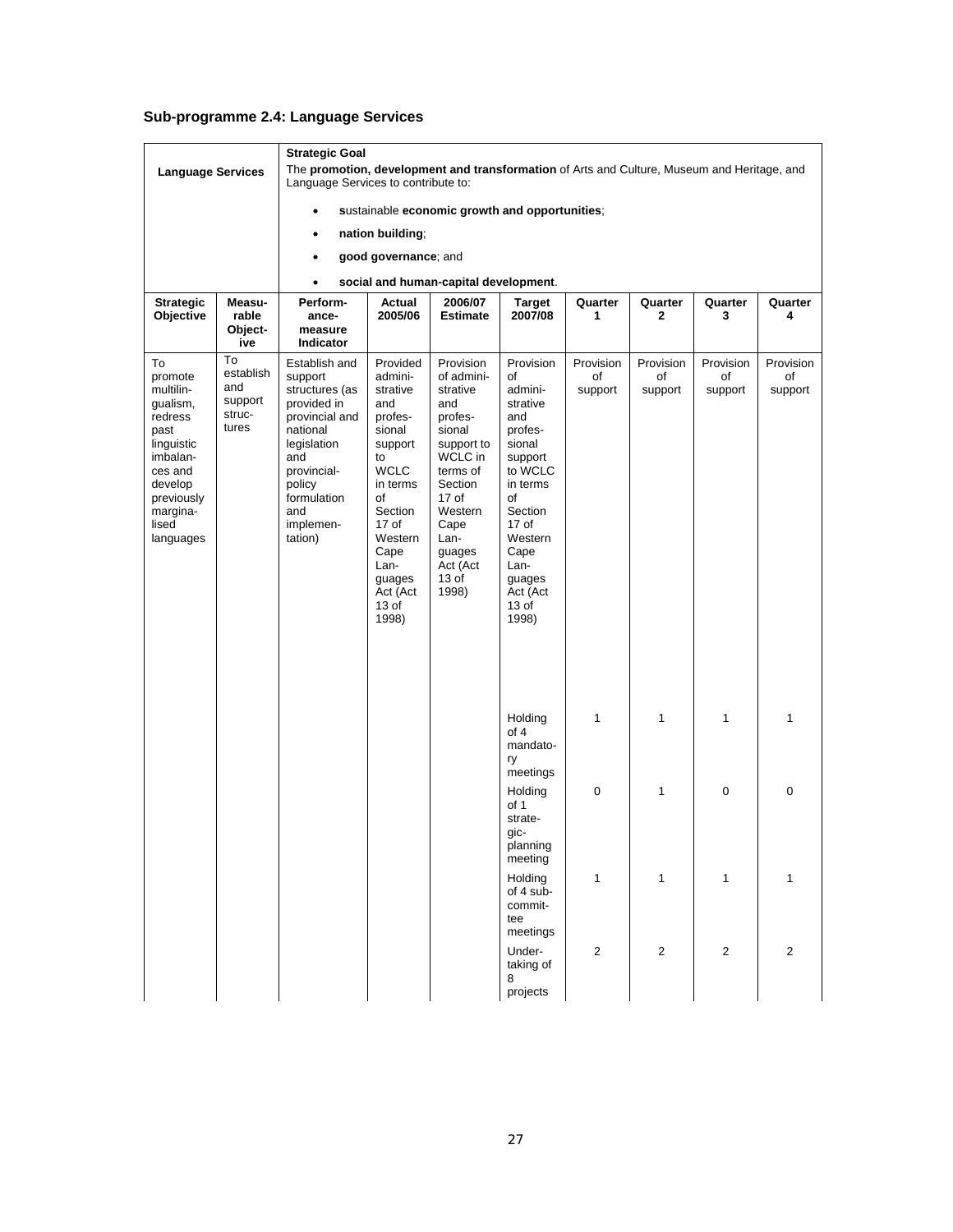## Sub-programme 2.4: Language Services

| Language Services | | **Strategic Goal**<br>The **promotion, development and transformation** of Arts and Culture, Museum and Heritage, and Language Services to contribute to:<br>• **s**ustainable **economic growth and opportunities**;<br>• **nation building**;<br>• **good governance**; and<br>• **social and human-capital development**. | | | | | | | |
|---|---|---|---|---|---|---|---|---|---|
| **Strategic Objective** | **Measurable Objective** | **Performance-measure Indicator** | **Actual 2005/06** | **2006/07 Estimate** | **Target 2007/08** | **Quarter 1** | **Quarter 2** | **Quarter 3** | **Quarter 4** |
| To promote multilingualism, redress past linguistic imbalances and develop previously marginalised languages | To establish and support structures | Establish and support structures (as provided in provincial and national legislation and provincial-policy formulation and implementation) | Provided administrative and professional support to WCLC in terms of Section 17 of Western Cape Languages Act (Act 13 of 1998) | Provision of administrative and professional support to WCLC in terms of Section 17 of Western Cape Languages Act (Act 13 of 1998) | Provision of administrative and professional support to WCLC in terms of Section 17 of Western Cape Languages Act (Act 13 of 1998) | Provision of support | Provision of support | Provision of support | Provision of support |
| | | | | | Holding of 4 mandatory meetings | 1 | 1 | 1 | 1 |
| | | | | | Holding of 1 strategic-planning meeting | 0 | 1 | 0 | 0 |
| | | | | | Holding of 4 sub-committee meetings | 1 | 1 | 1 | 1 |
| | | | | | Undertaking of 8 projects | 2 | 2 | 2 | 2 |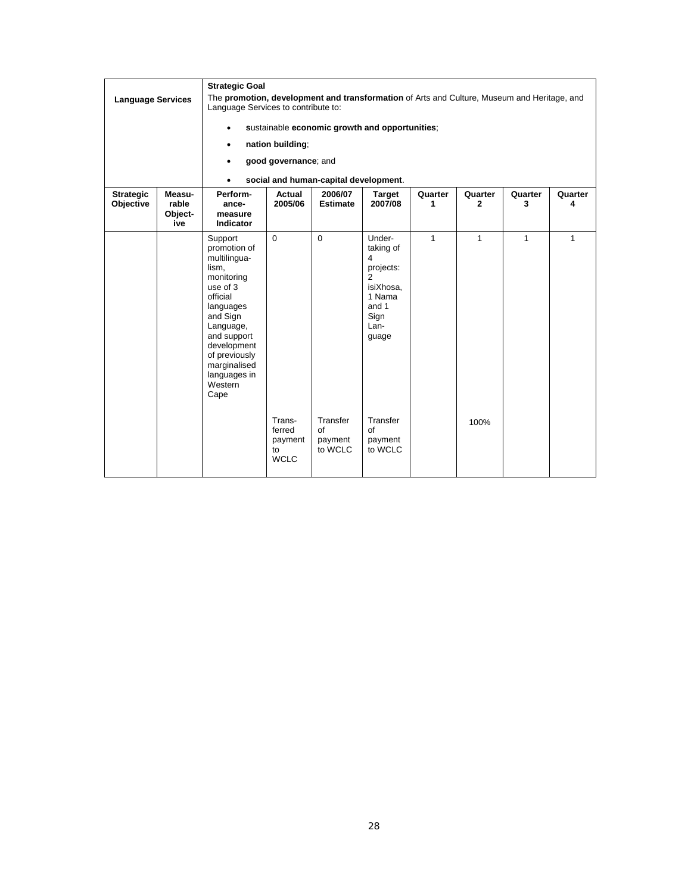| Language Services | | Strategic Goal<br>The **promotion, development and transformation** of Arts and Culture, Museum and Heritage, and Language Services to contribute to:<br>• **s**ustainable **economic growth and opportunities**;<br>• **nation building**;<br>• **good governance**; and<br>• **social and human-capital development**. | | | | | | | |
|---|---|---|---|---|---|---|---|---|---|
| **Strategic Objective** | **Measurable Objective** | **Performance-measure Indicator** | **Actual 2005/06** | **2006/07 Estimate** | **Target 2007/08** | **Quarter 1** | **Quarter 2** | **Quarter 3** | **Quarter 4** |
| | | Support promotion of multilingualism, monitoring use of 3 official languages and Sign Language, and support development of previously marginalised languages in Western Cape | 0 | 0 | Undertaking of 4 projects: 2 isiXhosa, 1 Nama and 1 Sign Language | 1 | 1 | 1 | 1 |
| | | | Transferred payment to WCLC | Transfer of payment to WCLC | Transfer of payment to WCLC | | 100% | | |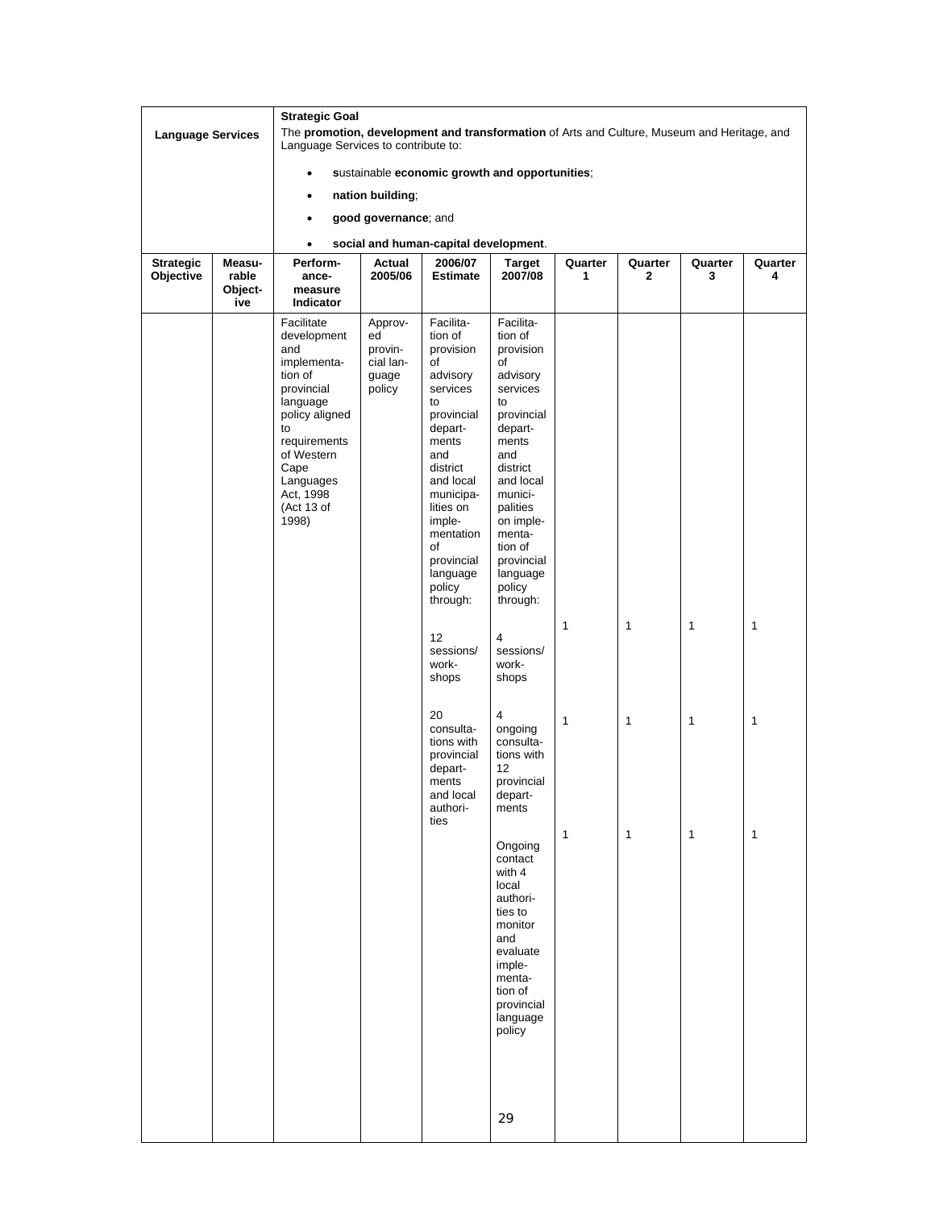| Language Services | | **Strategic Goal**<br>The **promotion, development and transformation** of Arts and Culture, Museum and Heritage, and Language Services to contribute to:<br>• **s**ustainable **economic growth and opportunities**;<br>• **nation building**;<br>• **good governance**; and<br>• **social and human-capital development**. | | | | | | | |
|---|---|---|---|---|---|---|---|---|---|
| **Strategic Objective** | **Measurable Objective** | **Performance-measure Indicator** | **Actual 2005/06** | **2006/07 Estimate** | **Target 2007/08** | **Quarter 1** | **Quarter 2** | **Quarter 3** | **Quarter 4** |
| | | Facilitate development and implementation of provincial language policy aligned to requirements of Western Cape Languages Act, 1998 (Act 13 of 1998) | Approved provincial language policy | Facilitation of provision of advisory services to provincial departments and district and local municipalities on implementation of provincial language policy through: | Facilitation of provision of advisory services to provincial departments and district and local municipalities on implementation of provincial language policy through: | | | | |
| | | | | 12 sessions/ workshops | 4 sessions/ workshops | 1 | 1 | 1 | 1 |
| | | | | 20 consultations with provincial departments and local authorities | 4 ongoing consultations with 12 provincial departments | 1 | 1 | 1 | 1 |
| | | | | | Ongoing contact with 4 local authorities to monitor and evaluate implementation of provincial language policy | 1 | 1 | 1 | 1 |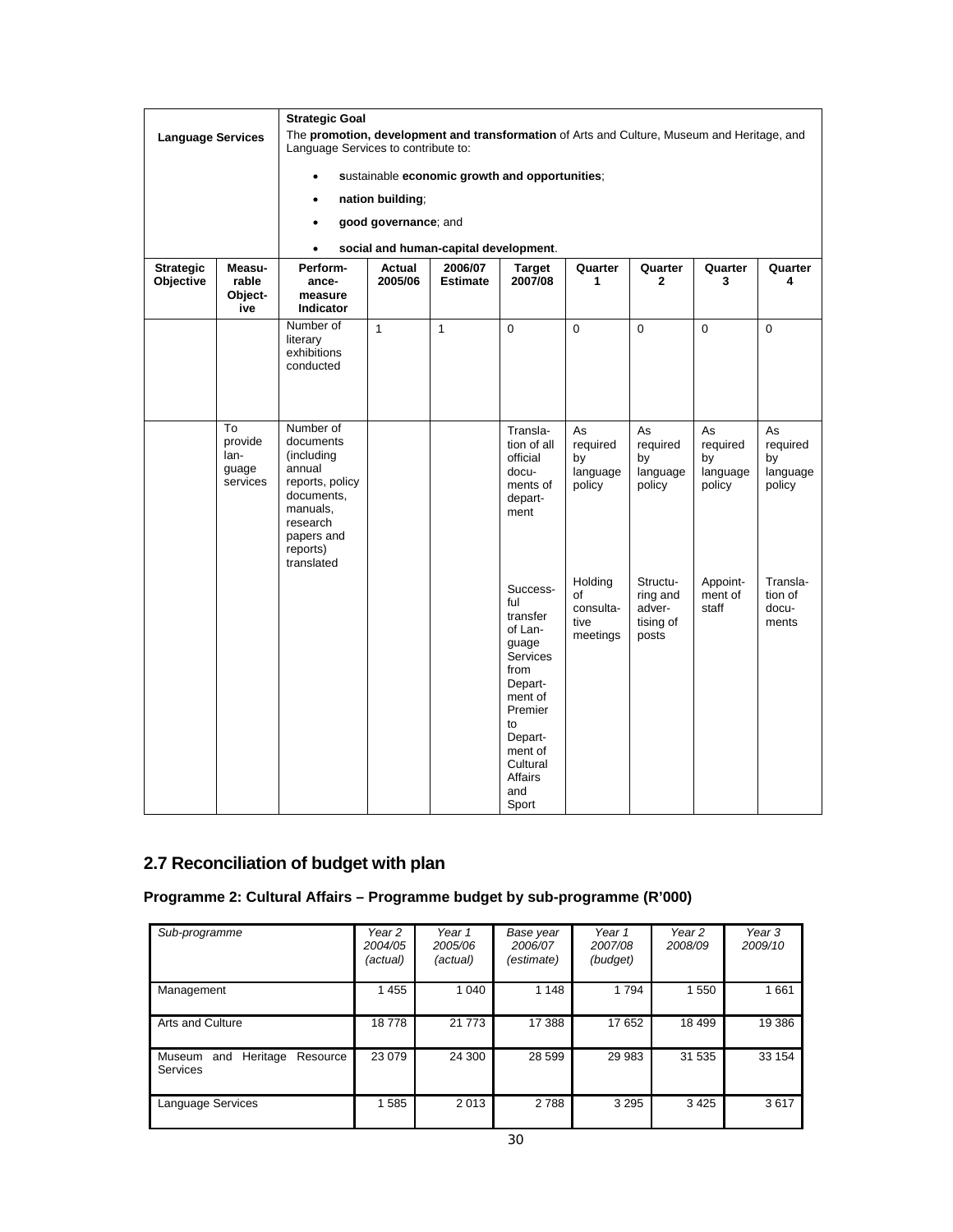| Language Services | | Strategic Goal<br>The **promotion, development and transformation** of Arts and Culture, Museum and Heritage, and Language Services to contribute to:<br>• **s**ustainable **economic growth and opportunities**;<br>• **nation building**;<br>• **good governance**; and<br>• **social and human-capital development**. | | | | | | | |
|---|---|---|---|---|---|---|---|---|---|
| **Strategic Objective** | **Measurable Objective** | **Performance measure Indicator** | **Actual 2005/06** | **2006/07 Estimate** | **Target 2007/08** | **Quarter 1** | **Quarter 2** | **Quarter 3** | **Quarter 4** |
| | | Number of literary exhibitions conducted | 1 | 1 | 0 | 0 | 0 | 0 | 0 |
| | To provide language services | Number of documents (including annual reports, policy documents, manuals, research papers and reports) translated | | | Translation of all official documents of department | As required by language policy | As required by language policy | As required by language policy | As required by language policy |
| | | | | | Successful transfer of Language Services from Department of Premier to Department of Cultural Affairs and Sport | Holding of consultative meetings | Structuring and advertising of posts | Appointment of staff | Translation of documents |

## 2.7 Reconciliation of budget with plan

### Programme 2: Cultural Affairs – Programme budget by sub-programme (R'000)

| *Sub-programme* | *Year 2 2004/05 (actual)* | *Year 1 2005/06 (actual)* | *Base year 2006/07 (estimate)* | *Year 1 2007/08 (budget)* | *Year 2 2008/09* | *Year 3 2009/10* |
|---|---|---|---|---|---|---|
| Management | 1 455 | 1 040 | 1 148 | 1 794 | 1 550 | 1 661 |
| Arts and Culture | 18 778 | 21 773 | 17 388 | 17 652 | 18 499 | 19 386 |
| Museum and Heritage Resource Services | 23 079 | 24 300 | 28 599 | 29 983 | 31 535 | 33 154 |
| Language Services | 1 585 | 2 013 | 2 788 | 3 295 | 3 425 | 3 617 |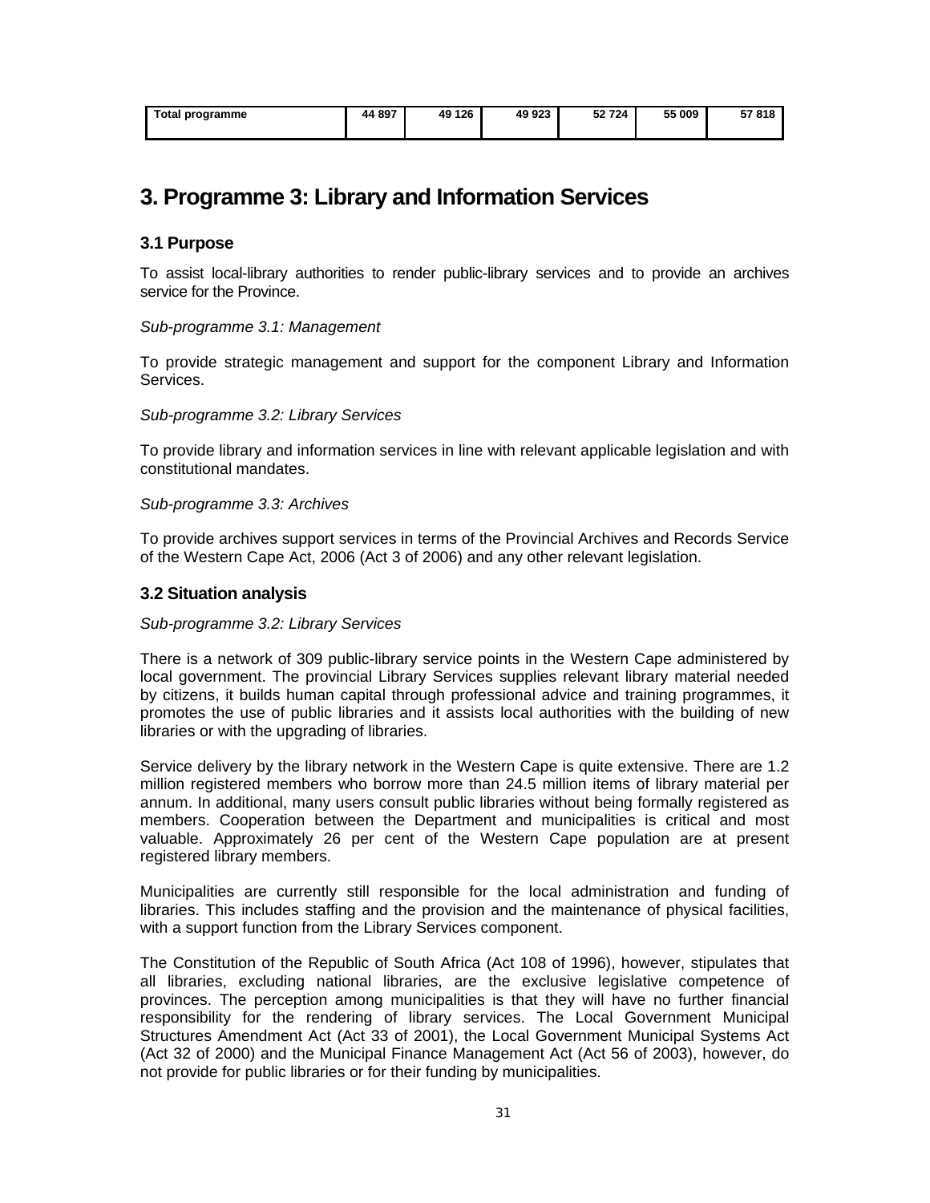| Total programme | 44 897 | 49 126 | 49 923 | 52 724 | 55 009 | 57 818 |
|---|---|---|---|---|---|---|

# 3. Programme 3: Library and Information Services

## 3.1 Purpose

To assist local-library authorities to render public-library services and to provide an archives service for the Province.

*Sub-programme 3.1: Management*

To provide strategic management and support for the component Library and Information Services.

*Sub-programme 3.2: Library Services*

To provide library and information services in line with relevant applicable legislation and with constitutional mandates.

*Sub-programme 3.3: Archives*

To provide archives support services in terms of the Provincial Archives and Records Service of the Western Cape Act, 2006 (Act 3 of 2006) and any other relevant legislation.

## 3.2 Situation analysis

*Sub-programme 3.2: Library Services*

There is a network of 309 public-library service points in the Western Cape administered by local government. The provincial Library Services supplies relevant library material needed by citizens, it builds human capital through professional advice and training programmes, it promotes the use of public libraries and it assists local authorities with the building of new libraries or with the upgrading of libraries.

Service delivery by the library network in the Western Cape is quite extensive. There are 1.2 million registered members who borrow more than 24.5 million items of library material per annum. In additional, many users consult public libraries without being formally registered as members. Cooperation between the Department and municipalities is critical and most valuable. Approximately 26 per cent of the Western Cape population are at present registered library members.

Municipalities are currently still responsible for the local administration and funding of libraries. This includes staffing and the provision and the maintenance of physical facilities, with a support function from the Library Services component.

The Constitution of the Republic of South Africa (Act 108 of 1996), however, stipulates that all libraries, excluding national libraries, are the exclusive legislative competence of provinces. The perception among municipalities is that they will have no further financial responsibility for the rendering of library services. The Local Government Municipal Structures Amendment Act (Act 33 of 2001), the Local Government Municipal Systems Act (Act 32 of 2000) and the Municipal Finance Management Act (Act 56 of 2003), however, do not provide for public libraries or for their funding by municipalities.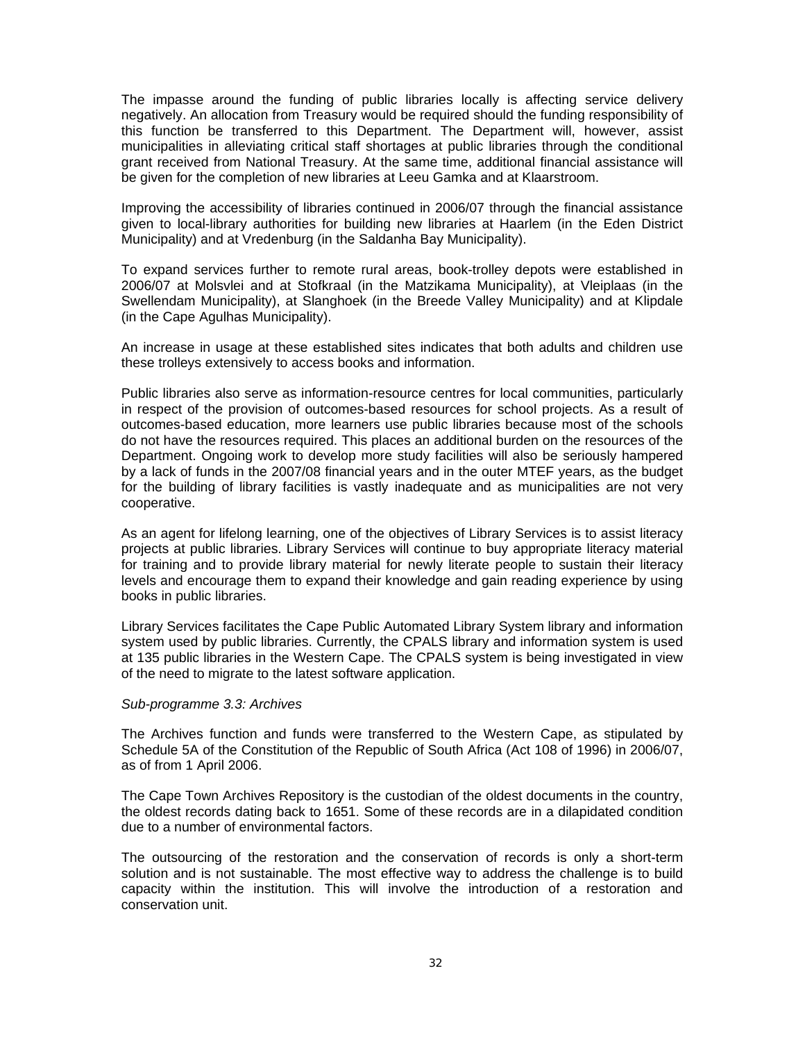The impasse around the funding of public libraries locally is affecting service delivery negatively. An allocation from Treasury would be required should the funding responsibility of this function be transferred to this Department. The Department will, however, assist municipalities in alleviating critical staff shortages at public libraries through the conditional grant received from National Treasury. At the same time, additional financial assistance will be given for the completion of new libraries at Leeu Gamka and at Klaarstroom.

Improving the accessibility of libraries continued in 2006/07 through the financial assistance given to local-library authorities for building new libraries at Haarlem (in the Eden District Municipality) and at Vredenburg (in the Saldanha Bay Municipality).

To expand services further to remote rural areas, book-trolley depots were established in 2006/07 at Molsvlei and at Stofkraal (in the Matzikama Municipality), at Vleiplaas (in the Swellendam Municipality), at Slanghoek (in the Breede Valley Municipality) and at Klipdale (in the Cape Agulhas Municipality).

An increase in usage at these established sites indicates that both adults and children use these trolleys extensively to access books and information.

Public libraries also serve as information-resource centres for local communities, particularly in respect of the provision of outcomes-based resources for school projects. As a result of outcomes-based education, more learners use public libraries because most of the schools do not have the resources required. This places an additional burden on the resources of the Department. Ongoing work to develop more study facilities will also be seriously hampered by a lack of funds in the 2007/08 financial years and in the outer MTEF years, as the budget for the building of library facilities is vastly inadequate and as municipalities are not very cooperative.

As an agent for lifelong learning, one of the objectives of Library Services is to assist literacy projects at public libraries. Library Services will continue to buy appropriate literacy material for training and to provide library material for newly literate people to sustain their literacy levels and encourage them to expand their knowledge and gain reading experience by using books in public libraries.

Library Services facilitates the Cape Public Automated Library System library and information system used by public libraries. Currently, the CPALS library and information system is used at 135 public libraries in the Western Cape. The CPALS system is being investigated in view of the need to migrate to the latest software application.

*Sub-programme 3.3: Archives*

The Archives function and funds were transferred to the Western Cape, as stipulated by Schedule 5A of the Constitution of the Republic of South Africa (Act 108 of 1996) in 2006/07, as of from 1 April 2006.

The Cape Town Archives Repository is the custodian of the oldest documents in the country, the oldest records dating back to 1651. Some of these records are in a dilapidated condition due to a number of environmental factors.

The outsourcing of the restoration and the conservation of records is only a short-term solution and is not sustainable. The most effective way to address the challenge is to build capacity within the institution. This will involve the introduction of a restoration and conservation unit.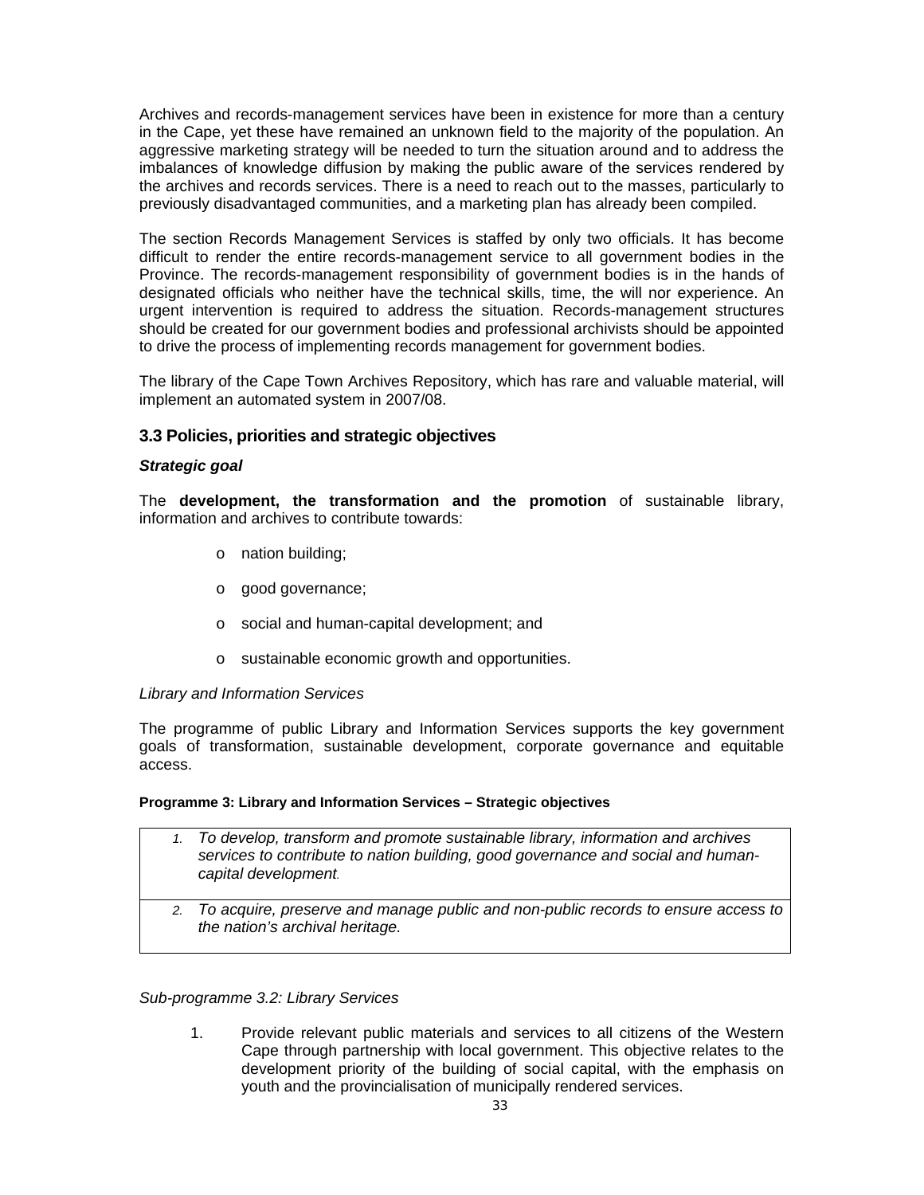Archives and records-management services have been in existence for more than a century in the Cape, yet these have remained an unknown field to the majority of the population. An aggressive marketing strategy will be needed to turn the situation around and to address the imbalances of knowledge diffusion by making the public aware of the services rendered by the archives and records services. There is a need to reach out to the masses, particularly to previously disadvantaged communities, and a marketing plan has already been compiled.

The section Records Management Services is staffed by only two officials. It has become difficult to render the entire records-management service to all government bodies in the Province. The records-management responsibility of government bodies is in the hands of designated officials who neither have the technical skills, time, the will nor experience. An urgent intervention is required to address the situation. Records-management structures should be created for our government bodies and professional archivists should be appointed to drive the process of implementing records management for government bodies.

The library of the Cape Town Archives Repository, which has rare and valuable material, will implement an automated system in 2007/08.

### 3.3 Policies, priorities and strategic objectives

***Strategic goal***

The **development, the transformation and the promotion** of sustainable library, information and archives to contribute towards:

- nation building;
- good governance;
- social and human-capital development; and
- sustainable economic growth and opportunities.

*Library and Information Services*

The programme of public Library and Information Services supports the key government goals of transformation, sustainable development, corporate governance and equitable access.

**Programme 3: Library and Information Services – Strategic objectives**

| |
|---|
| 1. *To develop, transform and promote sustainable library, information and archives services to contribute to nation building, good governance and social and human-capital development.* |
| 2. *To acquire, preserve and manage public and non-public records to ensure access to the nation's archival heritage.* |

*Sub-programme 3.2: Library Services*

1. Provide relevant public materials and services to all citizens of the Western Cape through partnership with local government. This objective relates to the development priority of the building of social capital, with the emphasis on youth and the provincialisation of municipally rendered services.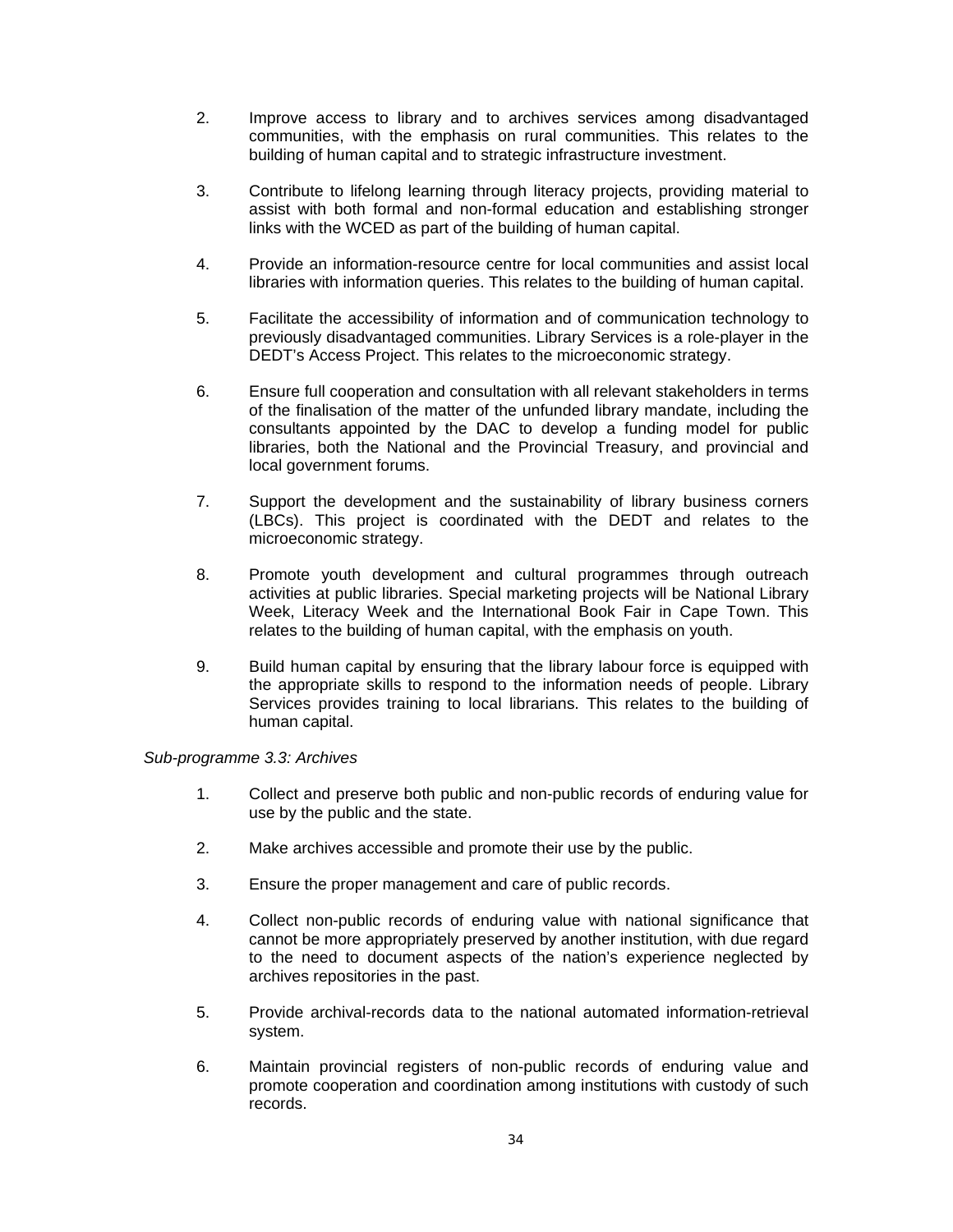2. Improve access to library and to archives services among disadvantaged communities, with the emphasis on rural communities. This relates to the building of human capital and to strategic infrastructure investment.

3. Contribute to lifelong learning through literacy projects, providing material to assist with both formal and non-formal education and establishing stronger links with the WCED as part of the building of human capital.

4. Provide an information-resource centre for local communities and assist local libraries with information queries. This relates to the building of human capital.

5. Facilitate the accessibility of information and of communication technology to previously disadvantaged communities. Library Services is a role-player in the DEDT's Access Project. This relates to the microeconomic strategy.

6. Ensure full cooperation and consultation with all relevant stakeholders in terms of the finalisation of the matter of the unfunded library mandate, including the consultants appointed by the DAC to develop a funding model for public libraries, both the National and the Provincial Treasury, and provincial and local government forums.

7. Support the development and the sustainability of library business corners (LBCs). This project is coordinated with the DEDT and relates to the microeconomic strategy.

8. Promote youth development and cultural programmes through outreach activities at public libraries. Special marketing projects will be National Library Week, Literacy Week and the International Book Fair in Cape Town. This relates to the building of human capital, with the emphasis on youth.

9. Build human capital by ensuring that the library labour force is equipped with the appropriate skills to respond to the information needs of people. Library Services provides training to local librarians. This relates to the building of human capital.

*Sub-programme 3.3: Archives*

1. Collect and preserve both public and non-public records of enduring value for use by the public and the state.

2. Make archives accessible and promote their use by the public.

3. Ensure the proper management and care of public records.

4. Collect non-public records of enduring value with national significance that cannot be more appropriately preserved by another institution, with due regard to the need to document aspects of the nation's experience neglected by archives repositories in the past.

5. Provide archival-records data to the national automated information-retrieval system.

6. Maintain provincial registers of non-public records of enduring value and promote cooperation and coordination among institutions with custody of such records.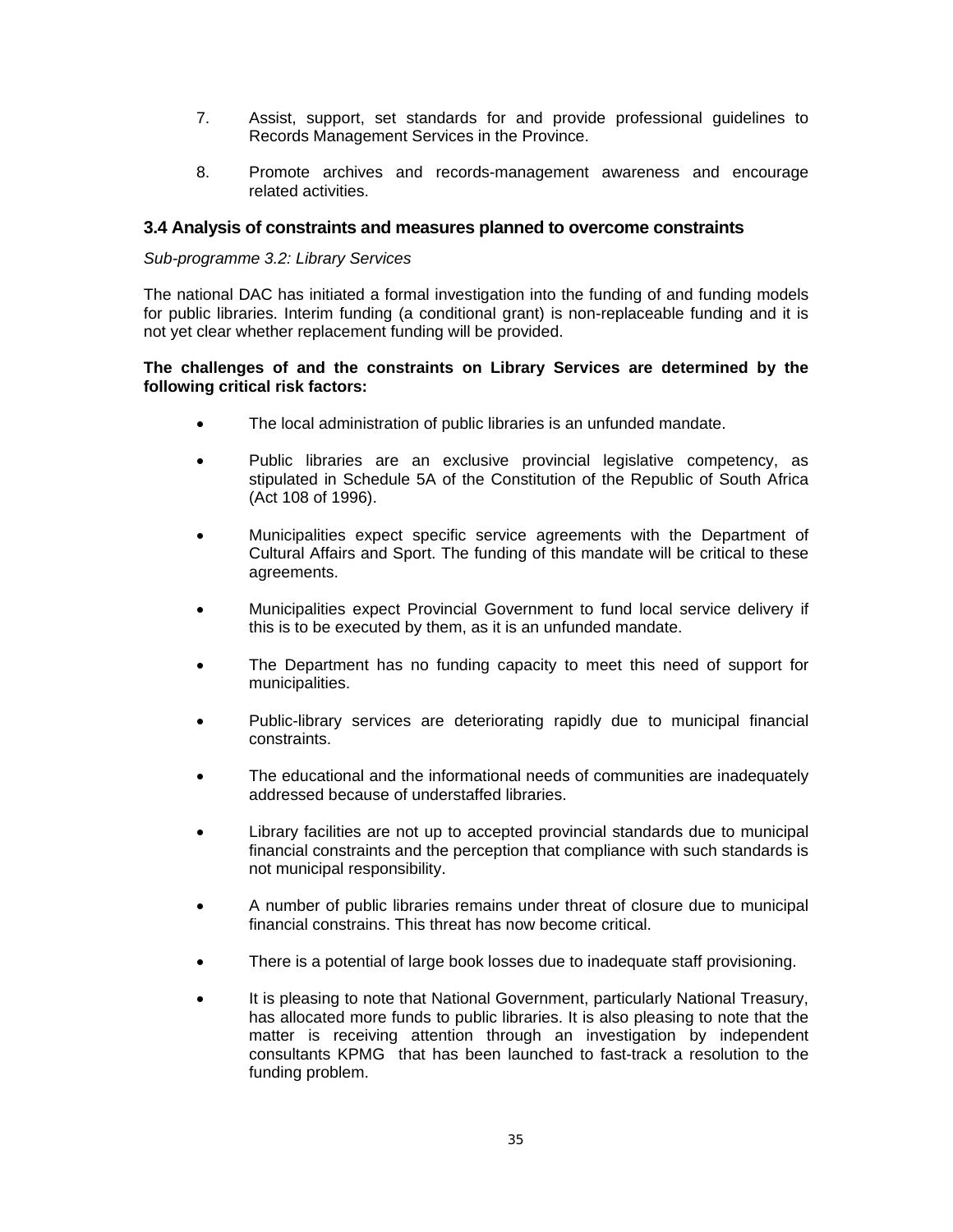7. Assist, support, set standards for and provide professional guidelines to Records Management Services in the Province.

8. Promote archives and records-management awareness and encourage related activities.

### 3.4 Analysis of constraints and measures planned to overcome constraints

*Sub-programme 3.2: Library Services*

The national DAC has initiated a formal investigation into the funding of and funding models for public libraries. Interim funding (a conditional grant) is non-replaceable funding and it is not yet clear whether replacement funding will be provided.

**The challenges of and the constraints on Library Services are determined by the following critical risk factors:**

- The local administration of public libraries is an unfunded mandate.
- Public libraries are an exclusive provincial legislative competency, as stipulated in Schedule 5A of the Constitution of the Republic of South Africa (Act 108 of 1996).
- Municipalities expect specific service agreements with the Department of Cultural Affairs and Sport. The funding of this mandate will be critical to these agreements.
- Municipalities expect Provincial Government to fund local service delivery if this is to be executed by them, as it is an unfunded mandate.
- The Department has no funding capacity to meet this need of support for municipalities.
- Public-library services are deteriorating rapidly due to municipal financial constraints.
- The educational and the informational needs of communities are inadequately addressed because of understaffed libraries.
- Library facilities are not up to accepted provincial standards due to municipal financial constraints and the perception that compliance with such standards is not municipal responsibility.
- A number of public libraries remains under threat of closure due to municipal financial constrains. This threat has now become critical.
- There is a potential of large book losses due to inadequate staff provisioning.
- It is pleasing to note that National Government, particularly National Treasury, has allocated more funds to public libraries. It is also pleasing to note that the matter is receiving attention through an investigation by independent consultants KPMG that has been launched to fast-track a resolution to the funding problem.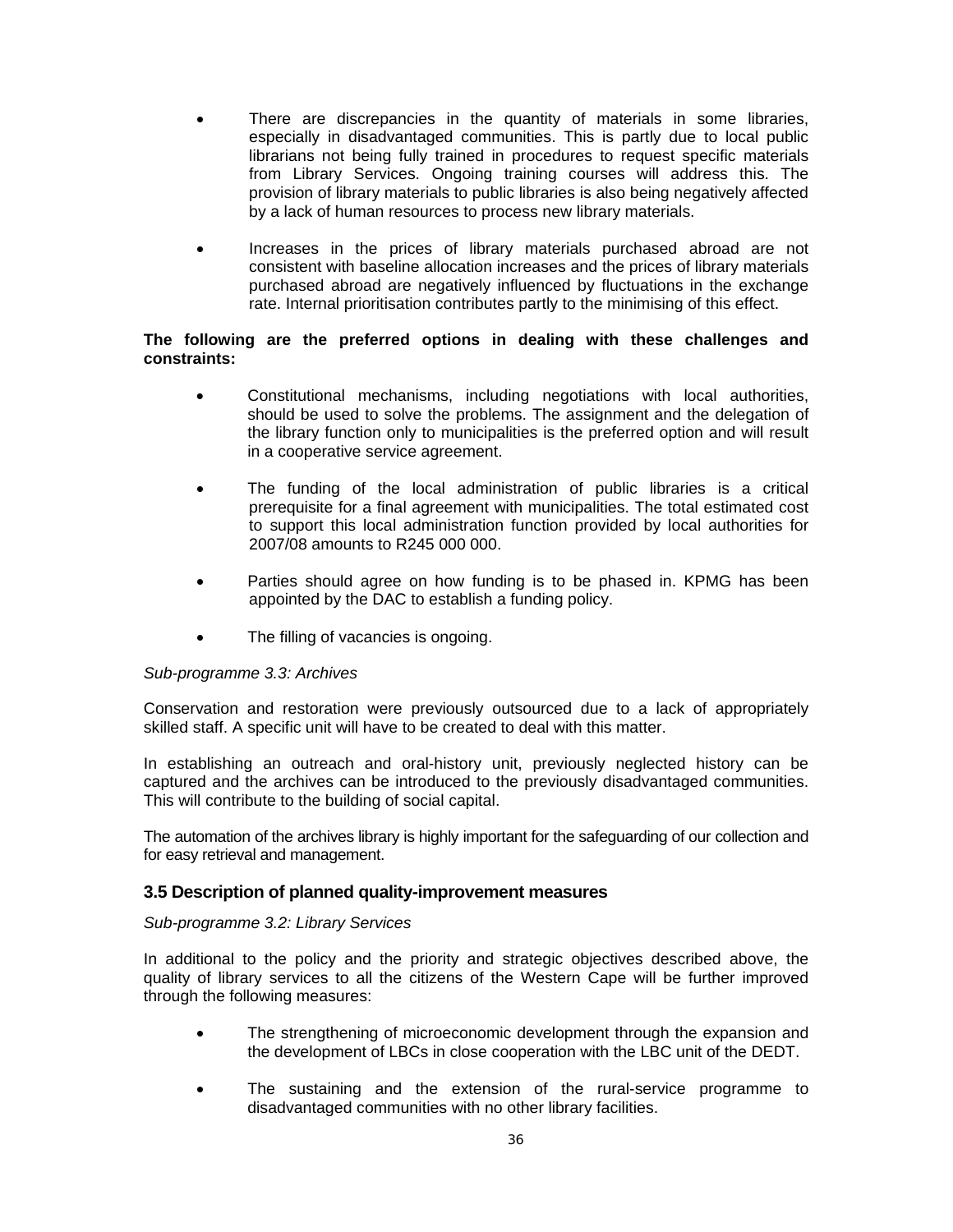- There are discrepancies in the quantity of materials in some libraries, especially in disadvantaged communities. This is partly due to local public librarians not being fully trained in procedures to request specific materials from Library Services. Ongoing training courses will address this. The provision of library materials to public libraries is also being negatively affected by a lack of human resources to process new library materials.

- Increases in the prices of library materials purchased abroad are not consistent with baseline allocation increases and the prices of library materials purchased abroad are negatively influenced by fluctuations in the exchange rate. Internal prioritisation contributes partly to the minimising of this effect.

**The following are the preferred options in dealing with these challenges and constraints:**

- Constitutional mechanisms, including negotiations with local authorities, should be used to solve the problems. The assignment and the delegation of the library function only to municipalities is the preferred option and will result in a cooperative service agreement.

- The funding of the local administration of public libraries is a critical prerequisite for a final agreement with municipalities. The total estimated cost to support this local administration function provided by local authorities for 2007/08 amounts to R245 000 000.

- Parties should agree on how funding is to be phased in. KPMG has been appointed by the DAC to establish a funding policy.

- The filling of vacancies is ongoing.

*Sub-programme 3.3: Archives*

Conservation and restoration were previously outsourced due to a lack of appropriately skilled staff. A specific unit will have to be created to deal with this matter.

In establishing an outreach and oral-history unit, previously neglected history can be captured and the archives can be introduced to the previously disadvantaged communities. This will contribute to the building of social capital.

The automation of the archives library is highly important for the safeguarding of our collection and for easy retrieval and management.

### 3.5 Description of planned quality-improvement measures

*Sub-programme 3.2: Library Services*

In additional to the policy and the priority and strategic objectives described above, the quality of library services to all the citizens of the Western Cape will be further improved through the following measures:

- The strengthening of microeconomic development through the expansion and the development of LBCs in close cooperation with the LBC unit of the DEDT.

- The sustaining and the extension of the rural-service programme to disadvantaged communities with no other library facilities.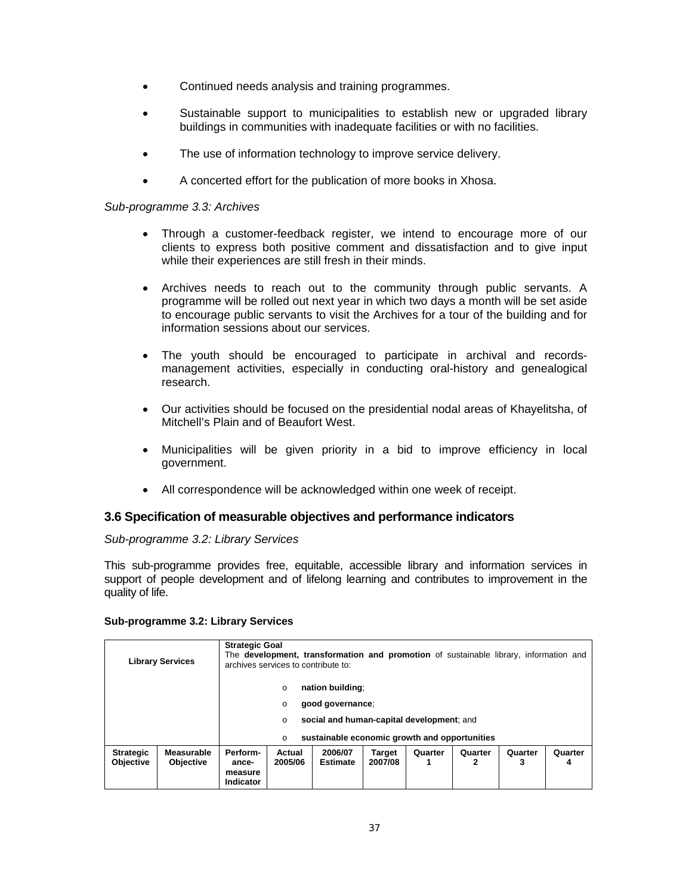- Continued needs analysis and training programmes.
- Sustainable support to municipalities to establish new or upgraded library buildings in communities with inadequate facilities or with no facilities.
- The use of information technology to improve service delivery.
- A concerted effort for the publication of more books in Xhosa.

*Sub-programme 3.3: Archives*

- Through a customer-feedback register, we intend to encourage more of our clients to express both positive comment and dissatisfaction and to give input while their experiences are still fresh in their minds.
- Archives needs to reach out to the community through public servants. A programme will be rolled out next year in which two days a month will be set aside to encourage public servants to visit the Archives for a tour of the building and for information sessions about our services.
- The youth should be encouraged to participate in archival and records-management activities, especially in conducting oral-history and genealogical research.
- Our activities should be focused on the presidential nodal areas of Khayelitsha, of Mitchell's Plain and of Beaufort West.
- Municipalities will be given priority in a bid to improve efficiency in local government.
- All correspondence will be acknowledged within one week of receipt.

## 3.6 Specification of measurable objectives and performance indicators

*Sub-programme 3.2: Library Services*

This sub-programme provides free, equitable, accessible library and information services in support of people development and of lifelong learning and contributes to improvement in the quality of life.

**Sub-programme 3.2: Library Services**

| **Library Services** | | **Strategic Goal**<br>The **development, transformation and promotion** of sustainable library, information and archives services to contribute to:<br>○ **nation building**;<br>○ **good governance**;<br>○ **social and human-capital development**; and<br>○ **sustainable economic growth and opportunities** | | | | | | | |
|---|---|---|---|---|---|---|---|---|---|
| **Strategic Objective** | **Measurable Objective** | **Perform-ance-measure Indicator** | **Actual 2005/06** | **2006/07 Estimate** | **Target 2007/08** | **Quarter 1** | **Quarter 2** | **Quarter 3** | **Quarter 4** |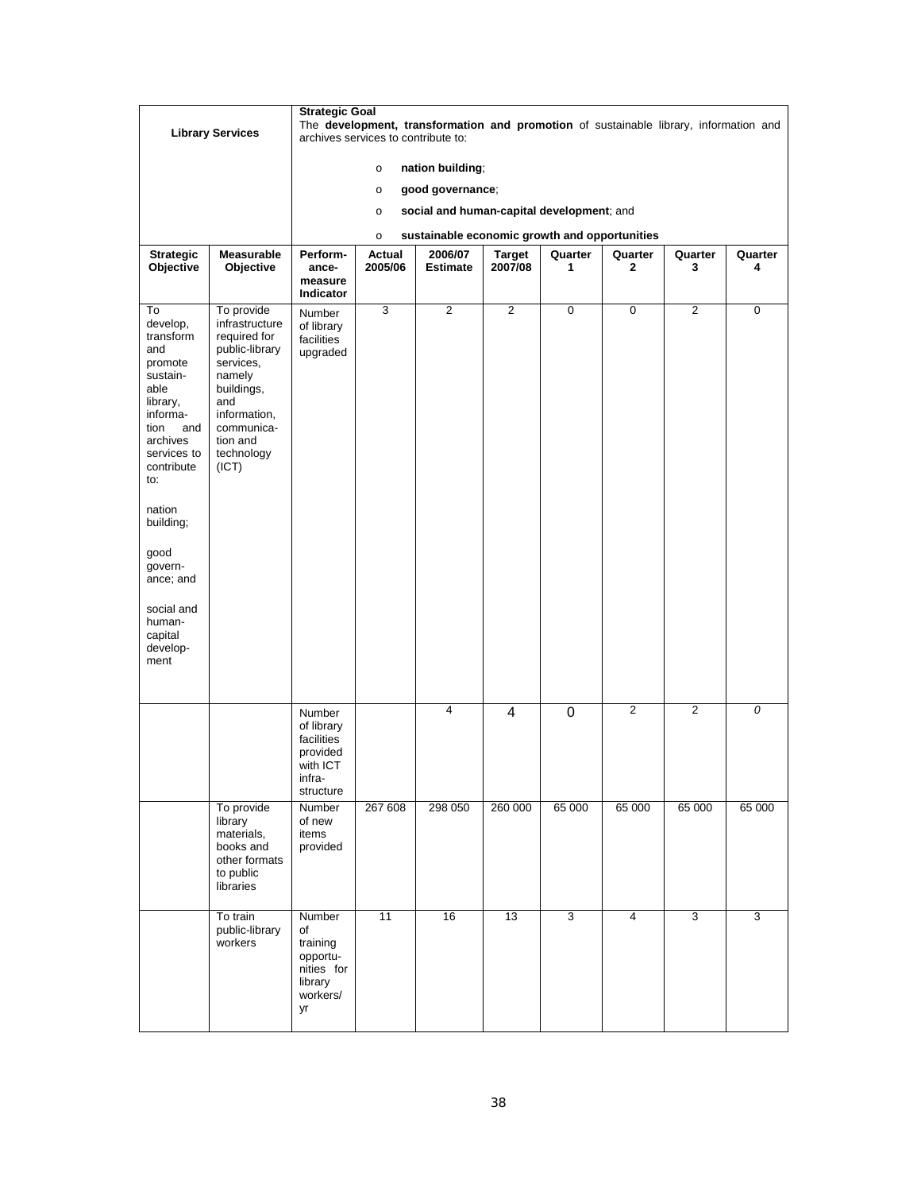| **Library Services** | | **Strategic Goal**<br>The **development, transformation and promotion** of sustainable library, information and archives services to contribute to:<br>o **nation building**;<br>o **good governance**;<br>o **social and human-capital development**; and<br>o **sustainable economic growth and opportunities** | | | | | | | |
|---|---|---|---|---|---|---|---|---|---|
| **Strategic Objective** | **Measurable Objective** | **Performance measure Indicator** | **Actual 2005/06** | **2006/07 Estimate** | **Target 2007/08** | **Quarter 1** | **Quarter 2** | **Quarter 3** | **Quarter 4** |
| To develop, transform and promote sustainable library, information and archives services to contribute to:<br><br>nation building;<br><br>good governance; and<br><br>social and human-capital development | To provide infrastructure required for public-library services, namely buildings, and information, communication and technology (ICT) | Number of library facilities upgraded | 3 | 2 | 2 | 0 | 0 | 2 | 0 |
| | | Number of library facilities provided with ICT infrastructure | | 4 | 4 | 0 | 2 | 2 | *0* |
| | To provide library materials, books and other formats to public libraries | Number of new items provided | 267 608 | 298 050 | 260 000 | 65 000 | 65 000 | 65 000 | 65 000 |
| | To train public-library workers | Number of training opportunities for library workers/yr | 11 | 16 | 13 | 3 | 4 | 3 | 3 |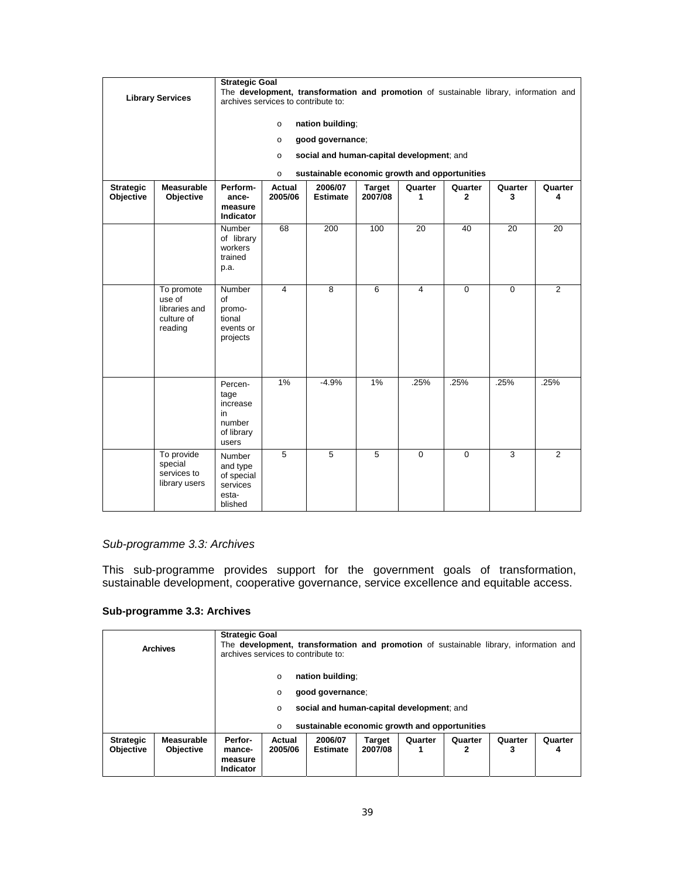| Library Services | | Strategic Goal<br>The **development, transformation and promotion** of sustainable library, information and archives services to contribute to:<br>o **nation building**;<br>o **good governance**;<br>o **social and human-capital development**; and<br>o **sustainable economic growth and opportunities** | | | | | | | |
|---|---|---|---|---|---|---|---|---|---|
| **Strategic Objective** | **Measurable Objective** | **Perform-ance-measure Indicator** | **Actual 2005/06** | **2006/07 Estimate** | **Target 2007/08** | **Quarter 1** | **Quarter 2** | **Quarter 3** | **Quarter 4** |
| | | Number of library workers trained p.a. | 68 | 200 | 100 | 20 | 40 | 20 | 20 |
| | To promote use of libraries and culture of reading | Number of promo-tional events or projects | 4 | 8 | 6 | 4 | 0 | 0 | 2 |
| | | Percen-tage increase in number of library users | 1% | -4.9% | 1% | .25% | .25% | .25% | .25% |
| | To provide special services to library users | Number and type of special services esta-blished | 5 | 5 | 5 | 0 | 0 | 3 | 2 |

*Sub-programme 3.3: Archives*

This sub-programme provides support for the government goals of transformation, sustainable development, cooperative governance, service excellence and equitable access.

**Sub-programme 3.3: Archives**

| Archives | | Strategic Goal<br>The **development, transformation and promotion** of sustainable library, information and archives services to contribute to:<br>o **nation building**;<br>o **good governance**;<br>o **social and human-capital development**; and<br>o **sustainable economic growth and opportunities** | | | | | | | |
|---|---|---|---|---|---|---|---|---|---|
| **Strategic Objective** | **Measurable Objective** | **Perfor-mance-measure Indicator** | **Actual 2005/06** | **2006/07 Estimate** | **Target 2007/08** | **Quarter 1** | **Quarter 2** | **Quarter 3** | **Quarter 4** |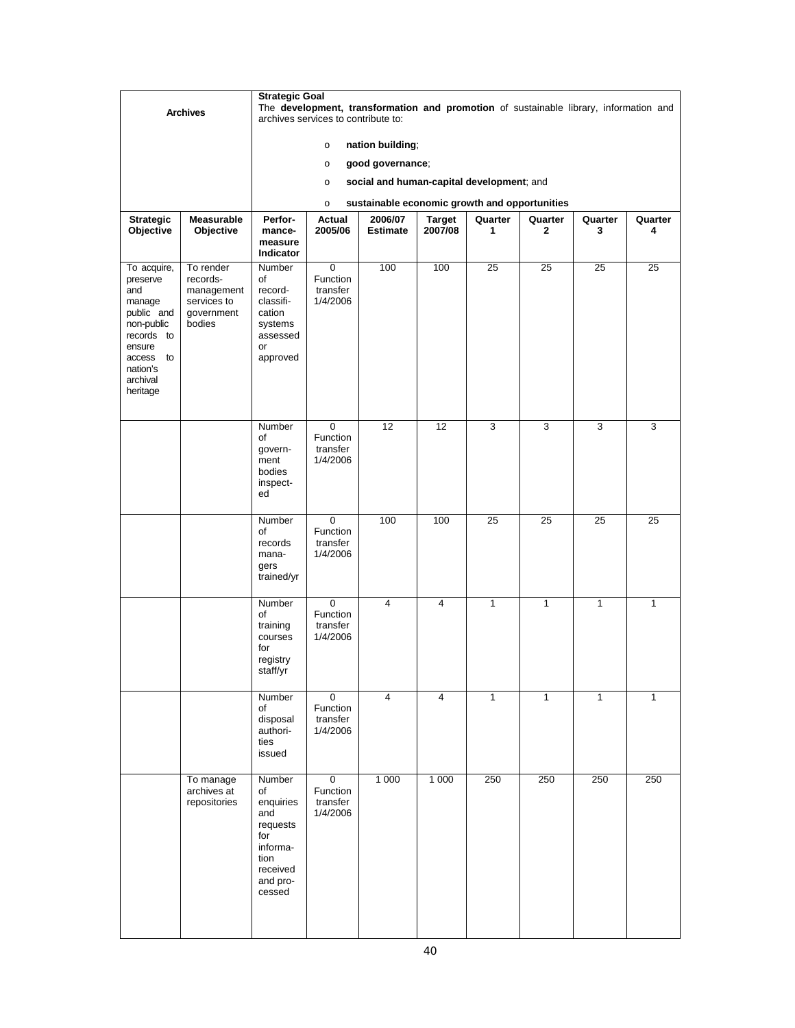| Archives | | Strategic Goal<br>The **development, transformation and promotion** of sustainable library, information and archives services to contribute to:<br>o **nation building**;<br>o **good governance**;<br>o **social and human-capital development**; and<br>o **sustainable economic growth and opportunities** | | | | | | | |
|---|---|---|---|---|---|---|---|---|---|
| **Strategic Objective** | **Measurable Objective** | **Performance-measure Indicator** | **Actual 2005/06** | **2006/07 Estimate** | **Target 2007/08** | **Quarter 1** | **Quarter 2** | **Quarter 3** | **Quarter 4** |
| To acquire, preserve and manage public and non-public records to ensure access to nation's archival heritage | To render records-management services to government bodies | Number of record-classification systems assessed or approved | 0 Function transfer 1/4/2006 | 100 | 100 | 25 | 25 | 25 | 25 |
| | | Number of government bodies inspected | 0 Function transfer 1/4/2006 | 12 | 12 | 3 | 3 | 3 | 3 |
| | | Number of records managers trained/yr | 0 Function transfer 1/4/2006 | 100 | 100 | 25 | 25 | 25 | 25 |
| | | Number of training courses for registry staff/yr | 0 Function transfer 1/4/2006 | 4 | 4 | 1 | 1 | 1 | 1 |
| | | Number of disposal authorities issued | 0 Function transfer 1/4/2006 | 4 | 4 | 1 | 1 | 1 | 1 |
| | To manage archives at repositories | Number of enquiries and requests for information received and processed | 0 Function transfer 1/4/2006 | 1 000 | 1 000 | 250 | 250 | 250 | 250 |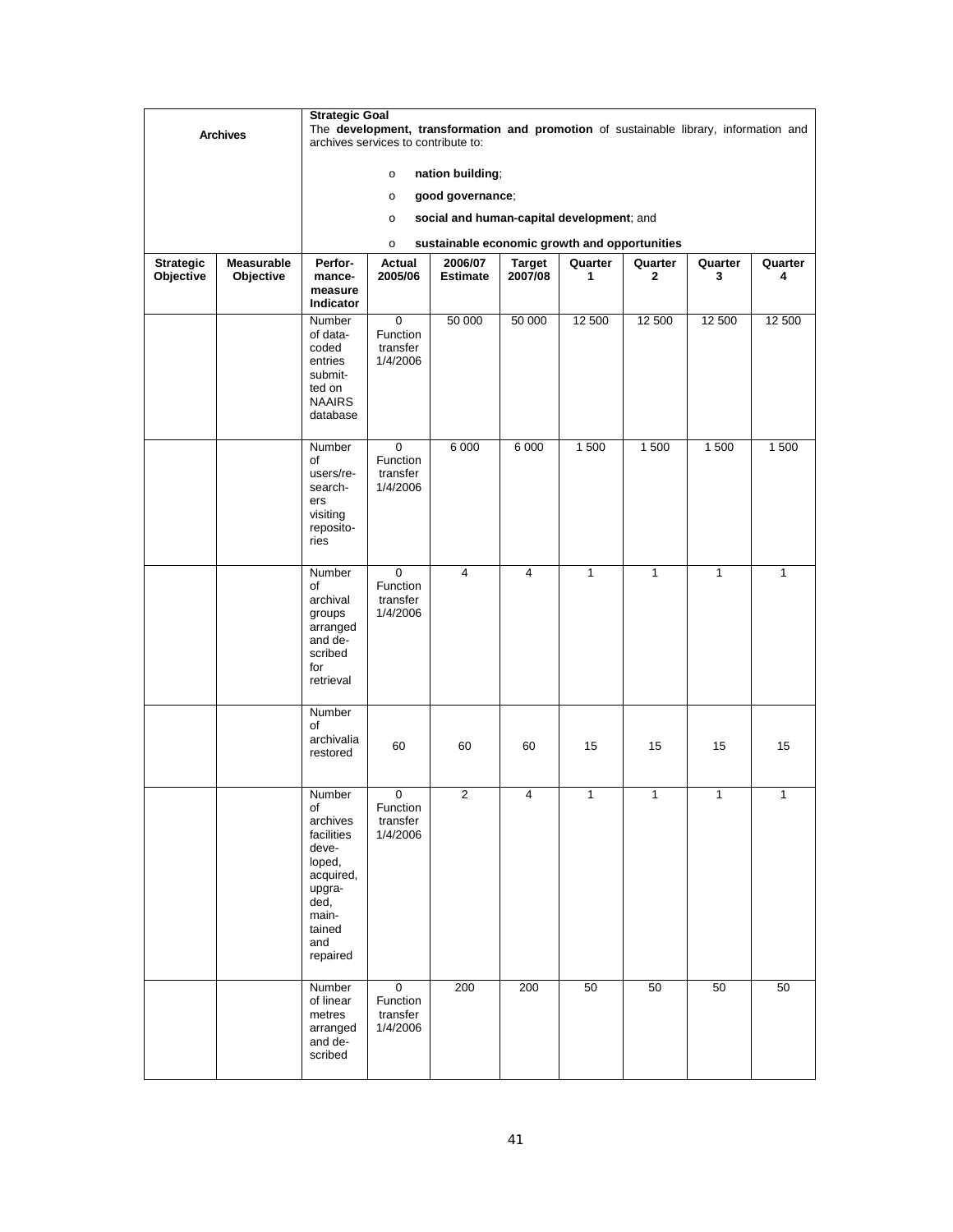| Archives | | **Strategic Goal**<br>The **development, transformation and promotion** of sustainable library, information and archives services to contribute to:<br>o **nation building**;<br>o **good governance**;<br>o **social and human-capital development**; and<br>o **sustainable economic growth and opportunities** | | | | | | | |
|---|---|---|---|---|---|---|---|---|---|
| **Strategic Objective** | **Measurable Objective** | **Performance measure Indicator** | **Actual 2005/06** | **2006/07 Estimate** | **Target 2007/08** | **Quarter 1** | **Quarter 2** | **Quarter 3** | **Quarter 4** |
| | | Number of data-coded entries submitted on NAAIRS database | 0 Function transfer 1/4/2006 | 50 000 | 50 000 | 12 500 | 12 500 | 12 500 | 12 500 |
| | | Number of users/researchers visiting repositories | 0 Function transfer 1/4/2006 | 6 000 | 6 000 | 1 500 | 1 500 | 1 500 | 1 500 |
| | | Number of archival groups arranged and described for retrieval | 0 Function transfer 1/4/2006 | 4 | 4 | 1 | 1 | 1 | 1 |
| | | Number of archivalia restored | 60 | 60 | 60 | 15 | 15 | 15 | 15 |
| | | Number of archives facilities developed, acquired, upgraded, maintained and repaired | 0 Function transfer 1/4/2006 | 2 | 4 | 1 | 1 | 1 | 1 |
| | | Number of linear metres arranged and described | 0 Function transfer 1/4/2006 | 200 | 200 | 50 | 50 | 50 | 50 |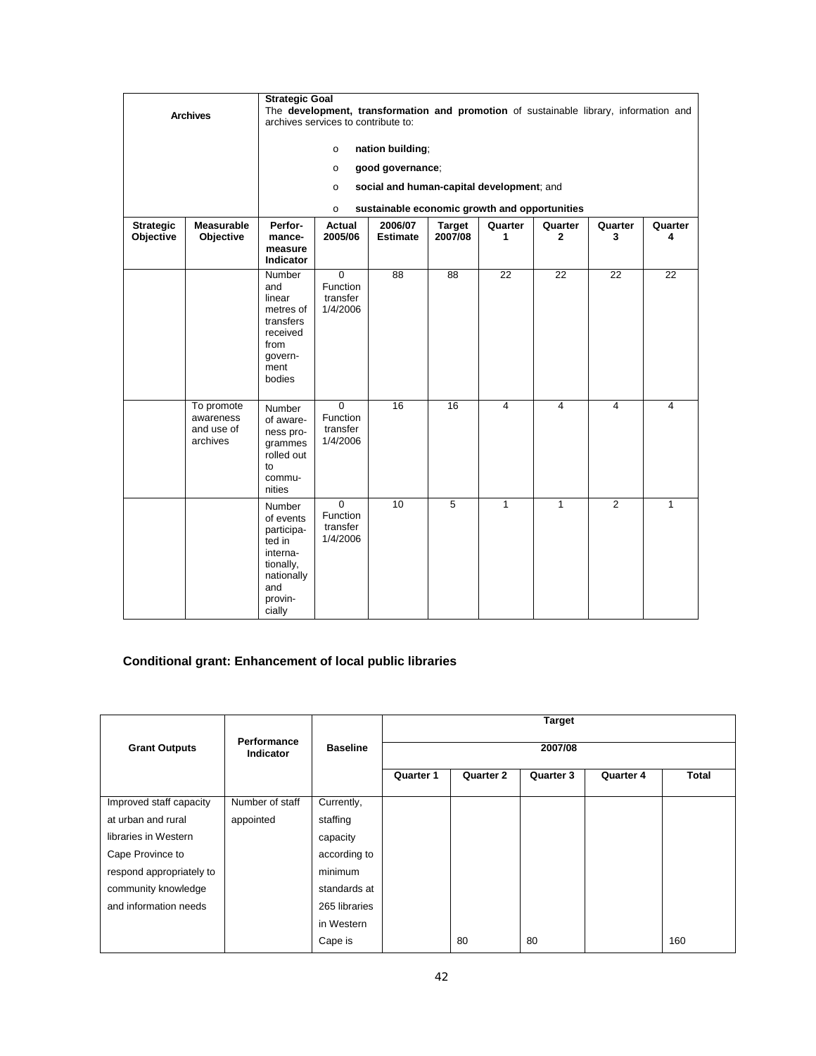| Archives | | **Strategic Goal**<br>The **development, transformation and promotion** of sustainable library, information and archives services to contribute to:<br>o **nation building**;<br>o **good governance**;<br>o **social and human-capital development**; and<br>o **sustainable economic growth and opportunities** | | | | | | | |
|---|---|---|---|---|---|---|---|---|---|
| **Strategic Objective** | **Measurable Objective** | **Perfor-mance-measure Indicator** | **Actual 2005/06** | **2006/07 Estimate** | **Target 2007/08** | **Quarter 1** | **Quarter 2** | **Quarter 3** | **Quarter 4** |
| | | Number and linear metres of transfers received from govern-ment bodies | 0 Function transfer 1/4/2006 | 88 | 88 | 22 | 22 | 22 | 22 |
| | To promote awareness and use of archives | Number of aware-ness pro-grammes rolled out to commu-nities | 0 Function transfer 1/4/2006 | 16 | 16 | 4 | 4 | 4 | 4 |
| | | Number of events participa-ted in interna-tionally, nationally and provin-cially | 0 Function transfer 1/4/2006 | 10 | 5 | 1 | 1 | 2 | 1 |

## Conditional grant: Enhancement of local public libraries

| Grant Outputs | Performance Indicator | Baseline | Target | | | | |
|---|---|---|---|---|---|---|---|
| | | | 2007/08 | | | | |
| | | | **Quarter 1** | **Quarter 2** | **Quarter 3** | **Quarter 4** | **Total** |
| Improved staff capacity at urban and rural libraries in Western Cape Province to respond appropriately to community knowledge and information needs | Number of staff appointed | Currently, staffing capacity according to minimum standards at 265 libraries in Western Cape is | | 80 | 80 | | 160 |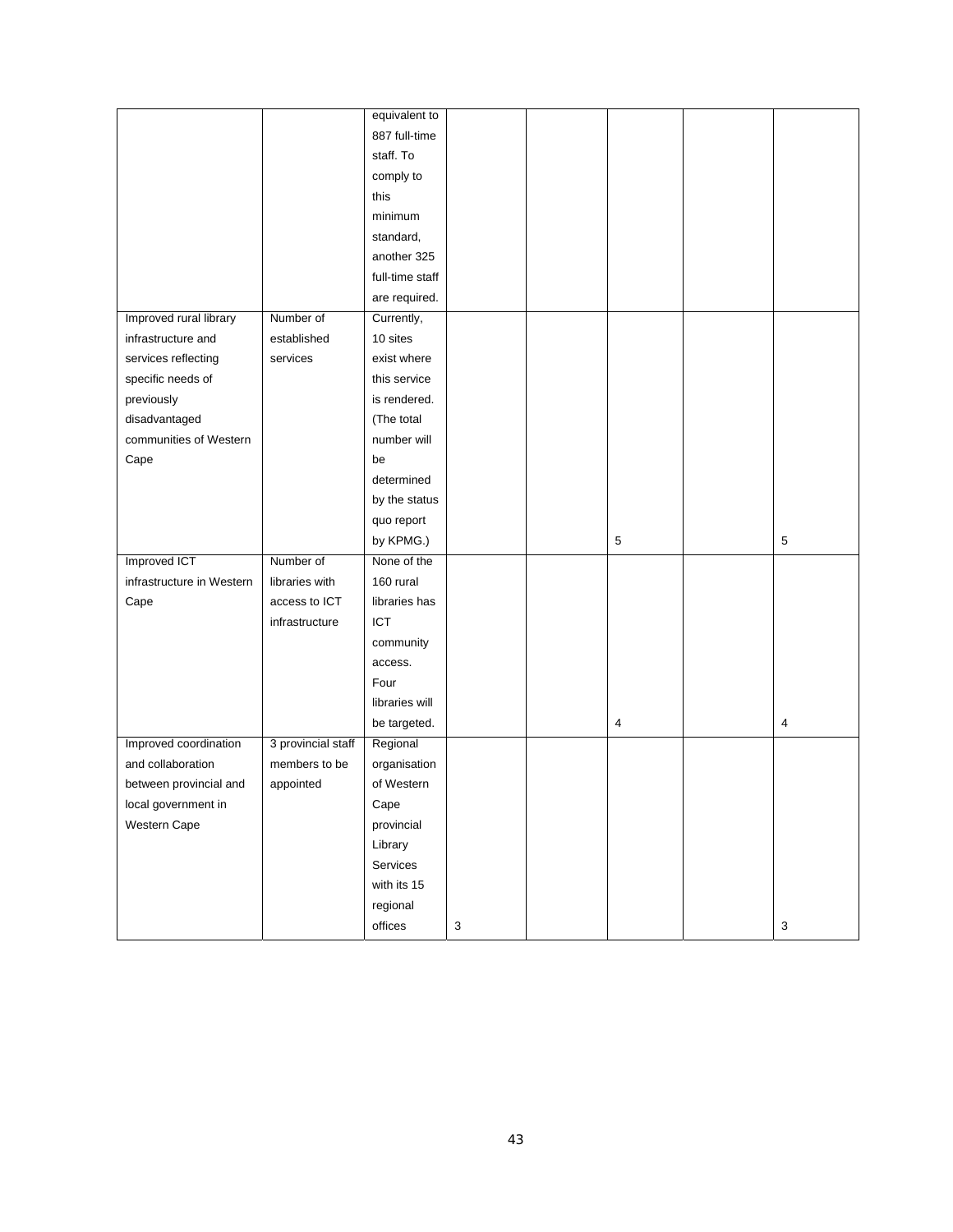|  |  |  |  |  |  |  |  |
|---|---|---|---|---|---|---|---|
|  |  | equivalent to 887 full-time staff. To comply to this minimum standard, another 325 full-time staff are required. |  |  |  |  |  |
| Improved rural library infrastructure and services reflecting specific needs of previously disadvantaged communities of Western Cape | Number of established services | Currently, 10 sites exist where this service is rendered. (The total number will be determined by the status quo report by KPMG.) |  |  | 5 |  | 5 |
| Improved ICT infrastructure in Western Cape | Number of libraries with access to ICT infrastructure | None of the 160 rural libraries has ICT community access. Four libraries will be targeted. |  |  | 4 |  | 4 |
| Improved coordination and collaboration between provincial and local government in Western Cape | 3 provincial staff members to be appointed | Regional organisation of Western Cape provincial Library Services with its 15 regional offices | 3 |  |  |  | 3 |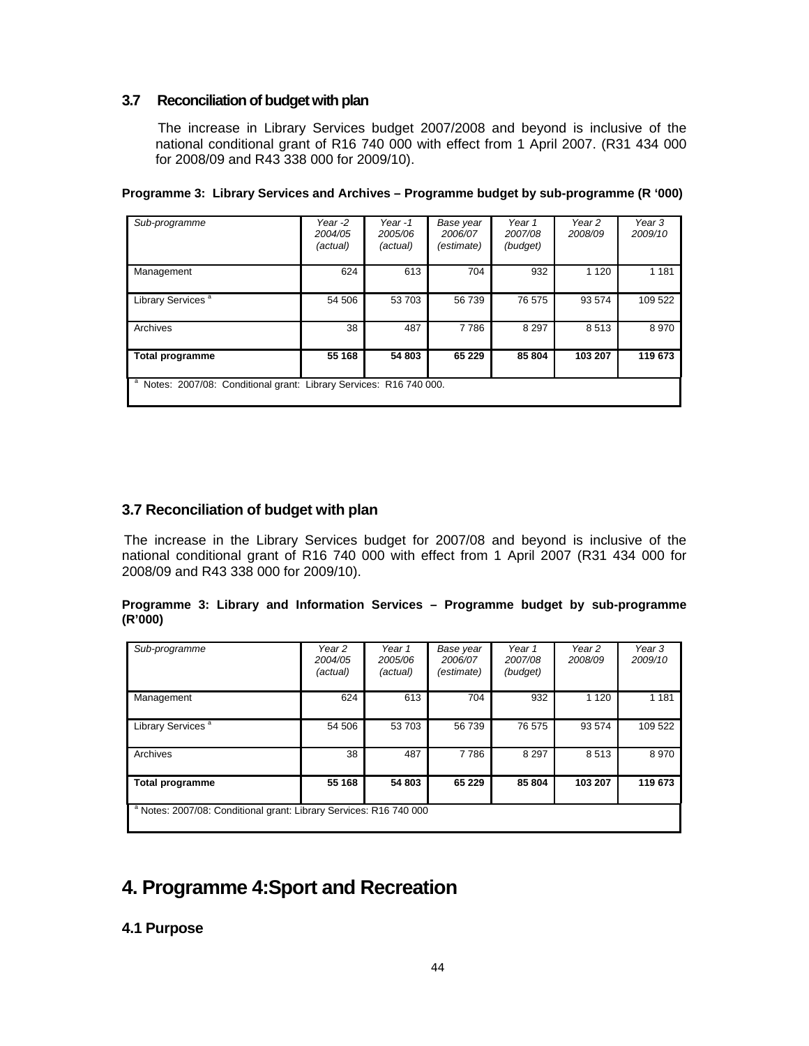### 3.7 Reconciliation of budget with plan

The increase in Library Services budget 2007/2008 and beyond is inclusive of the national conditional grant of R16 740 000 with effect from 1 April 2007. (R31 434 000 for 2008/09 and R43 338 000 for 2009/10).

**Programme 3: Library Services and Archives – Programme budget by sub-programme (R '000)**

| *Sub-programme* | *Year -2 2004/05 (actual)* | *Year -1 2005/06 (actual)* | *Base year 2006/07 (estimate)* | *Year 1 2007/08 (budget)* | *Year 2 2008/09* | *Year 3 2009/10* |
|---|---|---|---|---|---|---|
| Management | 624 | 613 | 704 | 932 | 1 120 | 1 181 |
| Library Services [a] | 54 506 | 53 703 | 56 739 | 76 575 | 93 574 | 109 522 |
| Archives | 38 | 487 | 7 786 | 8 297 | 8 513 | 8 970 |
| **Total programme** | **55 168** | **54 803** | **65 229** | **85 804** | **103 207** | **119 673** |
| [a] Notes: 2007/08: Conditional grant: Library Services: R16 740 000. | | | | | | |

### 3.7 Reconciliation of budget with plan

The increase in the Library Services budget for 2007/08 and beyond is inclusive of the national conditional grant of R16 740 000 with effect from 1 April 2007 (R31 434 000 for 2008/09 and R43 338 000 for 2009/10).

**Programme 3: Library and Information Services – Programme budget by sub-programme (R'000)**

| *Sub-programme* | *Year 2 2004/05 (actual)* | *Year 1 2005/06 (actual)* | *Base year 2006/07 (estimate)* | *Year 1 2007/08 (budget)* | *Year 2 2008/09* | *Year 3 2009/10* |
|---|---|---|---|---|---|---|
| Management | 624 | 613 | 704 | 932 | 1 120 | 1 181 |
| Library Services [a] | 54 506 | 53 703 | 56 739 | 76 575 | 93 574 | 109 522 |
| Archives | 38 | 487 | 7 786 | 8 297 | 8 513 | 8 970 |
| **Total programme** | **55 168** | **54 803** | **65 229** | **85 804** | **103 207** | **119 673** |
| [a] Notes: 2007/08: Conditional grant: Library Services: R16 740 000 | | | | | | |

# 4. Programme 4:Sport and Recreation

### 4.1 Purpose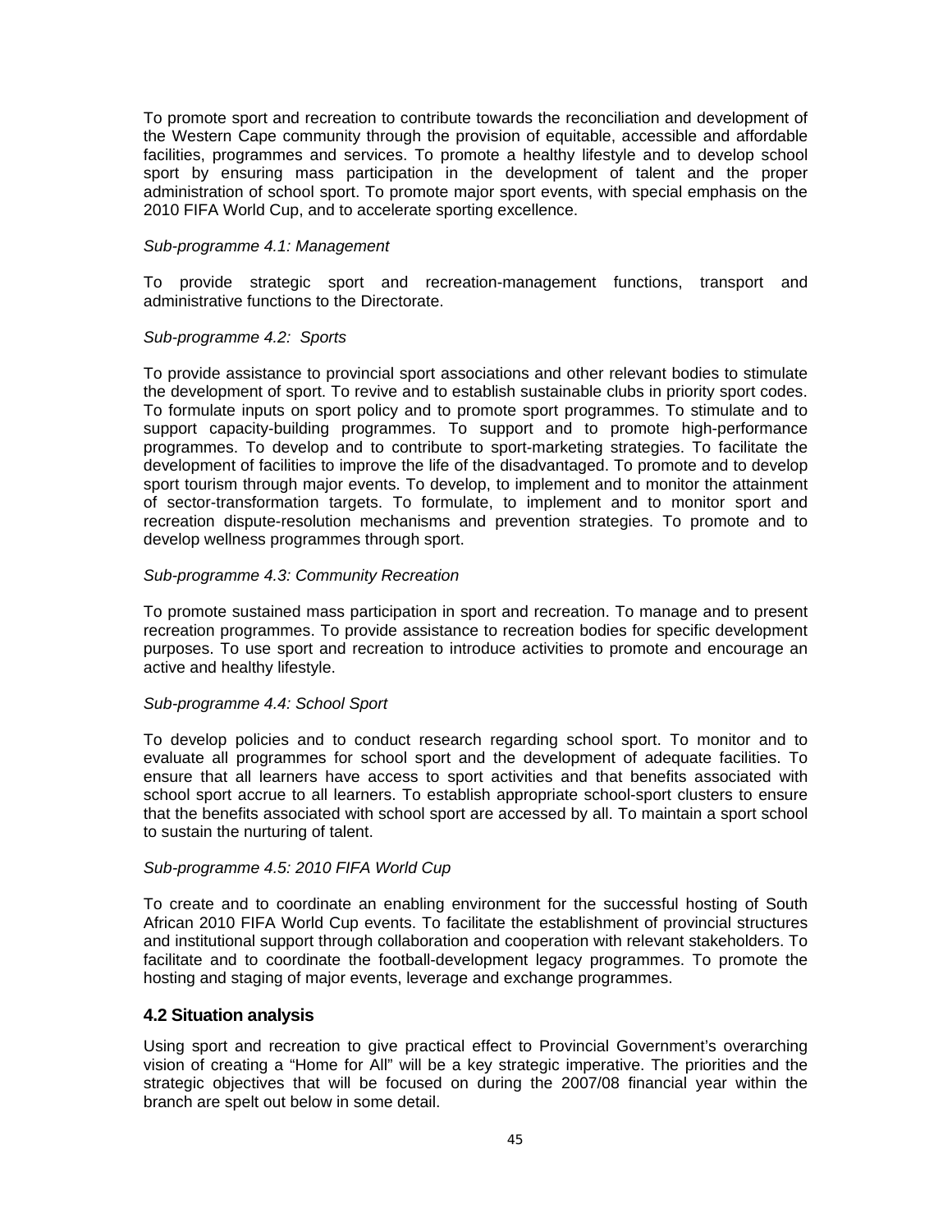To promote sport and recreation to contribute towards the reconciliation and development of the Western Cape community through the provision of equitable, accessible and affordable facilities, programmes and services. To promote a healthy lifestyle and to develop school sport by ensuring mass participation in the development of talent and the proper administration of school sport. To promote major sport events, with special emphasis on the 2010 FIFA World Cup, and to accelerate sporting excellence.

*Sub-programme 4.1: Management*

To provide strategic sport and recreation-management functions, transport and administrative functions to the Directorate.

*Sub-programme 4.2: Sports*

To provide assistance to provincial sport associations and other relevant bodies to stimulate the development of sport. To revive and to establish sustainable clubs in priority sport codes. To formulate inputs on sport policy and to promote sport programmes. To stimulate and to support capacity-building programmes. To support and to promote high-performance programmes. To develop and to contribute to sport-marketing strategies. To facilitate the development of facilities to improve the life of the disadvantaged. To promote and to develop sport tourism through major events. To develop, to implement and to monitor the attainment of sector-transformation targets. To formulate, to implement and to monitor sport and recreation dispute-resolution mechanisms and prevention strategies. To promote and to develop wellness programmes through sport.

*Sub-programme 4.3: Community Recreation*

To promote sustained mass participation in sport and recreation. To manage and to present recreation programmes. To provide assistance to recreation bodies for specific development purposes. To use sport and recreation to introduce activities to promote and encourage an active and healthy lifestyle.

*Sub-programme 4.4: School Sport*

To develop policies and to conduct research regarding school sport. To monitor and to evaluate all programmes for school sport and the development of adequate facilities. To ensure that all learners have access to sport activities and that benefits associated with school sport accrue to all learners. To establish appropriate school-sport clusters to ensure that the benefits associated with school sport are accessed by all. To maintain a sport school to sustain the nurturing of talent.

*Sub-programme 4.5: 2010 FIFA World Cup*

To create and to coordinate an enabling environment for the successful hosting of South African 2010 FIFA World Cup events. To facilitate the establishment of provincial structures and institutional support through collaboration and cooperation with relevant stakeholders. To facilitate and to coordinate the football-development legacy programmes. To promote the hosting and staging of major events, leverage and exchange programmes.

### 4.2 Situation analysis

Using sport and recreation to give practical effect to Provincial Government's overarching vision of creating a "Home for All" will be a key strategic imperative. The priorities and the strategic objectives that will be focused on during the 2007/08 financial year within the branch are spelt out below in some detail.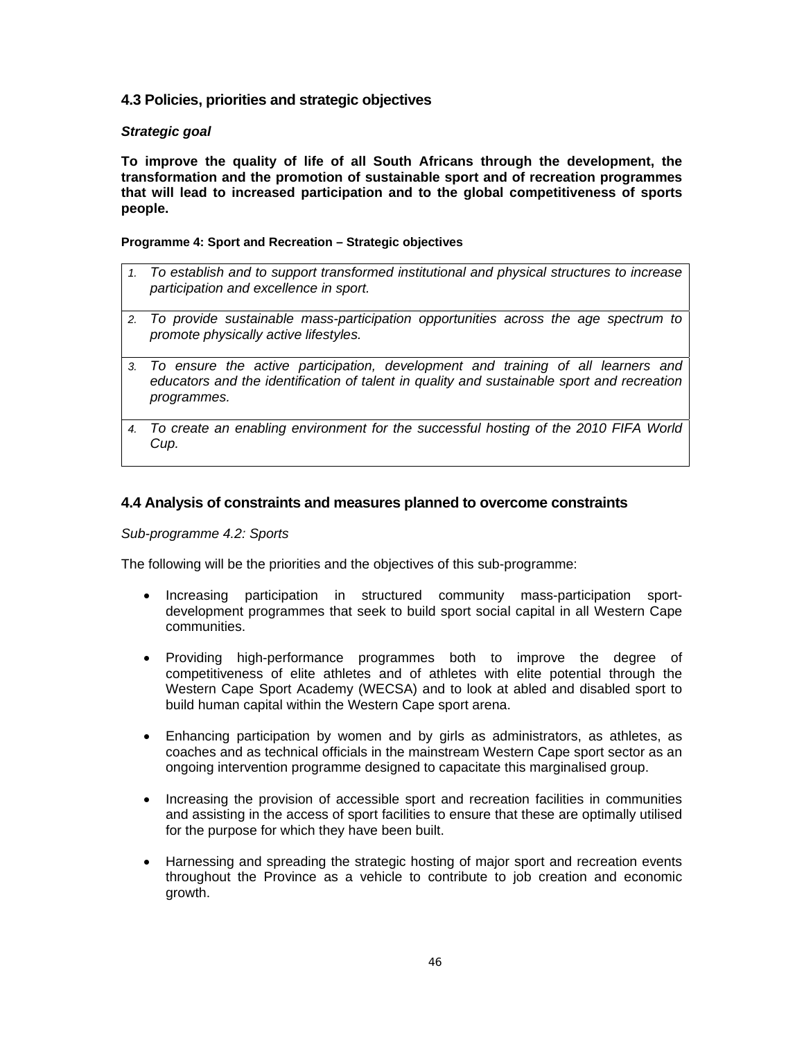## 4.3 Policies, priorities and strategic objectives

***Strategic goal***

**To improve the quality of life of all South Africans through the development, the transformation and the promotion of sustainable sport and of recreation programmes that will lead to increased participation and to the global competitiveness of sports people.**

**Programme 4: Sport and Recreation – Strategic objectives**

| |
|---|
| 1. *To establish and to support transformed institutional and physical structures to increase participation and excellence in sport.* |
| 2. *To provide sustainable mass-participation opportunities across the age spectrum to promote physically active lifestyles.* |
| 3. *To ensure the active participation, development and training of all learners and educators and the identification of talent in quality and sustainable sport and recreation programmes.* |
| 4. *To create an enabling environment for the successful hosting of the 2010 FIFA World Cup.* |

## 4.4 Analysis of constraints and measures planned to overcome constraints

*Sub-programme 4.2: Sports*

The following will be the priorities and the objectives of this sub-programme:

- Increasing participation in structured community mass-participation sport-development programmes that seek to build sport social capital in all Western Cape communities.
- Providing high-performance programmes both to improve the degree of competitiveness of elite athletes and of athletes with elite potential through the Western Cape Sport Academy (WECSA) and to look at abled and disabled sport to build human capital within the Western Cape sport arena.
- Enhancing participation by women and by girls as administrators, as athletes, as coaches and as technical officials in the mainstream Western Cape sport sector as an ongoing intervention programme designed to capacitate this marginalised group.
- Increasing the provision of accessible sport and recreation facilities in communities and assisting in the access of sport facilities to ensure that these are optimally utilised for the purpose for which they have been built.
- Harnessing and spreading the strategic hosting of major sport and recreation events throughout the Province as a vehicle to contribute to job creation and economic growth.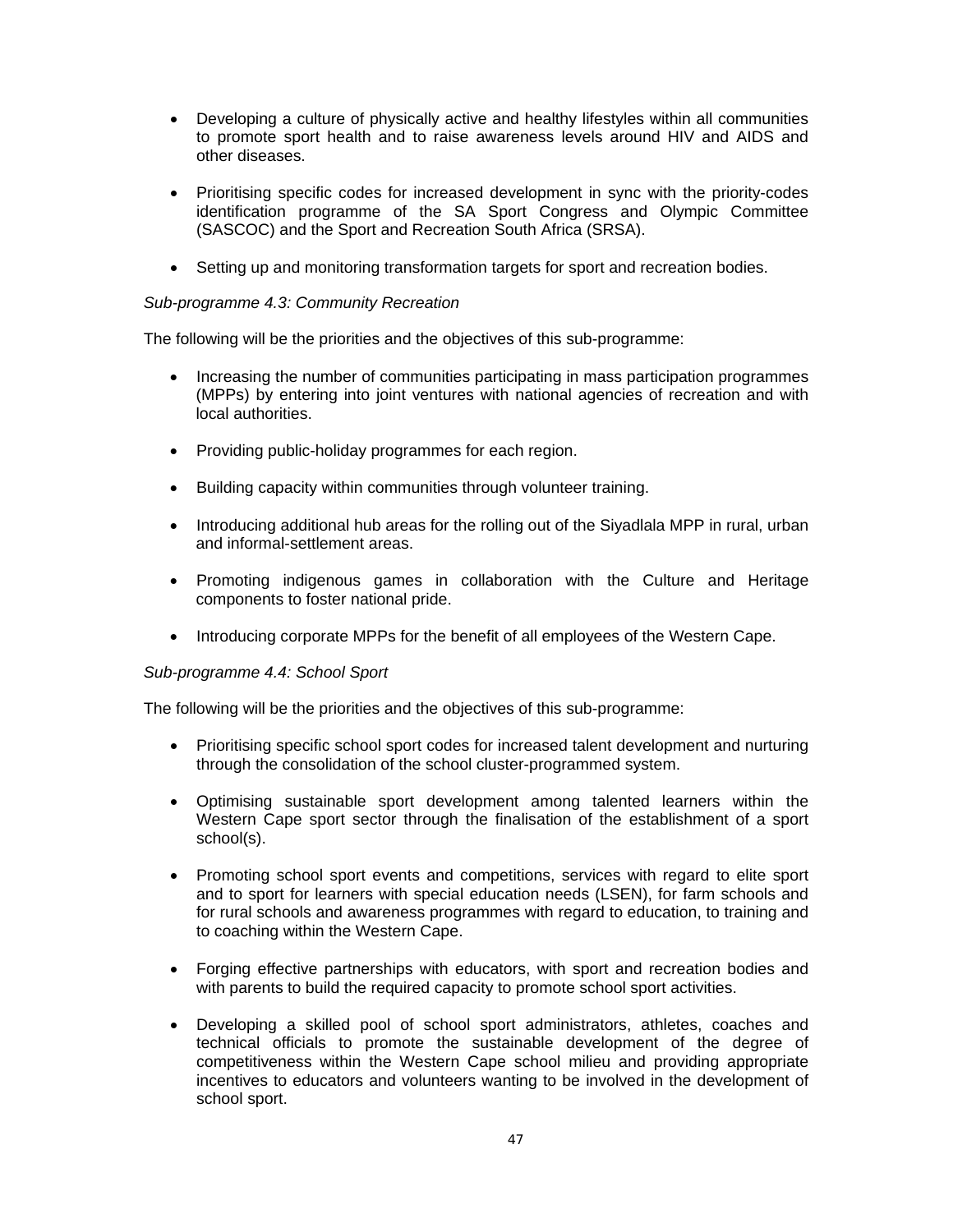- Developing a culture of physically active and healthy lifestyles within all communities to promote sport health and to raise awareness levels around HIV and AIDS and other diseases.

- Prioritising specific codes for increased development in sync with the priority-codes identification programme of the SA Sport Congress and Olympic Committee (SASCOC) and the Sport and Recreation South Africa (SRSA).

- Setting up and monitoring transformation targets for sport and recreation bodies.

*Sub-programme 4.3: Community Recreation*

The following will be the priorities and the objectives of this sub-programme:

- Increasing the number of communities participating in mass participation programmes (MPPs) by entering into joint ventures with national agencies of recreation and with local authorities.

- Providing public-holiday programmes for each region.

- Building capacity within communities through volunteer training.

- Introducing additional hub areas for the rolling out of the Siyadlala MPP in rural, urban and informal-settlement areas.

- Promoting indigenous games in collaboration with the Culture and Heritage components to foster national pride.

- Introducing corporate MPPs for the benefit of all employees of the Western Cape.

*Sub-programme 4.4: School Sport*

The following will be the priorities and the objectives of this sub-programme:

- Prioritising specific school sport codes for increased talent development and nurturing through the consolidation of the school cluster-programmed system.

- Optimising sustainable sport development among talented learners within the Western Cape sport sector through the finalisation of the establishment of a sport school(s).

- Promoting school sport events and competitions, services with regard to elite sport and to sport for learners with special education needs (LSEN), for farm schools and for rural schools and awareness programmes with regard to education, to training and to coaching within the Western Cape.

- Forging effective partnerships with educators, with sport and recreation bodies and with parents to build the required capacity to promote school sport activities.

- Developing a skilled pool of school sport administrators, athletes, coaches and technical officials to promote the sustainable development of the degree of competitiveness within the Western Cape school milieu and providing appropriate incentives to educators and volunteers wanting to be involved in the development of school sport.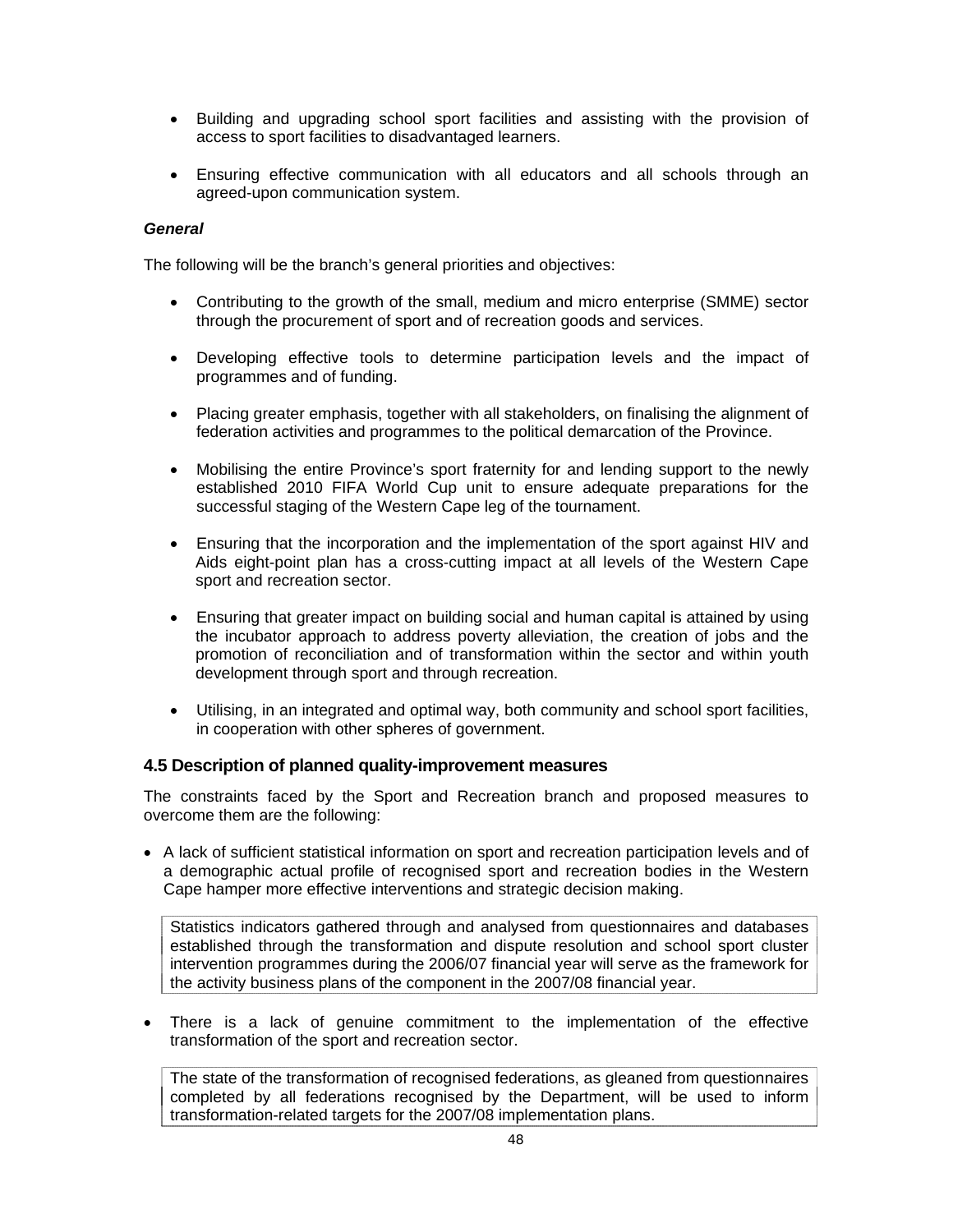- Building and upgrading school sport facilities and assisting with the provision of access to sport facilities to disadvantaged learners.

- Ensuring effective communication with all educators and all schools through an agreed-upon communication system.

***General***

The following will be the branch's general priorities and objectives:

- Contributing to the growth of the small, medium and micro enterprise (SMME) sector through the procurement of sport and of recreation goods and services.

- Developing effective tools to determine participation levels and the impact of programmes and of funding.

- Placing greater emphasis, together with all stakeholders, on finalising the alignment of federation activities and programmes to the political demarcation of the Province.

- Mobilising the entire Province's sport fraternity for and lending support to the newly established 2010 FIFA World Cup unit to ensure adequate preparations for the successful staging of the Western Cape leg of the tournament.

- Ensuring that the incorporation and the implementation of the sport against HIV and Aids eight-point plan has a cross-cutting impact at all levels of the Western Cape sport and recreation sector.

- Ensuring that greater impact on building social and human capital is attained by using the incubator approach to address poverty alleviation, the creation of jobs and the promotion of reconciliation and of transformation within the sector and within youth development through sport and through recreation.

- Utilising, in an integrated and optimal way, both community and school sport facilities, in cooperation with other spheres of government.

### 4.5 Description of planned quality-improvement measures

The constraints faced by the Sport and Recreation branch and proposed measures to overcome them are the following:

- A lack of sufficient statistical information on sport and recreation participation levels and of a demographic actual profile of recognised sport and recreation bodies in the Western Cape hamper more effective interventions and strategic decision making.

| Statistics indicators gathered through and analysed from questionnaires and databases established through the transformation and dispute resolution and school sport cluster intervention programmes during the 2006/07 financial year will serve as the framework for the activity business plans of the component in the 2007/08 financial year. |
|---|

- There is a lack of genuine commitment to the implementation of the effective transformation of the sport and recreation sector.

| The state of the transformation of recognised federations, as gleaned from questionnaires completed by all federations recognised by the Department, will be used to inform transformation-related targets for the 2007/08 implementation plans. |
|---|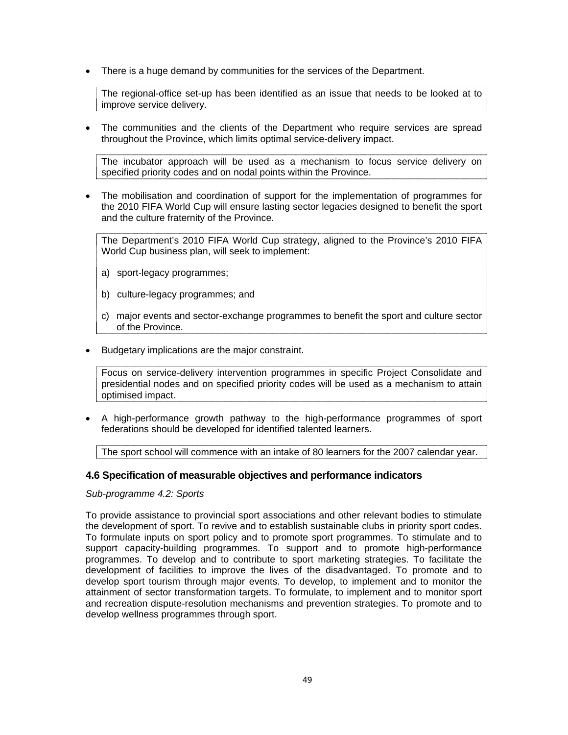- There is a huge demand by communities for the services of the Department.

| The regional-office set-up has been identified as an issue that needs to be looked at to improve service delivery. |
|---|

- The communities and the clients of the Department who require services are spread throughout the Province, which limits optimal service-delivery impact.

| The incubator approach will be used as a mechanism to focus service delivery on specified priority codes and on nodal points within the Province. |
|---|

- The mobilisation and coordination of support for the implementation of programmes for the 2010 FIFA World Cup will ensure lasting sector legacies designed to benefit the sport and the culture fraternity of the Province.

| The Department's 2010 FIFA World Cup strategy, aligned to the Province's 2010 FIFA World Cup business plan, will seek to implement:<br><br>a) sport-legacy programmes;<br><br>b) culture-legacy programmes; and<br><br>c) major events and sector-exchange programmes to benefit the sport and culture sector of the Province. |
|---|

- Budgetary implications are the major constraint.

| Focus on service-delivery intervention programmes in specific Project Consolidate and presidential nodes and on specified priority codes will be used as a mechanism to attain optimised impact. |
|---|

- A high-performance growth pathway to the high-performance programmes of sport federations should be developed for identified talented learners.

| The sport school will commence with an intake of 80 learners for the 2007 calendar year. |
|---|

### 4.6 Specification of measurable objectives and performance indicators

*Sub-programme 4.2: Sports*

To provide assistance to provincial sport associations and other relevant bodies to stimulate the development of sport. To revive and to establish sustainable clubs in priority sport codes. To formulate inputs on sport policy and to promote sport programmes. To stimulate and to support capacity-building programmes. To support and to promote high-performance programmes. To develop and to contribute to sport marketing strategies. To facilitate the development of facilities to improve the lives of the disadvantaged. To promote and to develop sport tourism through major events. To develop, to implement and to monitor the attainment of sector transformation targets. To formulate, to implement and to monitor sport and recreation dispute-resolution mechanisms and prevention strategies. To promote and to develop wellness programmes through sport.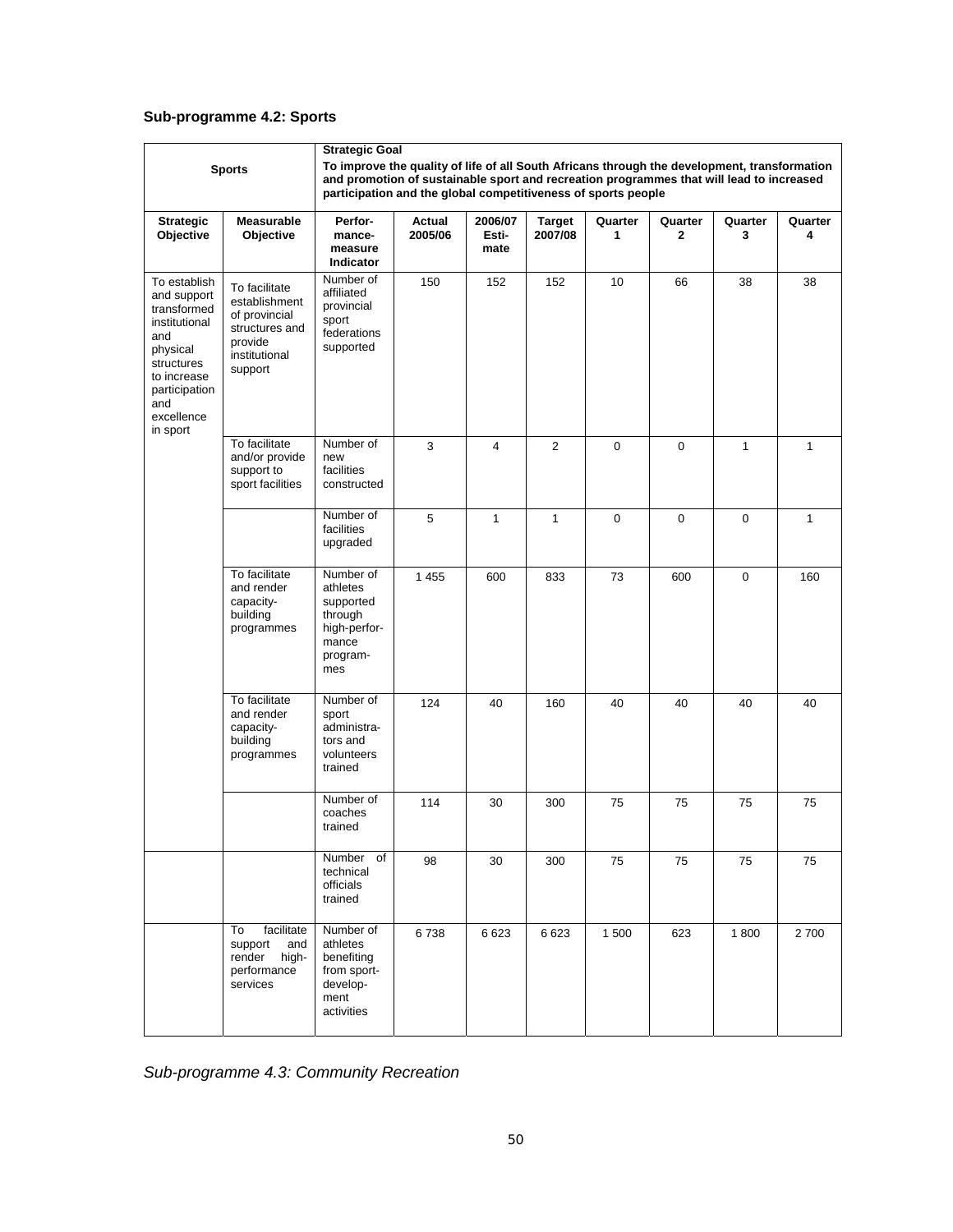### Sub-programme 4.2: Sports

| Sports | | Strategic Goal<br>**To improve the quality of life of all South Africans through the development, transformation and promotion of sustainable sport and recreation programmes that will lead to increased participation and the global competitiveness of sports people** | | | | | | | |
|---|---|---|---|---|---|---|---|---|---|
| **Strategic Objective** | **Measurable Objective** | **Perfor-mance-measure Indicator** | **Actual 2005/06** | **2006/07 Esti-mate** | **Target 2007/08** | **Quarter 1** | **Quarter 2** | **Quarter 3** | **Quarter 4** |
| To establish and support transformed institutional and physical structures to increase participation and excellence in sport | To facilitate establishment of provincial structures and provide institutional support | Number of affiliated provincial sport federations supported | 150 | 152 | 152 | 10 | 66 | 38 | 38 |
| | To facilitate and/or provide support to sport facilities | Number of new facilities constructed | 3 | 4 | 2 | 0 | 0 | 1 | 1 |
| | | Number of facilities upgraded | 5 | 1 | 1 | 0 | 0 | 0 | 1 |
| | To facilitate and render capacity-building programmes | Number of athletes supported through high-perfor-mance program-mes | 1 455 | 600 | 833 | 73 | 600 | 0 | 160 |
| | To facilitate and render capacity-building programmes | Number of sport administra-tors and volunteers trained | 124 | 40 | 160 | 40 | 40 | 40 | 40 |
| | | Number of coaches trained | 114 | 30 | 300 | 75 | 75 | 75 | 75 |
| | | Number of technical officials trained | 98 | 30 | 300 | 75 | 75 | 75 | 75 |
| | To facilitate support and render high-performance services | Number of athletes benefiting from sport-develop-ment activities | 6 738 | 6 623 | 6 623 | 1 500 | 623 | 1 800 | 2 700 |

*Sub-programme 4.3: Community Recreation*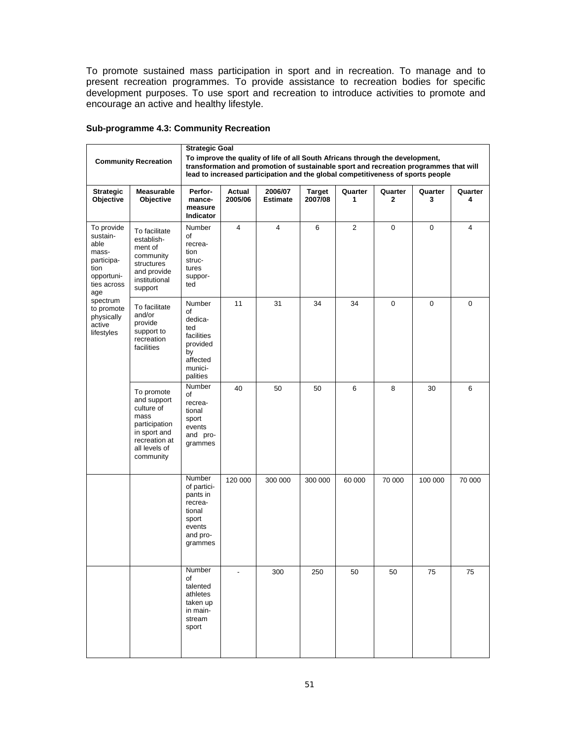To promote sustained mass participation in sport and in recreation. To manage and to present recreation programmes. To provide assistance to recreation bodies for specific development purposes. To use sport and recreation to introduce activities to promote and encourage an active and healthy lifestyle.

**Sub-programme 4.3: Community Recreation**

| Community Recreation | | **Strategic Goal** To improve the quality of life of all South Africans through the development, transformation and promotion of sustainable sport and recreation programmes that will lead to increased participation and the global competitiveness of sports people | | | | | | | |
|---|---|---|---|---|---|---|---|---|---|
| **Strategic Objective** | **Measurable Objective** | **Performance measure Indicator** | **Actual 2005/06** | **2006/07 Estimate** | **Target 2007/08** | **Quarter 1** | **Quarter 2** | **Quarter 3** | **Quarter 4** |
| To provide sustainable mass-participation opportunities across age spectrum to promote physically active lifestyles | To facilitate establishment of community structures and provide institutional support | Number of recreation structures supported | 4 | 4 | 6 | 2 | 0 | 0 | 4 |
| | To facilitate and/or provide support to recreation facilities | Number of dedicated facilities provided by affected municipalities | 11 | 31 | 34 | 34 | 0 | 0 | 0 |
| | To promote and support culture of mass participation in sport and recreation at all levels of community | Number of recreational sport events and programmes | 40 | 50 | 50 | 6 | 8 | 30 | 6 |
| | | Number of participants in recreational sport events and programmes | 120 000 | 300 000 | 300 000 | 60 000 | 70 000 | 100 000 | 70 000 |
| | | Number of talented athletes taken up in mainstream sport | - | 300 | 250 | 50 | 50 | 75 | 75 |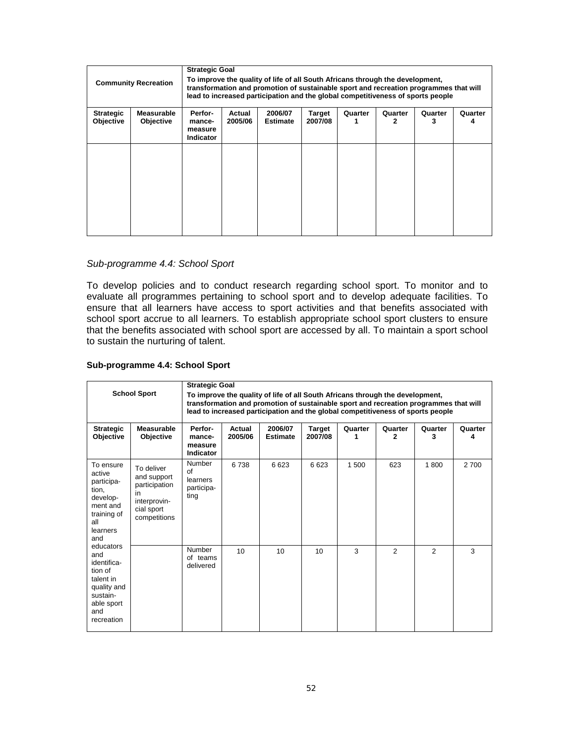| Community Recreation | | Strategic Goal<br>To improve the quality of life of all South Africans through the development, transformation and promotion of sustainable sport and recreation programmes that will lead to increased participation and the global competitiveness of sports people | | | | | | | |
|---|---|---|---|---|---|---|---|---|---|
| **Strategic Objective** | **Measurable Objective** | **Perfor-mance-measure Indicator** | **Actual 2005/06** | **2006/07 Estimate** | **Target 2007/08** | **Quarter 1** | **Quarter 2** | **Quarter 3** | **Quarter 4** |
| | | | | | | | | | |

*Sub-programme 4.4: School Sport*

To develop policies and to conduct research regarding school sport. To monitor and to evaluate all programmes pertaining to school sport and to develop adequate facilities. To ensure that all learners have access to sport activities and that benefits associated with school sport accrue to all learners. To establish appropriate school sport clusters to ensure that the benefits associated with school sport are accessed by all. To maintain a sport school to sustain the nurturing of talent.

**Sub-programme 4.4: School Sport**

| School Sport | | Strategic Goal<br>To improve the quality of life of all South Africans through the development, transformation and promotion of sustainable sport and recreation programmes that will lead to increased participation and the global competitiveness of sports people | | | | | | | |
|---|---|---|---|---|---|---|---|---|---|
| **Strategic Objective** | **Measurable Objective** | **Perfor-mance-measure Indicator** | **Actual 2005/06** | **2006/07 Estimate** | **Target 2007/08** | **Quarter 1** | **Quarter 2** | **Quarter 3** | **Quarter 4** |
| To ensure active participa-tion, develop-ment and training of all learners and educators and identifica-tion of talent in quality and sustain-able sport and recreation | To deliver and support participation in interprovin-cial sport competitions | Number of learners participa-ting | 6 738 | 6 623 | 6 623 | 1 500 | 623 | 1 800 | 2 700 |
| | | Number of teams delivered | 10 | 10 | 10 | 3 | 2 | 2 | 3 |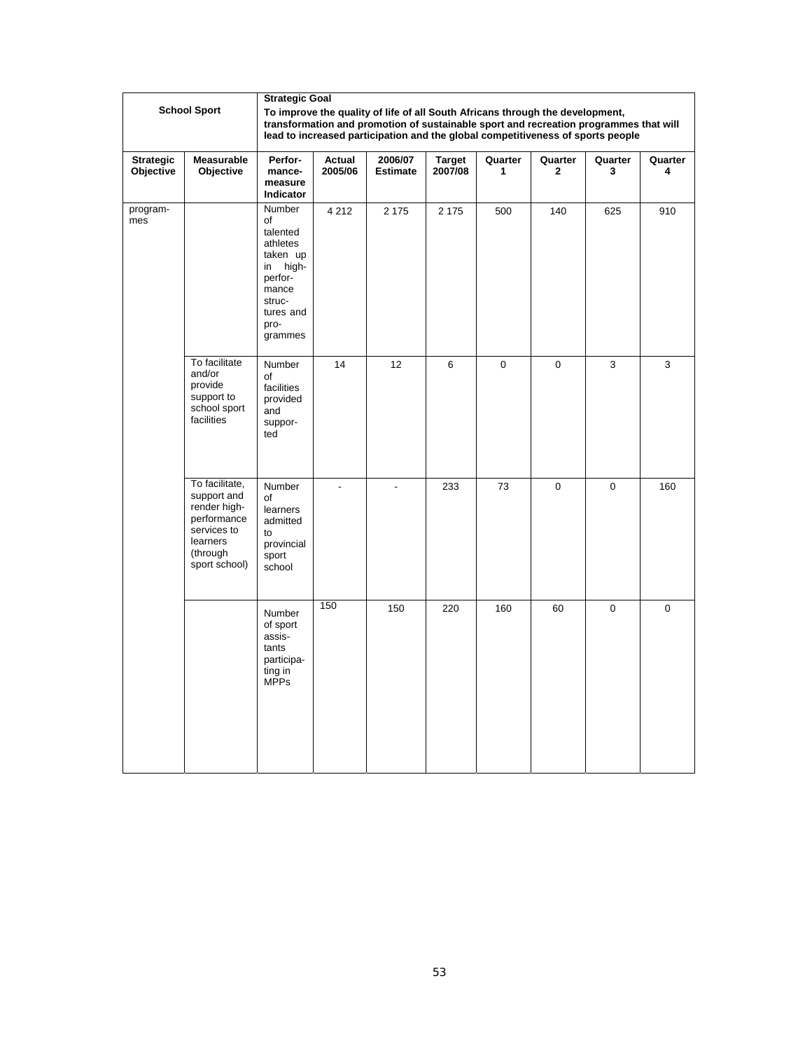| School Sport | | Strategic Goal<br>To improve the quality of life of all South Africans through the development, transformation and promotion of sustainable sport and recreation programmes that will lead to increased participation and the global competitiveness of sports people | | | | | | | |
|---|---|---|---|---|---|---|---|---|---|
| **Strategic Objective** | **Measurable Objective** | **Perfor-mance-measure Indicator** | **Actual 2005/06** | **2006/07 Estimate** | **Target 2007/08** | **Quarter 1** | **Quarter 2** | **Quarter 3** | **Quarter 4** |
| program-mes | | Number of talented athletes taken up in high-perfor-mance struc-tures and pro-grammes | 4 212 | 2 175 | 2 175 | 500 | 140 | 625 | 910 |
| | To facilitate and/or provide support to school sport facilities | Number of facilities provided and suppor-ted | 14 | 12 | 6 | 0 | 0 | 3 | 3 |
| | To facilitate, support and render high-performance services to learners (through sport school) | Number of learners admitted to provincial sport school | - | - | 233 | 73 | 0 | 0 | 160 |
| | | Number of sport assis-tants participa-ting in MPPs | 150 | 150 | 220 | 160 | 60 | 0 | 0 |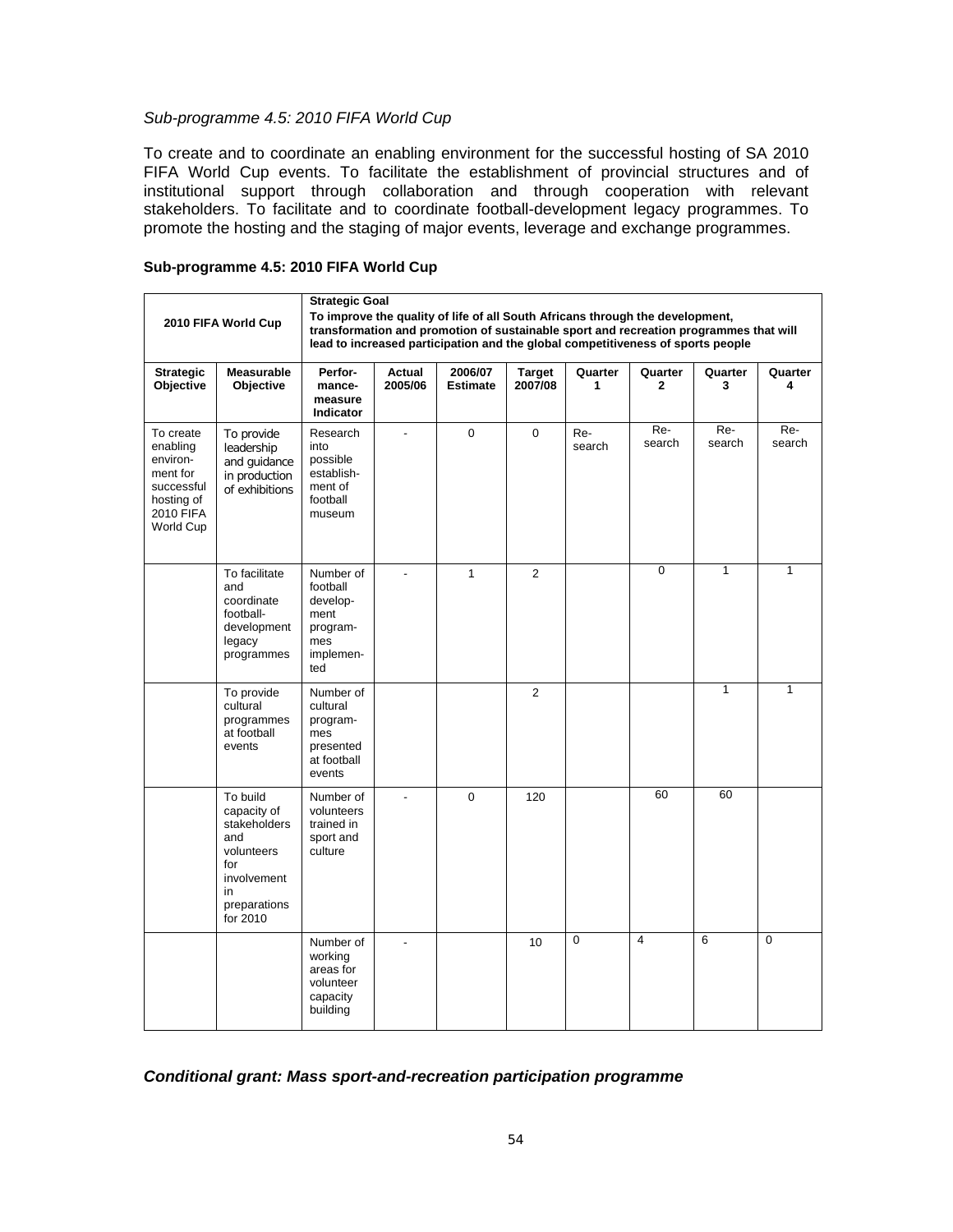*Sub-programme 4.5: 2010 FIFA World Cup*

To create and to coordinate an enabling environment for the successful hosting of SA 2010 FIFA World Cup events. To facilitate the establishment of provincial structures and of institutional support through collaboration and through cooperation with relevant stakeholders. To facilitate and to coordinate football-development legacy programmes. To promote the hosting and the staging of major events, leverage and exchange programmes.

**Sub-programme 4.5: 2010 FIFA World Cup**

| 2010 FIFA World Cup | | **Strategic Goal** To improve the quality of life of all South Africans through the development, transformation and promotion of sustainable sport and recreation programmes that will lead to increased participation and the global competitiveness of sports people | | | | | | | |
|---|---|---|---|---|---|---|---|---|---|
| **Strategic Objective** | **Measurable Objective** | **Perfor-mance-measure Indicator** | **Actual 2005/06** | **2006/07 Estimate** | **Target 2007/08** | **Quarter 1** | **Quarter 2** | **Quarter 3** | **Quarter 4** |
| To create enabling environ-ment for successful hosting of 2010 FIFA World Cup | To provide leadership and guidance in production of exhibitions | Research into possible establish-ment of football museum | - | 0 | 0 | Re-search | Re-search | Re-search | Re-search |
| | To facilitate and coordinate football-development legacy programmes | Number of football develop-ment program-mes implemen-ted | - | 1 | 2 | | 0 | 1 | 1 |
| | To provide cultural programmes at football events | Number of cultural program-mes presented at football events | | | 2 | | | 1 | 1 |
| | To build capacity of stakeholders and volunteers for involvement in preparations for 2010 | Number of volunteers trained in sport and culture | - | 0 | 120 | | 60 | 60 | |
| | | Number of working areas for volunteer capacity building | - | | 10 | 0 | 4 | 6 | 0 |

***Conditional grant: Mass sport-and-recreation participation programme***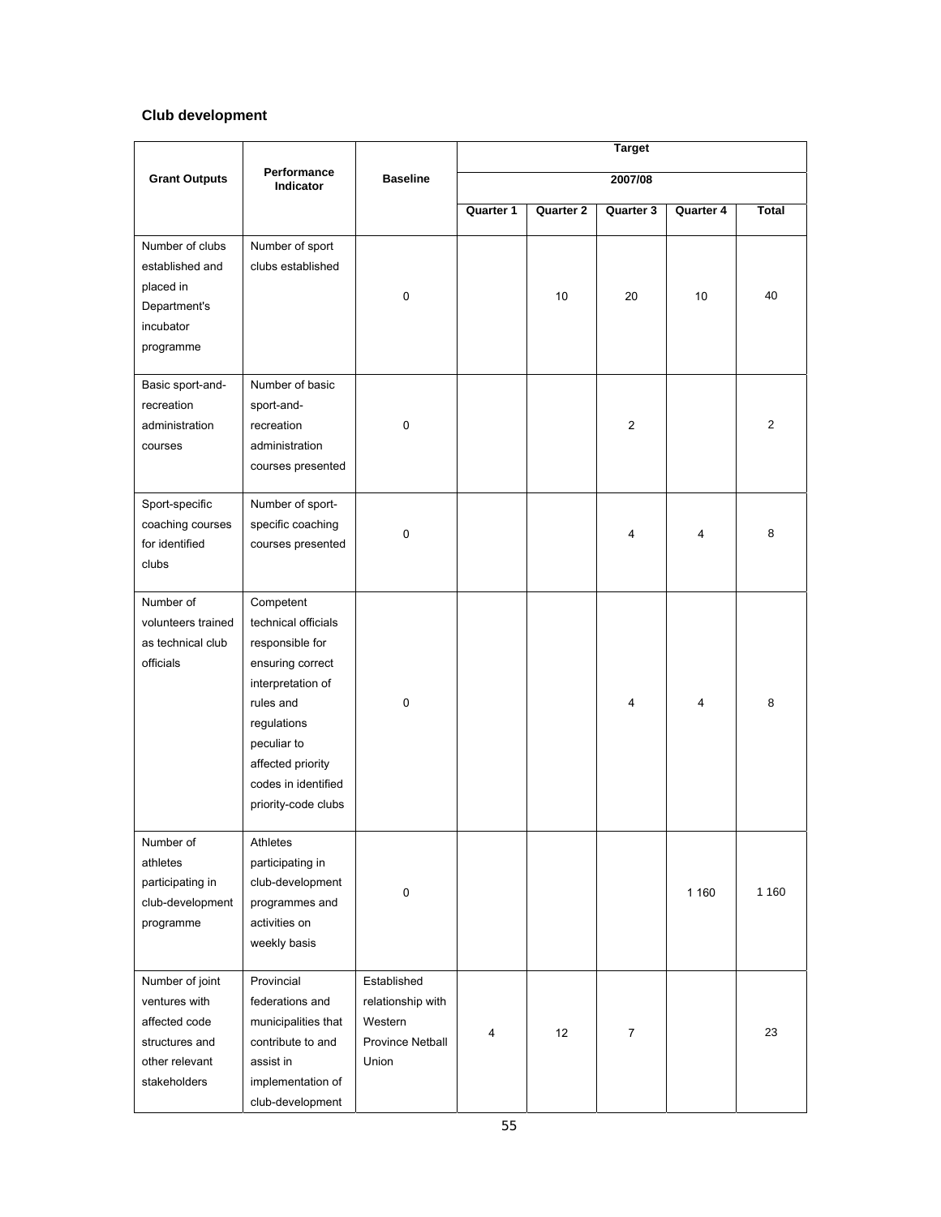### Club development

| Grant Outputs | Performance Indicator | Baseline | Target | | | | |
|---|---|---|---|---|---|---|---|
| | | | 2007/08 | | | | |
| | | | Quarter 1 | Quarter 2 | Quarter 3 | Quarter 4 | Total |
| Number of clubs established and placed in Department's incubator programme | Number of sport clubs established | 0 | | 10 | 20 | 10 | 40 |
| Basic sport-and-recreation administration courses | Number of basic sport-and-recreation administration courses presented | 0 | | | 2 | | 2 |
| Sport-specific coaching courses for identified clubs | Number of sport-specific coaching courses presented | 0 | | | 4 | 4 | 8 |
| Number of volunteers trained as technical club officials | Competent technical officials responsible for ensuring correct interpretation of rules and regulations peculiar to affected priority codes in identified priority-code clubs | 0 | | | 4 | 4 | 8 |
| Number of athletes participating in club-development programme | Athletes participating in club-development programmes and activities on weekly basis | 0 | | | | 1 160 | 1 160 |
| Number of joint ventures with affected code structures and other relevant stakeholders | Provincial federations and municipalities that contribute to and assist in implementation of club-development | Established relationship with Western Province Netball Union | 4 | 12 | 7 | | 23 |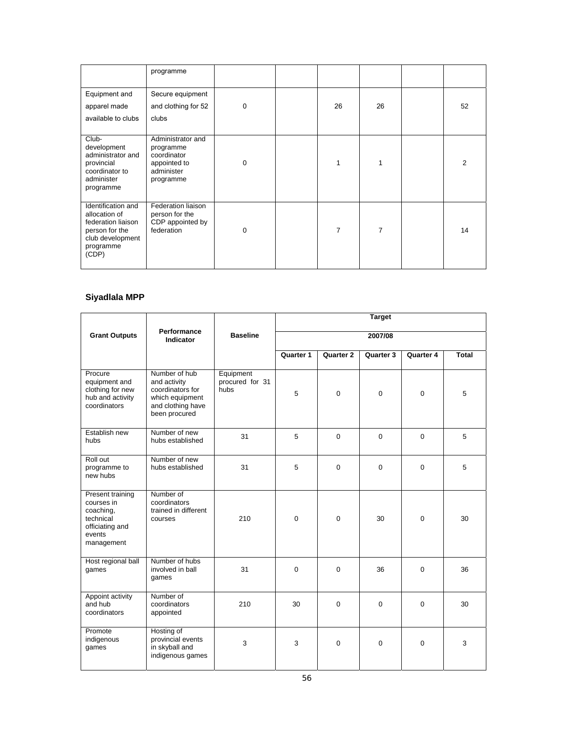| | programme | | | | | | |
|---|---|---|---|---|---|---|---|
| Equipment and apparel made available to clubs | Secure equipment and clothing for 52 clubs | 0 | | 26 | 26 | | 52 |
| Club-development administrator and provincial coordinator to administer programme | Administrator and programme coordinator appointed to administer programme | 0 | | 1 | 1 | | 2 |
| Identification and allocation of federation liaison person for the club development programme (CDP) | Federation liaison person for the CDP appointed by federation | 0 | | 7 | 7 | | 14 |

**Siyadlala MPP**

| Grant Outputs | Performance Indicator | Baseline | Target | | | | |
|---|---|---|---|---|---|---|---|
| | | | 2007/08 | | | | |
| | | | Quarter 1 | Quarter 2 | Quarter 3 | Quarter 4 | Total |
| Procure equipment and clothing for new hub and activity coordinators | Number of hub and activity coordinators for which equipment and clothing have been procured | Equipment procured for 31 hubs | 5 | 0 | 0 | 0 | 5 |
| Establish new hubs | Number of new hubs established | 31 | 5 | 0 | 0 | 0 | 5 |
| Roll out programme to new hubs | Number of new hubs established | 31 | 5 | 0 | 0 | 0 | 5 |
| Present training courses in coaching, technical officiating and events management | Number of coordinators trained in different courses | 210 | 0 | 0 | 30 | 0 | 30 |
| Host regional ball games | Number of hubs involved in ball games | 31 | 0 | 0 | 36 | 0 | 36 |
| Appoint activity and hub coordinators | Number of coordinators appointed | 210 | 30 | 0 | 0 | 0 | 30 |
| Promote indigenous games | Hosting of provincial events in skyball and indigenous games | 3 | 3 | 0 | 0 | 0 | 3 |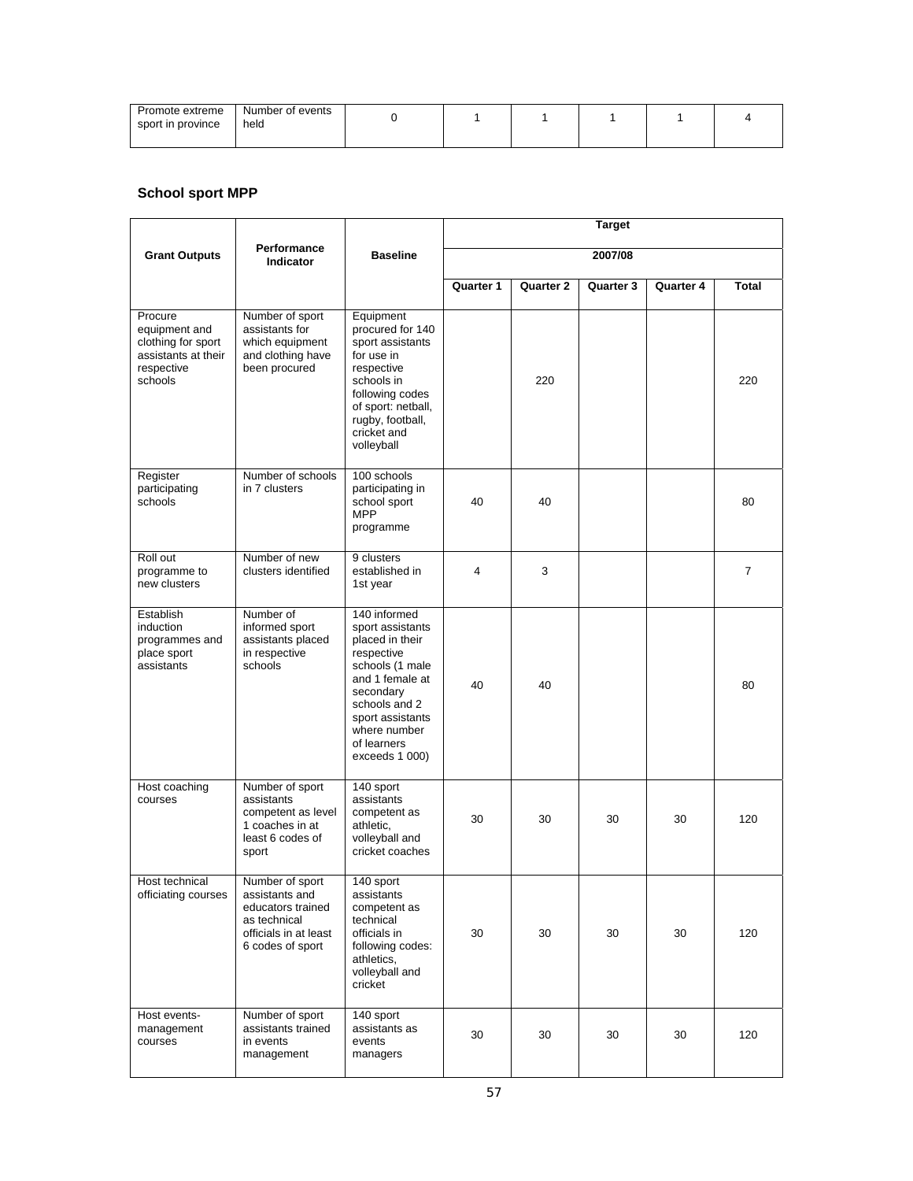| Promote extreme sport in province | Number of events held | 0 | 1 | 1 | 1 | 1 | 4 |
|---|---|---|---|---|---|---|---|

**School sport MPP**

| Grant Outputs | Performance Indicator | Baseline | Target | | | | |
|---|---|---|---|---|---|---|---|
| | | | 2007/08 | | | | |
| | | | Quarter 1 | Quarter 2 | Quarter 3 | Quarter 4 | Total |
| Procure equipment and clothing for sport assistants at their respective schools | Number of sport assistants for which equipment and clothing have been procured | Equipment procured for 140 sport assistants for use in respective schools in following codes of sport: netball, rugby, football, cricket and volleyball | | 220 | | | 220 |
| Register participating schools | Number of schools in 7 clusters | 100 schools participating in school sport MPP programme | 40 | 40 | | | 80 |
| Roll out programme to new clusters | Number of new clusters identified | 9 clusters established in 1st year | 4 | 3 | | | 7 |
| Establish induction programmes and place sport assistants | Number of informed sport assistants placed in respective schools | 140 informed sport assistants placed in their respective schools (1 male and 1 female at secondary schools and 2 sport assistants where number of learners exceeds 1 000) | 40 | 40 | | | 80 |
| Host coaching courses | Number of sport assistants competent as level 1 coaches in at least 6 codes of sport | 140 sport assistants competent as athletic, volleyball and cricket coaches | 30 | 30 | 30 | 30 | 120 |
| Host technical officiating courses | Number of sport assistants and educators trained as technical officials in at least 6 codes of sport | 140 sport assistants competent as technical officials in following codes: athletics, volleyball and cricket | 30 | 30 | 30 | 30 | 120 |
| Host events-management courses | Number of sport assistants trained in events management | 140 sport assistants as events managers | 30 | 30 | 30 | 30 | 120 |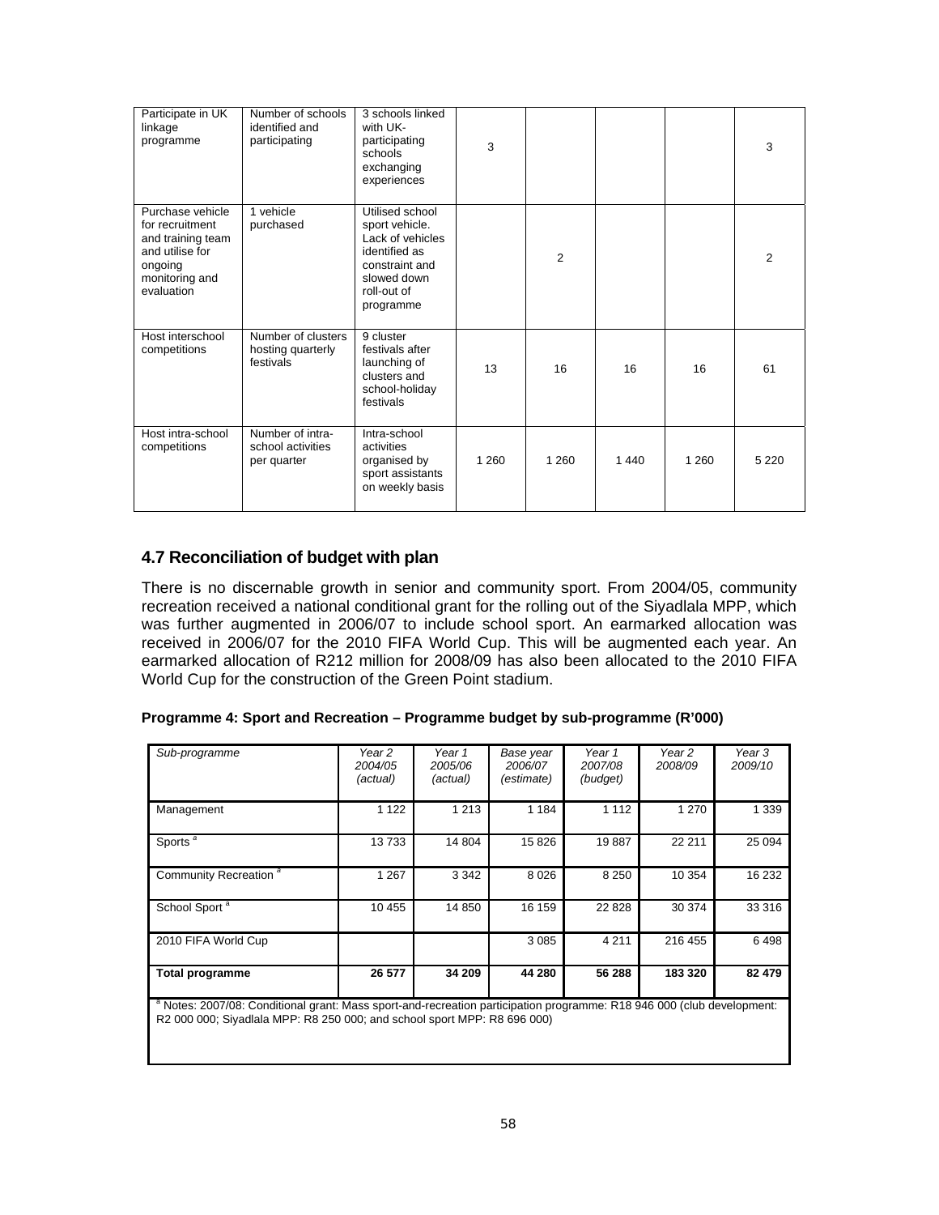| Participate in UK linkage programme | Number of schools identified and participating | 3 schools linked with UK-participating schools exchanging experiences | 3 | | | | 3 |
|---|---|---|---|---|---|---|---|
| Purchase vehicle for recruitment and training team and utilise for ongoing monitoring and evaluation | 1 vehicle purchased | Utilised school sport vehicle. Lack of vehicles identified as constraint and slowed down roll-out of programme | | 2 | | | 2 |
| Host interschool competitions | Number of clusters hosting quarterly festivals | 9 cluster festivals after launching of clusters and school-holiday festivals | 13 | 16 | 16 | 16 | 61 |
| Host intra-school competitions | Number of intra-school activities per quarter | Intra-school activities organised by sport assistants on weekly basis | 1 260 | 1 260 | 1 440 | 1 260 | 5 220 |

## 4.7 Reconciliation of budget with plan

There is no discernable growth in senior and community sport. From 2004/05, community recreation received a national conditional grant for the rolling out of the Siyadlala MPP, which was further augmented in 2006/07 to include school sport. An earmarked allocation was received in 2006/07 for the 2010 FIFA World Cup. This will be augmented each year. An earmarked allocation of R212 million for 2008/09 has also been allocated to the 2010 FIFA World Cup for the construction of the Green Point stadium.

**Programme 4: Sport and Recreation – Programme budget by sub-programme (R'000)**

| *Sub-programme* | *Year 2 2004/05 (actual)* | *Year 1 2005/06 (actual)* | *Base year 2006/07 (estimate)* | *Year 1 2007/08 (budget)* | *Year 2 2008/09* | *Year 3 2009/10* |
|---|---|---|---|---|---|---|
| Management | 1 122 | 1 213 | 1 184 | 1 112 | 1 270 | 1 339 |
| Sports [a] | 13 733 | 14 804 | 15 826 | 19 887 | 22 211 | 25 094 |
| Community Recreation [a] | 1 267 | 3 342 | 8 026 | 8 250 | 10 354 | 16 232 |
| School Sport [a] | 10 455 | 14 850 | 16 159 | 22 828 | 30 374 | 33 316 |
| 2010 FIFA World Cup | | | 3 085 | 4 211 | 216 455 | 6 498 |
| **Total programme** | **26 577** | **34 209** | **44 280** | **56 288** | **183 320** | **82 479** |

[a] Notes: 2007/08: Conditional grant: Mass sport-and-recreation participation programme: R18 946 000 (club development: R2 000 000; Siyadlala MPP: R8 250 000; and school sport MPP: R8 696 000)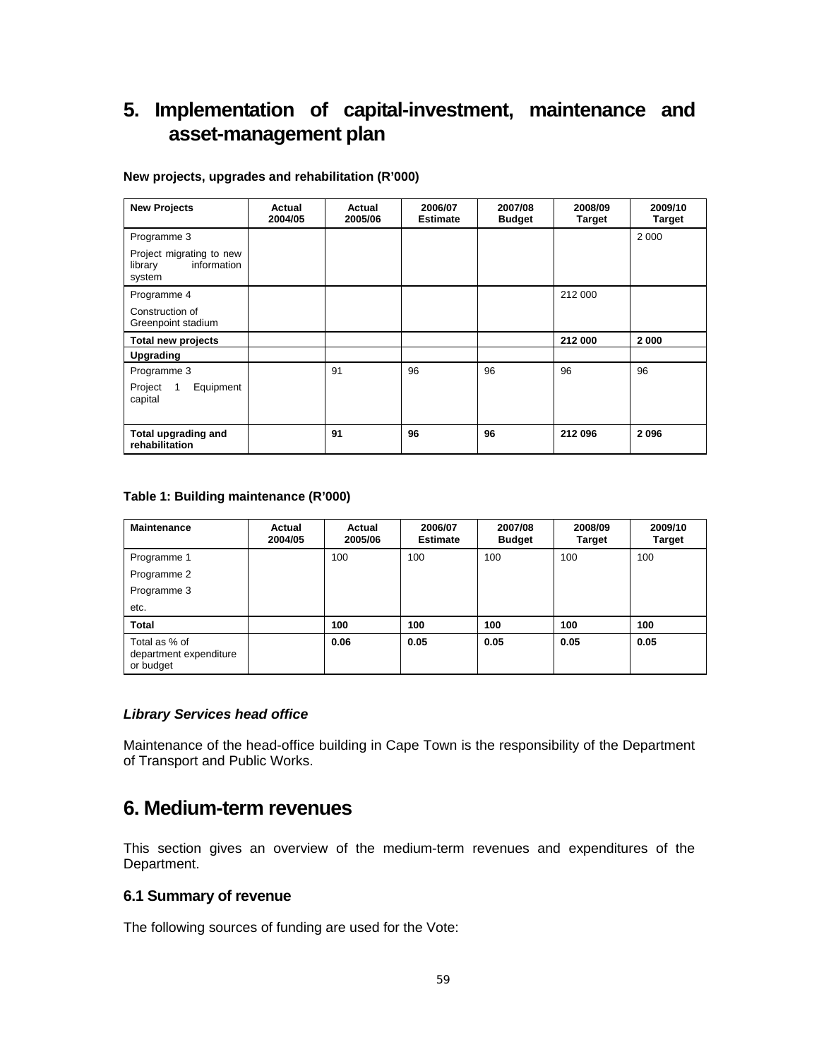# 5. Implementation of capital-investment, maintenance and asset-management plan

**New projects, upgrades and rehabilitation (R'000)**

| New Projects | Actual 2004/05 | Actual 2005/06 | 2006/07 Estimate | 2007/08 Budget | 2008/09 Target | 2009/10 Target |
|---|---|---|---|---|---|---|
| Programme 3<br>Project migrating to new library information system | | | | | | 2 000 |
| Programme 4<br>Construction of Greenpoint stadium | | | | | 212 000 | |
| **Total new projects** | | | | | **212 000** | **2 000** |
| **Upgrading** | | | | | | |
| Programme 3<br>Project 1 Equipment capital | | 91 | 96 | 96 | 96 | 96 |
| **Total upgrading and rehabilitation** | | **91** | **96** | **96** | **212 096** | **2 096** |

**Table 1: Building maintenance (R'000)**

| Maintenance | Actual 2004/05 | Actual 2005/06 | 2006/07 Estimate | 2007/08 Budget | 2008/09 Target | 2009/10 Target |
|---|---|---|---|---|---|---|
| Programme 1 | | 100 | 100 | 100 | 100 | 100 |
| Programme 2 | | | | | | |
| Programme 3 | | | | | | |
| etc. | | | | | | |
| **Total** | | **100** | **100** | **100** | **100** | **100** |
| Total as % of department expenditure or budget | | **0.06** | **0.05** | **0.05** | **0.05** | **0.05** |

***Library Services head office***

Maintenance of the head-office building in Cape Town is the responsibility of the Department of Transport and Public Works.

# 6. Medium-term revenues

This section gives an overview of the medium-term revenues and expenditures of the Department.

### 6.1 Summary of revenue

The following sources of funding are used for the Vote: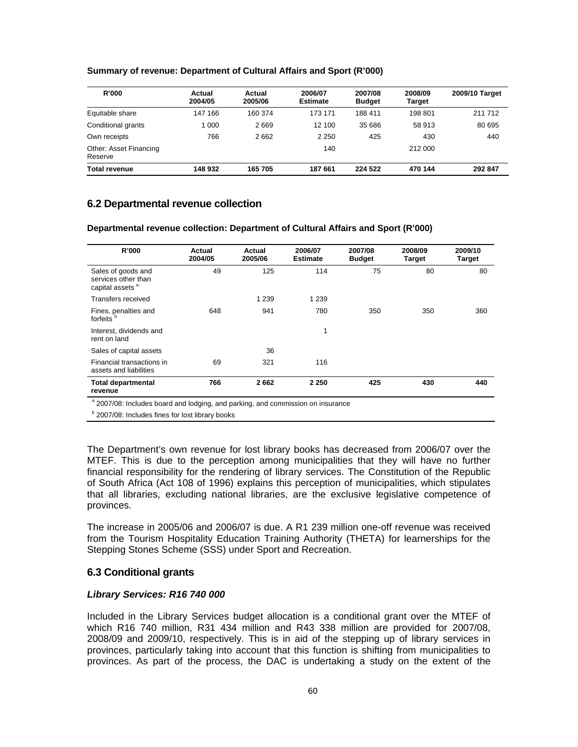**Summary of revenue: Department of Cultural Affairs and Sport (R'000)**

| R'000 | Actual 2004/05 | Actual 2005/06 | 2006/07 Estimate | 2007/08 Budget | 2008/09 Target | 2009/10 Target |
|---|---|---|---|---|---|---|
| Equitable share | 147 166 | 160 374 | 173 171 | 188 411 | 198 801 | 211 712 |
| Conditional grants | 1 000 | 2 669 | 12 100 | 35 686 | 58 913 | 80 695 |
| Own receipts | 766 | 2 662 | 2 250 | 425 | 430 | 440 |
| Other: Asset Financing Reserve | | | 140 | | 212 000 | |
| **Total revenue** | **148 932** | **165 705** | **187 661** | **224 522** | **470 144** | **292 847** |

## 6.2 Departmental revenue collection

**Departmental revenue collection: Department of Cultural Affairs and Sport (R'000)**

| R'000 | Actual 2004/05 | Actual 2005/06 | 2006/07 Estimate | 2007/08 Budget | 2008/09 Target | 2009/10 Target |
|---|---|---|---|---|---|---|
| Sales of goods and services other than capital assets [a] | 49 | 125 | 114 | 75 | 80 | 80 |
| Transfers received | | 1 239 | 1 239 | | | |
| Fines, penalties and forfeits [b] | 648 | 941 | 780 | 350 | 350 | 360 |
| Interest, dividends and rent on land | | | 1 | | | |
| Sales of capital assets | | 36 | | | | |
| Financial transactions in assets and liabilities | 69 | 321 | 116 | | | |
| **Total departmental revenue** | **766** | **2 662** | **2 250** | **425** | **430** | **440** |

[a] 2007/08: Includes board and lodging, and parking, and commission on insurance

[b] 2007/08: Includes fines for lost library books

The Department's own revenue for lost library books has decreased from 2006/07 over the MTEF. This is due to the perception among municipalities that they will have no further financial responsibility for the rendering of library services. The Constitution of the Republic of South Africa (Act 108 of 1996) explains this perception of municipalities, which stipulates that all libraries, excluding national libraries, are the exclusive legislative competence of provinces.

The increase in 2005/06 and 2006/07 is due. A R1 239 million one-off revenue was received from the Tourism Hospitality Education Training Authority (THETA) for learnerships for the Stepping Stones Scheme (SSS) under Sport and Recreation.

## 6.3 Conditional grants

### *Library Services: R16 740 000*

Included in the Library Services budget allocation is a conditional grant over the MTEF of which R16 740 million, R31 434 million and R43 338 million are provided for 2007/08, 2008/09 and 2009/10, respectively. This is in aid of the stepping up of library services in provinces, particularly taking into account that this function is shifting from municipalities to provinces. As part of the process, the DAC is undertaking a study on the extent of the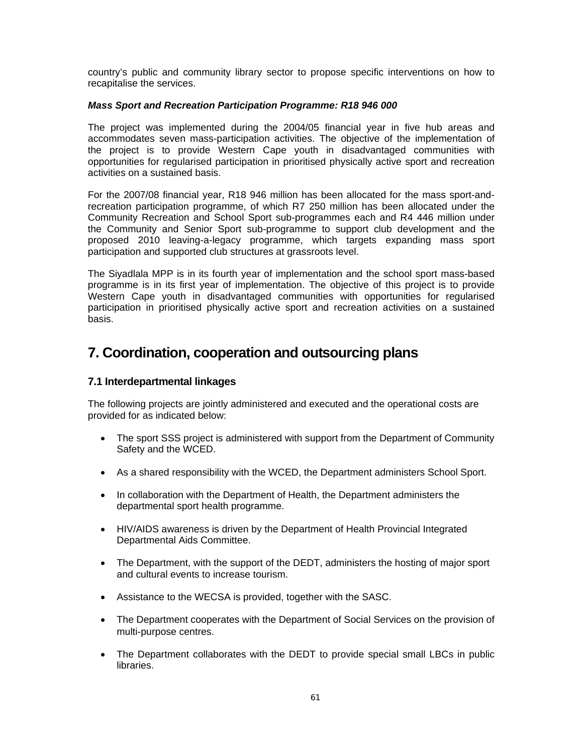country's public and community library sector to propose specific interventions on how to recapitalise the services.

***Mass Sport and Recreation Participation Programme: R18 946 000***

The project was implemented during the 2004/05 financial year in five hub areas and accommodates seven mass-participation activities. The objective of the implementation of the project is to provide Western Cape youth in disadvantaged communities with opportunities for regularised participation in prioritised physically active sport and recreation activities on a sustained basis.

For the 2007/08 financial year, R18 946 million has been allocated for the mass sport-and-recreation participation programme, of which R7 250 million has been allocated under the Community Recreation and School Sport sub-programmes each and R4 446 million under the Community and Senior Sport sub-programme to support club development and the proposed 2010 leaving-a-legacy programme, which targets expanding mass sport participation and supported club structures at grassroots level.

The Siyadlala MPP is in its fourth year of implementation and the school sport mass-based programme is in its first year of implementation. The objective of this project is to provide Western Cape youth in disadvantaged communities with opportunities for regularised participation in prioritised physically active sport and recreation activities on a sustained basis.

# 7. Coordination, cooperation and outsourcing plans

### 7.1 Interdepartmental linkages

The following projects are jointly administered and executed and the operational costs are provided for as indicated below:

- The sport SSS project is administered with support from the Department of Community Safety and the WCED.
- As a shared responsibility with the WCED, the Department administers School Sport.
- In collaboration with the Department of Health, the Department administers the departmental sport health programme.
- HIV/AIDS awareness is driven by the Department of Health Provincial Integrated Departmental Aids Committee.
- The Department, with the support of the DEDT, administers the hosting of major sport and cultural events to increase tourism.
- Assistance to the WECSA is provided, together with the SASC.
- The Department cooperates with the Department of Social Services on the provision of multi-purpose centres.
- The Department collaborates with the DEDT to provide special small LBCs in public libraries.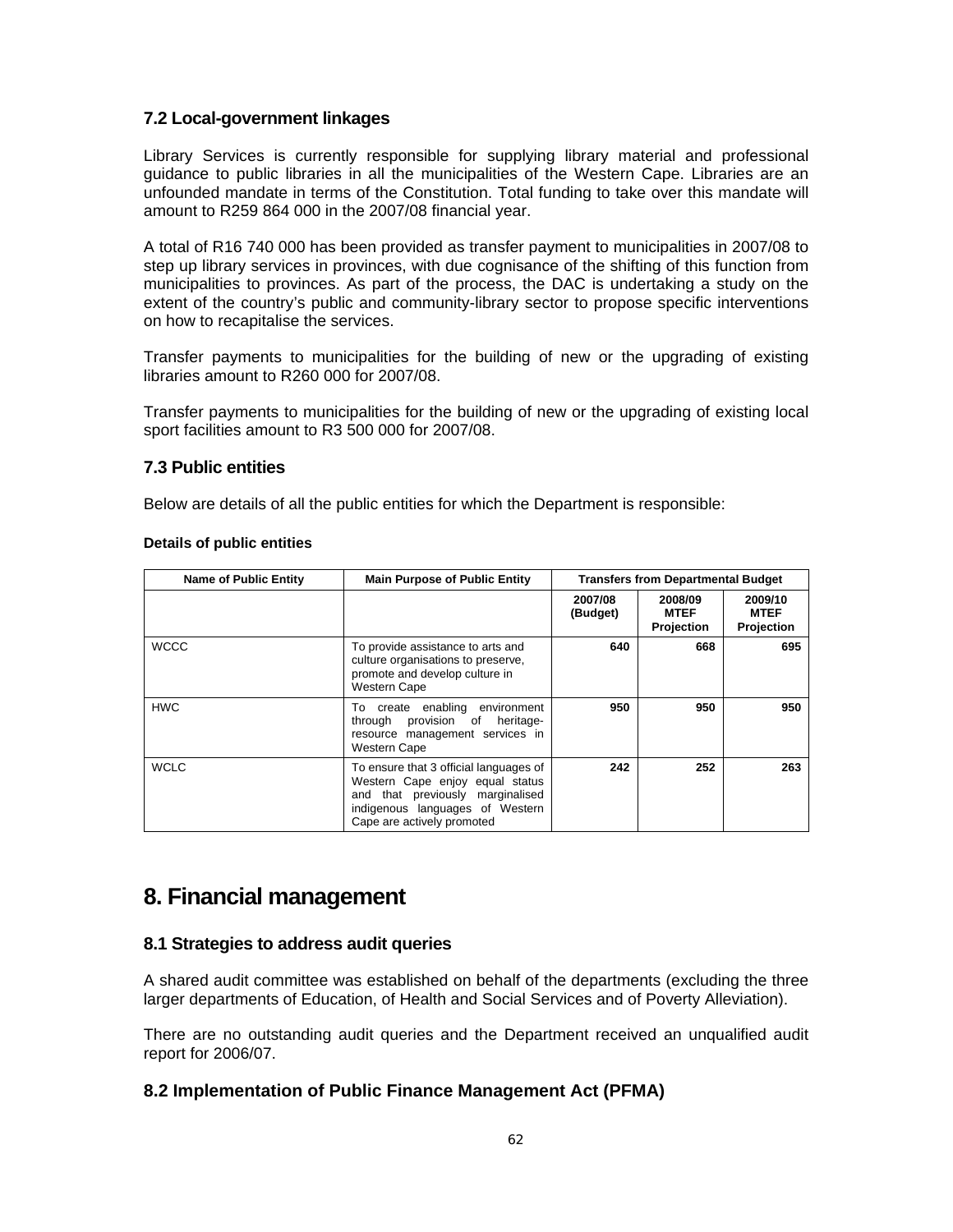### 7.2 Local-government linkages

Library Services is currently responsible for supplying library material and professional guidance to public libraries in all the municipalities of the Western Cape. Libraries are an unfounded mandate in terms of the Constitution. Total funding to take over this mandate will amount to R259 864 000 in the 2007/08 financial year.

A total of R16 740 000 has been provided as transfer payment to municipalities in 2007/08 to step up library services in provinces, with due cognisance of the shifting of this function from municipalities to provinces. As part of the process, the DAC is undertaking a study on the extent of the country's public and community-library sector to propose specific interventions on how to recapitalise the services.

Transfer payments to municipalities for the building of new or the upgrading of existing libraries amount to R260 000 for 2007/08.

Transfer payments to municipalities for the building of new or the upgrading of existing local sport facilities amount to R3 500 000 for 2007/08.

### 7.3 Public entities

Below are details of all the public entities for which the Department is responsible:

**Details of public entities**

| Name of Public Entity | Main Purpose of Public Entity | Transfers from Departmental Budget | | |
|---|---|---|---|---|
| | | 2007/08 (Budget) | 2008/09 MTEF Projection | 2009/10 MTEF Projection |
| WCCC | To provide assistance to arts and culture organisations to preserve, promote and develop culture in Western Cape | 640 | 668 | 695 |
| HWC | To create enabling environment through provision of heritage-resource management services in Western Cape | 950 | 950 | 950 |
| WCLC | To ensure that 3 official languages of Western Cape enjoy equal status and that previously marginalised indigenous languages of Western Cape are actively promoted | 242 | 252 | 263 |

## 8. Financial management

### 8.1 Strategies to address audit queries

A shared audit committee was established on behalf of the departments (excluding the three larger departments of Education, of Health and Social Services and of Poverty Alleviation).

There are no outstanding audit queries and the Department received an unqualified audit report for 2006/07.

### 8.2 Implementation of Public Finance Management Act (PFMA)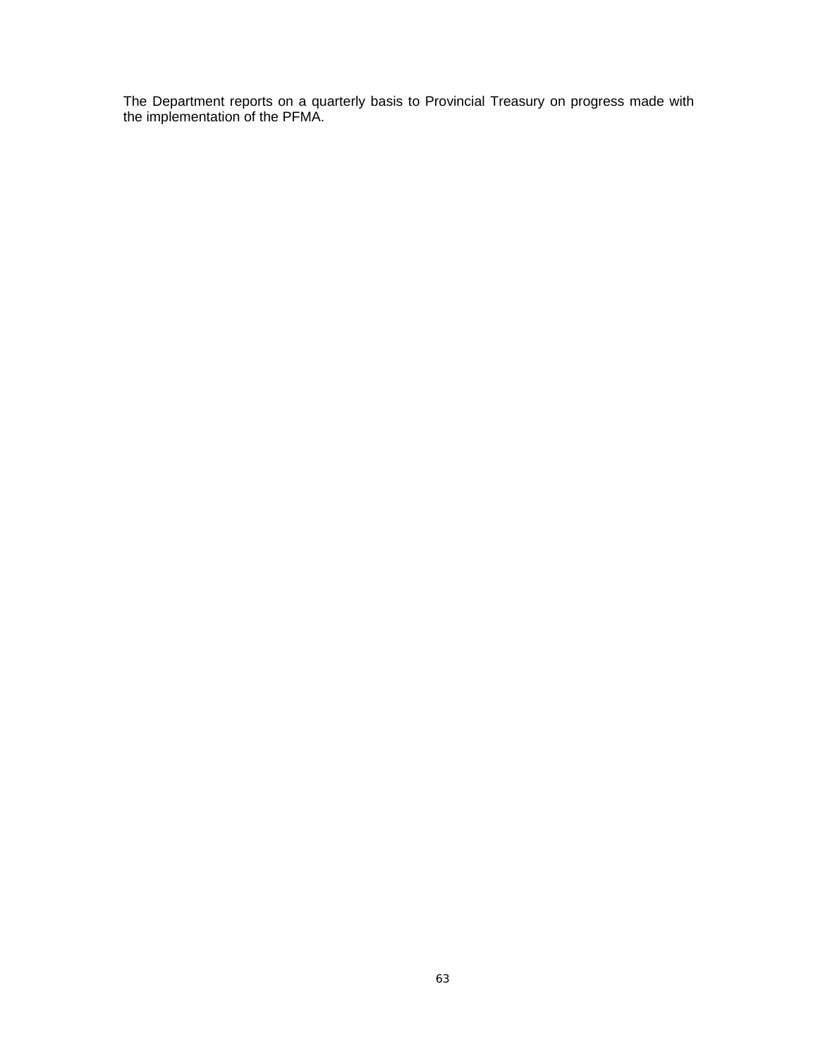The Department reports on a quarterly basis to Provincial Treasury on progress made with the implementation of the PFMA.